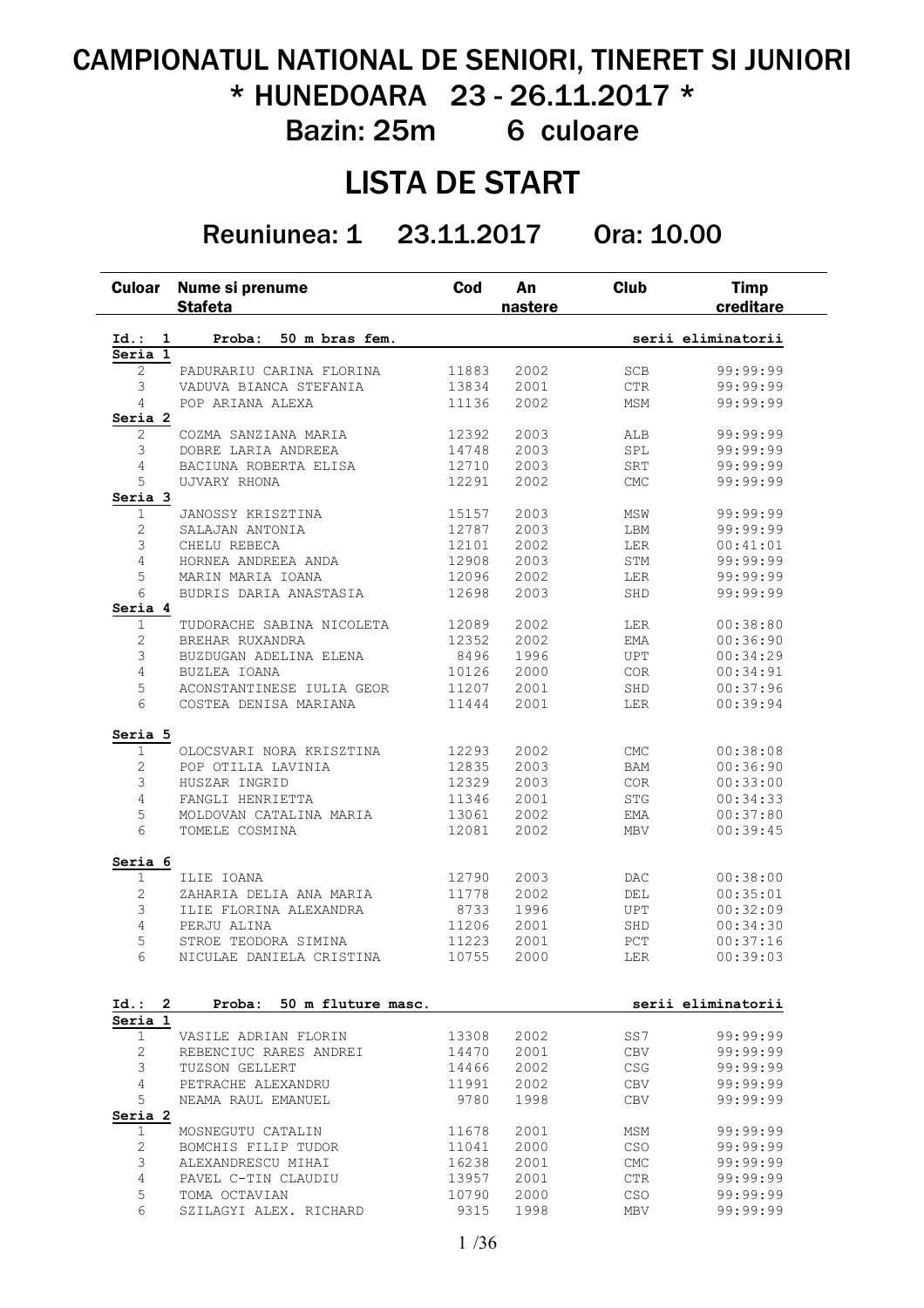# CAMPIONATUL NATIONAL DE SENIORI, TINERET SI JUNIORI

# * HUNEDOARA 23 - 26.11.2017 *

## Bazin: 25m 6 culoare

# LISTA DE START

## Reuniunea: 1 23.11.2017 Ora: 10.00

| Culoar | Nume si prenume / Stafeta | Cod | An nastere | Club | Timp creditare |
|---|---|---|---|---|---|
| **Id.: 1** | **Proba: 50 m bras fem.** | | | | **serii eliminatorii** |
| **Seria 1** | | | | | |
| 2 | PADURARIU CARINA FLORINA | 11883 | 2002 | SCB | 99:99:99 |
| 3 | VADUVA BIANCA STEFANIA | 13834 | 2001 | CTR | 99:99:99 |
| 4 | POP ARIANA ALEXA | 11136 | 2002 | MSM | 99:99:99 |
| **Seria 2** | | | | | |
| 2 | COZMA SANZIANA MARIA | 12392 | 2003 | ALB | 99:99:99 |
| 3 | DOBRE LARIA ANDREEA | 14748 | 2003 | SPL | 99:99:99 |
| 4 | BACIUNA ROBERTA ELISA | 12710 | 2003 | SRT | 99:99:99 |
| 5 | UJVARY RHONA | 12291 | 2002 | CMC | 99:99:99 |
| **Seria 3** | | | | | |
| 1 | JANOSSY KRISZTINA | 15157 | 2003 | MSW | 99:99:99 |
| 2 | SALAJAN ANTONIA | 12787 | 2003 | LBM | 99:99:99 |
| 3 | CHELU REBECA | 12101 | 2002 | LER | 00:41:01 |
| 4 | HORNEA ANDREEA ANDA | 12908 | 2003 | STM | 99:99:99 |
| 5 | MARIN MARIA IOANA | 12096 | 2002 | LER | 99:99:99 |
| 6 | BUDRIS DARIA ANASTASIA | 12698 | 2003 | SHD | 99:99:99 |
| **Seria 4** | | | | | |
| 1 | TUDORACHE SABINA NICOLETA | 12089 | 2002 | LER | 00:38:80 |
| 2 | BREHAR RUXANDRA | 12352 | 2002 | EMA | 00:36:90 |
| 3 | BUZDUGAN ADELINA ELENA | 8496 | 1996 | UPT | 00:34:29 |
| 4 | BUZLEA IOANA | 10126 | 2000 | COR | 00:34:91 |
| 5 | ACONSTANTINESE IULIA GEOR | 11207 | 2001 | SHD | 00:37:96 |
| 6 | COSTEA DENISA MARIANA | 11444 | 2001 | LER | 00:39:94 |
| **Seria 5** | | | | | |
| 1 | OLOCSVARI NORA KRISZTINA | 12293 | 2002 | CMC | 00:38:08 |
| 2 | POP OTILIA LAVINIA | 12835 | 2003 | BAM | 00:36:90 |
| 3 | HUSZAR INGRID | 12329 | 2003 | COR | 00:33:00 |
| 4 | FANGLI HENRIETTA | 11346 | 2001 | STG | 00:34:33 |
| 5 | MOLDOVAN CATALINA MARIA | 13061 | 2002 | EMA | 00:37:80 |
| 6 | TOMELE COSMINA | 12081 | 2002 | MBV | 00:39:45 |
| **Seria 6** | | | | | |
| 1 | ILIE IOANA | 12790 | 2003 | DAC | 00:38:00 |
| 2 | ZAHARIA DELIA ANA MARIA | 11778 | 2002 | DEL | 00:35:01 |
| 3 | ILIE FLORINA ALEXANDRA | 8733 | 1996 | UPT | 00:32:09 |
| 4 | PERJU ALINA | 11206 | 2001 | SHD | 00:34:30 |
| 5 | STROE TEODORA SIMINA | 11223 | 2001 | PCT | 00:37:16 |
| 6 | NICULAE DANIELA CRISTINA | 10755 | 2000 | LER | 00:39:03 |
| **Id.: 2** | **Proba: 50 m fluture masc.** | | | | **serii eliminatorii** |
| **Seria 1** | | | | | |
| 1 | VASILE ADRIAN FLORIN | 13308 | 2002 | SS7 | 99:99:99 |
| 2 | REBENCIUC RARES ANDREI | 14470 | 2001 | CBV | 99:99:99 |
| 3 | TUZSON GELLERT | 14466 | 2002 | CSG | 99:99:99 |
| 4 | PETRACHE ALEXANDRU | 11991 | 2002 | CBV | 99:99:99 |
| 5 | NEAMA RAUL EMANUEL | 9780 | 1998 | CBV | 99:99:99 |
| **Seria 2** | | | | | |
| 1 | MOSNEGUTU CATALIN | 11678 | 2001 | MSM | 99:99:99 |
| 2 | BOMCHIS FILIP TUDOR | 11041 | 2000 | CSO | 99:99:99 |
| 3 | ALEXANDRESCU MIHAI | 16238 | 2001 | CMC | 99:99:99 |
| 4 | PAVEL C-TIN CLAUDIU | 13957 | 2001 | CTR | 99:99:99 |
| 5 | TOMA OCTAVIAN | 10790 | 2000 | CSO | 99:99:99 |
| 6 | SZILAGYI ALEX. RICHARD | 9315 | 1998 | MBV | 99:99:99 |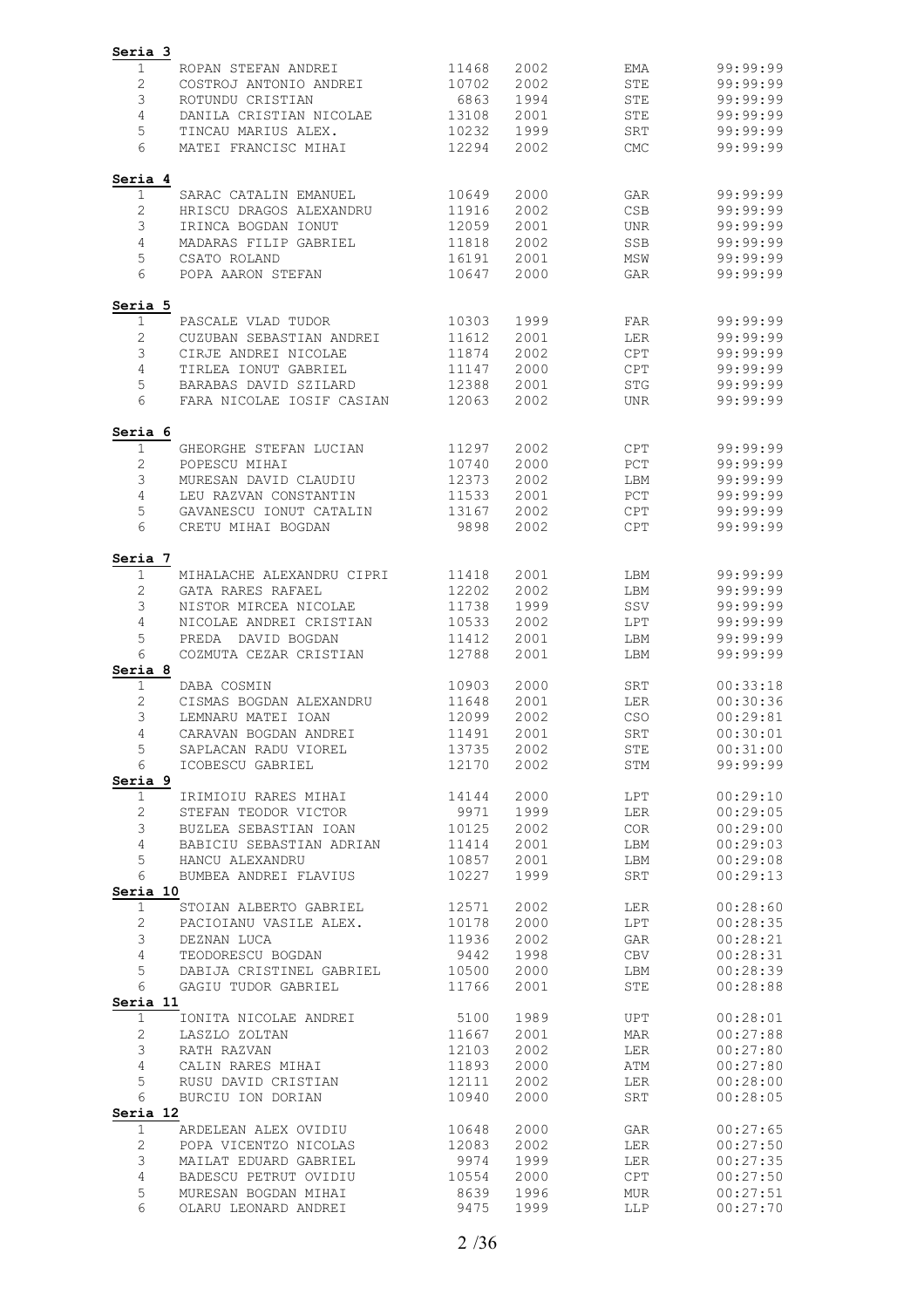**Seria 3**

| | | | | | |
|---|---|---|---|---|---|
| 1 | ROPAN STEFAN ANDREI | 11468 | 2002 | EMA | 99:99:99 |
| 2 | COSTROJ ANTONIO ANDREI | 10702 | 2002 | STE | 99:99:99 |
| 3 | ROTUNDU CRISTIAN | 6863 | 1994 | STE | 99:99:99 |
| 4 | DANILA CRISTIAN NICOLAE | 13108 | 2001 | STE | 99:99:99 |
| 5 | TINCAU MARIUS ALEX. | 10232 | 1999 | SRT | 99:99:99 |
| 6 | MATEI FRANCISC MIHAI | 12294 | 2002 | CMC | 99:99:99 |

**Seria 4**

| | | | | | |
|---|---|---|---|---|---|
| 1 | SARAC CATALIN EMANUEL | 10649 | 2000 | GAR | 99:99:99 |
| 2 | HRISCU DRAGOS ALEXANDRU | 11916 | 2002 | CSB | 99:99:99 |
| 3 | IRINCA BOGDAN IONUT | 12059 | 2001 | UNR | 99:99:99 |
| 4 | MADARAS FILIP GABRIEL | 11818 | 2002 | SSB | 99:99:99 |
| 5 | CSATO ROLAND | 16191 | 2001 | MSW | 99:99:99 |
| 6 | POPA AARON STEFAN | 10647 | 2000 | GAR | 99:99:99 |

**Seria 5**

| | | | | | |
|---|---|---|---|---|---|
| 1 | PASCALE VLAD TUDOR | 10303 | 1999 | FAR | 99:99:99 |
| 2 | CUZUBAN SEBASTIAN ANDREI | 11612 | 2001 | LER | 99:99:99 |
| 3 | CIRJE ANDREI NICOLAE | 11874 | 2002 | CPT | 99:99:99 |
| 4 | TIRLEA IONUT GABRIEL | 11147 | 2000 | CPT | 99:99:99 |
| 5 | BARABAS DAVID SZILARD | 12388 | 2001 | STG | 99:99:99 |
| 6 | FARA NICOLAE IOSIF CASIAN | 12063 | 2002 | UNR | 99:99:99 |

**Seria 6**

| | | | | | |
|---|---|---|---|---|---|
| 1 | GHEORGHE STEFAN LUCIAN | 11297 | 2002 | CPT | 99:99:99 |
| 2 | POPESCU MIHAI | 10740 | 2000 | PCT | 99:99:99 |
| 3 | MURESAN DAVID CLAUDIU | 12373 | 2002 | LBM | 99:99:99 |
| 4 | LEU RAZVAN CONSTANTIN | 11533 | 2001 | PCT | 99:99:99 |
| 5 | GAVANESCU IONUT CATALIN | 13167 | 2002 | CPT | 99:99:99 |
| 6 | CRETU MIHAI BOGDAN | 9898 | 2002 | CPT | 99:99:99 |

**Seria 7**

| | | | | | |
|---|---|---|---|---|---|
| 1 | MIHALACHE ALEXANDRU CIPRI | 11418 | 2001 | LBM | 99:99:99 |
| 2 | GATA RARES RAFAEL | 12202 | 2002 | LBM | 99:99:99 |
| 3 | NISTOR MIRCEA NICOLAE | 11738 | 1999 | SSV | 99:99:99 |
| 4 | NICOLAE ANDREI CRISTIAN | 10533 | 2002 | LPT | 99:99:99 |
| 5 | PREDA DAVID BOGDAN | 11412 | 2001 | LBM | 99:99:99 |
| 6 | COZMUTA CEZAR CRISTIAN | 12788 | 2001 | LBM | 99:99:99 |

**Seria 8**

| | | | | | |
|---|---|---|---|---|---|
| 1 | DABA COSMIN | 10903 | 2000 | SRT | 00:33:18 |
| 2 | CISMAS BOGDAN ALEXANDRU | 11648 | 2001 | LER | 00:30:36 |
| 3 | LEMNARU MATEI IOAN | 12099 | 2002 | CSO | 00:29:81 |
| 4 | CARAVAN BOGDAN ANDREI | 11491 | 2001 | SRT | 00:30:01 |
| 5 | SAPLACAN RADU VIOREL | 13735 | 2002 | STE | 00:31:00 |
| 6 | ICOBESCU GABRIEL | 12170 | 2002 | STM | 99:99:99 |

**Seria 9**

| | | | | | |
|---|---|---|---|---|---|
| 1 | IRIMIOIU RARES MIHAI | 14144 | 2000 | LPT | 00:29:10 |
| 2 | STEFAN TEODOR VICTOR | 9971 | 1999 | LER | 00:29:05 |
| 3 | BUZLEA SEBASTIAN IOAN | 10125 | 2002 | COR | 00:29:00 |
| 4 | BABICIU SEBASTIAN ADRIAN | 11414 | 2001 | LBM | 00:29:03 |
| 5 | HANCU ALEXANDRU | 10857 | 2001 | LBM | 00:29:08 |
| 6 | BUMBEA ANDREI FLAVIUS | 10227 | 1999 | SRT | 00:29:13 |

**Seria 10**

| | | | | | |
|---|---|---|---|---|---|
| 1 | STOIAN ALBERTO GABRIEL | 12571 | 2002 | LER | 00:28:60 |
| 2 | PACIOIANU VASILE ALEX. | 10178 | 2000 | LPT | 00:28:35 |
| 3 | DEZNAN LUCA | 11936 | 2002 | GAR | 00:28:21 |
| 4 | TEODORESCU BOGDAN | 9442 | 1998 | CBV | 00:28:31 |
| 5 | DABIJA CRISTINEL GABRIEL | 10500 | 2000 | LBM | 00:28:39 |
| 6 | GAGIU TUDOR GABRIEL | 11766 | 2001 | STE | 00:28:88 |

**Seria 11**

| | | | | | |
|---|---|---|---|---|---|
| 1 | IONITA NICOLAE ANDREI | 5100 | 1989 | UPT | 00:28:01 |
| 2 | LASZLO ZOLTAN | 11667 | 2001 | MAR | 00:27:88 |
| 3 | RATH RAZVAN | 12103 | 2002 | LER | 00:27:80 |
| 4 | CALIN RARES MIHAI | 11893 | 2000 | ATM | 00:27:80 |
| 5 | RUSU DAVID CRISTIAN | 12111 | 2002 | LER | 00:28:00 |
| 6 | BURCIU ION DORIAN | 10940 | 2000 | SRT | 00:28:05 |

**Seria 12**

| | | | | | |
|---|---|---|---|---|---|
| 1 | ARDELEAN ALEX OVIDIU | 10648 | 2000 | GAR | 00:27:65 |
| 2 | POPA VICENTZO NICOLAS | 12083 | 2002 | LER | 00:27:50 |
| 3 | MAILAT EDUARD GABRIEL | 9974 | 1999 | LER | 00:27:35 |
| 4 | BADESCU PETRUT OVIDIU | 10554 | 2000 | CPT | 00:27:50 |
| 5 | MURESAN BOGDAN MIHAI | 8639 | 1996 | MUR | 00:27:51 |
| 6 | OLARU LEONARD ANDREI | 9475 | 1999 | LLP | 00:27:70 |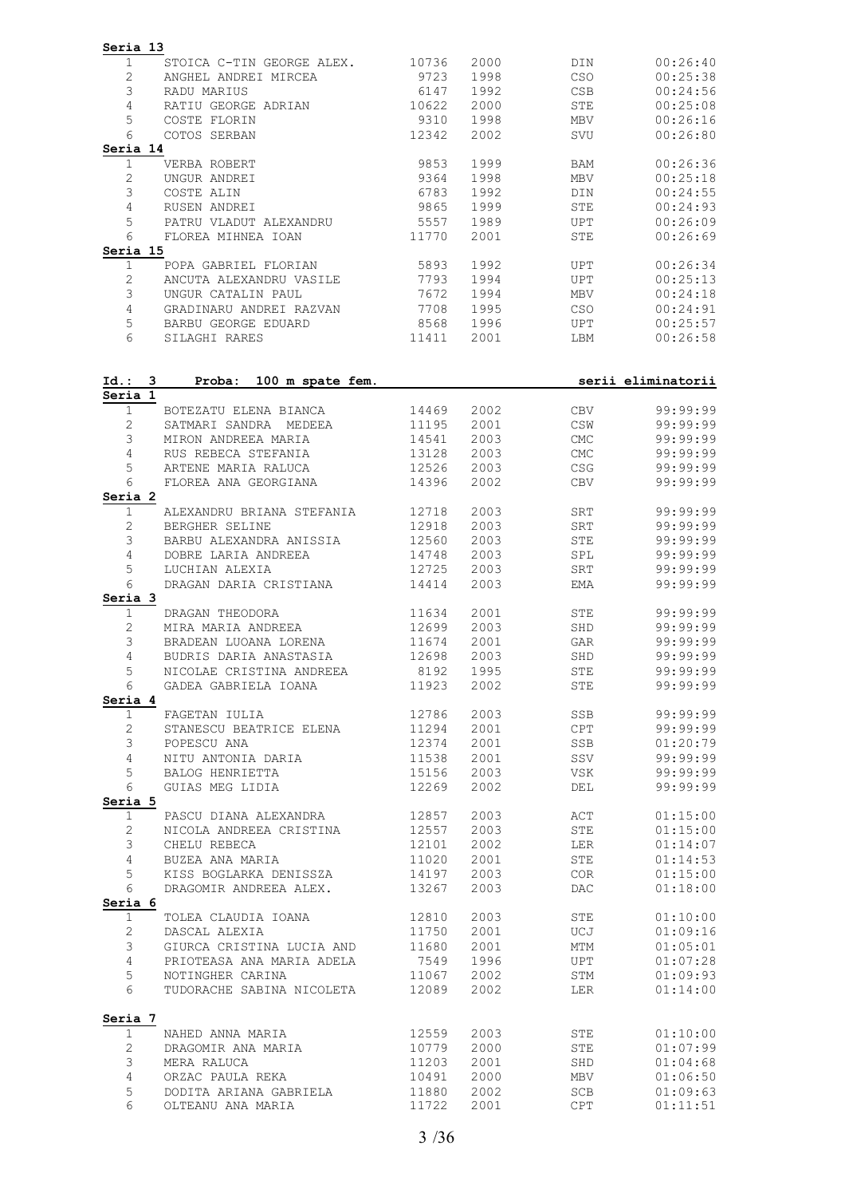**Seria 13**

| | | | | | |
|---|---|---|---|---|---|
| 1 | STOICA C-TIN GEORGE ALEX. | 10736 | 2000 | DIN | 00:26:40 |
| 2 | ANGHEL ANDREI MIRCEA | 9723 | 1998 | CSO | 00:25:38 |
| 3 | RADU MARIUS | 6147 | 1992 | CSB | 00:24:56 |
| 4 | RATIU GEORGE ADRIAN | 10622 | 2000 | STE | 00:25:08 |
| 5 | COSTE FLORIN | 9310 | 1998 | MBV | 00:26:16 |
| 6 | COTOS SERBAN | 12342 | 2002 | SVU | 00:26:80 |

**Seria 14**

| | | | | | |
|---|---|---|---|---|---|
| 1 | VERBA ROBERT | 9853 | 1999 | BAM | 00:26:36 |
| 2 | UNGUR ANDREI | 9364 | 1998 | MBV | 00:25:18 |
| 3 | COSTE ALIN | 6783 | 1992 | DIN | 00:24:55 |
| 4 | RUSEN ANDREI | 9865 | 1999 | STE | 00:24:93 |
| 5 | PATRU VLADUT ALEXANDRU | 5557 | 1989 | UPT | 00:26:09 |
| 6 | FLOREA MIHNEA IOAN | 11770 | 2001 | STE | 00:26:69 |

**Seria 15**

| | | | | | |
|---|---|---|---|---|---|
| 1 | POPA GABRIEL FLORIAN | 5893 | 1992 | UPT | 00:26:34 |
| 2 | ANCUTA ALEXANDRU VASILE | 7793 | 1994 | UPT | 00:25:13 |
| 3 | UNGUR CATALIN PAUL | 7672 | 1994 | MBV | 00:24:18 |
| 4 | GRADINARU ANDREI RAZVAN | 7708 | 1995 | CSO | 00:24:91 |
| 5 | BARBU GEORGE EDUARD | 8568 | 1996 | UPT | 00:25:57 |
| 6 | SILAGHI RARES | 11411 | 2001 | LBM | 00:26:58 |

**Id.: 3 Proba: 100 m spate fem. serii eliminatorii**

**Seria 1**

| | | | | | |
|---|---|---|---|---|---|
| 1 | BOTEZATU ELENA BIANCA | 14469 | 2002 | CBV | 99:99:99 |
| 2 | SATMARI SANDRA MEDEEA | 11195 | 2001 | CSW | 99:99:99 |
| 3 | MIRON ANDREEA MARIA | 14541 | 2003 | CMC | 99:99:99 |
| 4 | RUS REBECA STEFANIA | 13128 | 2003 | CMC | 99:99:99 |
| 5 | ARTENE MARIA RALUCA | 12526 | 2003 | CSG | 99:99:99 |
| 6 | FLOREA ANA GEORGIANA | 14396 | 2002 | CBV | 99:99:99 |

**Seria 2**

| | | | | | |
|---|---|---|---|---|---|
| 1 | ALEXANDRU BRIANA STEFANIA | 12718 | 2003 | SRT | 99:99:99 |
| 2 | BERGHER SELINE | 12918 | 2003 | SRT | 99:99:99 |
| 3 | BARBU ALEXANDRA ANISSIA | 12560 | 2003 | STE | 99:99:99 |
| 4 | DOBRE LARIA ANDREEA | 14748 | 2003 | SPL | 99:99:99 |
| 5 | LUCHIAN ALEXIA | 12725 | 2003 | SRT | 99:99:99 |
| 6 | DRAGAN DARIA CRISTIANA | 14414 | 2003 | EMA | 99:99:99 |

**Seria 3**

| | | | | | |
|---|---|---|---|---|---|
| 1 | DRAGAN THEODORA | 11634 | 2001 | STE | 99:99:99 |
| 2 | MIRA MARIA ANDREEA | 12699 | 2003 | SHD | 99:99:99 |
| 3 | BRADEAN LUOANA LORENA | 11674 | 2001 | GAR | 99:99:99 |
| 4 | BUDRIS DARIA ANASTASIA | 12698 | 2003 | SHD | 99:99:99 |
| 5 | NICOLAE CRISTINA ANDREEA | 8192 | 1995 | STE | 99:99:99 |
| 6 | GADEA GABRIELA IOANA | 11923 | 2002 | STE | 99:99:99 |

**Seria 4**

| | | | | | |
|---|---|---|---|---|---|
| 1 | FAGETAN IULIA | 12786 | 2003 | SSB | 99:99:99 |
| 2 | STANESCU BEATRICE ELENA | 11294 | 2001 | CPT | 99:99:99 |
| 3 | POPESCU ANA | 12374 | 2001 | SSB | 01:20:79 |
| 4 | NITU ANTONIA DARIA | 11538 | 2001 | SSV | 99:99:99 |
| 5 | BALOG HENRIETTA | 15156 | 2003 | VSK | 99:99:99 |
| 6 | GUIAS MEG LIDIA | 12269 | 2002 | DEL | 99:99:99 |

**Seria 5**

| | | | | | |
|---|---|---|---|---|---|
| 1 | PASCU DIANA ALEXANDRA | 12857 | 2003 | ACT | 01:15:00 |
| 2 | NICOLA ANDREEA CRISTINA | 12557 | 2003 | STE | 01:15:00 |
| 3 | CHELU REBECA | 12101 | 2002 | LER | 01:14:07 |
| 4 | BUZEA ANA MARIA | 11020 | 2001 | STE | 01:14:53 |
| 5 | KISS BOGLARKA DENISSZA | 14197 | 2003 | COR | 01:15:00 |
| 6 | DRAGOMIR ANDREEA ALEX. | 13267 | 2003 | DAC | 01:18:00 |

**Seria 6**

| | | | | | |
|---|---|---|---|---|---|
| 1 | TOLEA CLAUDIA IOANA | 12810 | 2003 | STE | 01:10:00 |
| 2 | DASCAL ALEXIA | 11750 | 2001 | UCJ | 01:09:16 |
| 3 | GIURCA CRISTINA LUCIA AND | 11680 | 2001 | MTM | 01:05:01 |
| 4 | PRIOTEASA ANA MARIA ADELA | 7549 | 1996 | UPT | 01:07:28 |
| 5 | NOTINGHER CARINA | 11067 | 2002 | STM | 01:09:93 |
| 6 | TUDORACHE SABINA NICOLETA | 12089 | 2002 | LER | 01:14:00 |

**Seria 7**

| | | | | | |
|---|---|---|---|---|---|
| 1 | NAHED ANNA MARIA | 12559 | 2003 | STE | 01:10:00 |
| 2 | DRAGOMIR ANA MARIA | 10779 | 2000 | STE | 01:07:99 |
| 3 | MERA RALUCA | 11203 | 2001 | SHD | 01:04:68 |
| 4 | ORZAC PAULA REKA | 10491 | 2000 | MBV | 01:06:50 |
| 5 | DODITA ARIANA GABRIELA | 11880 | 2002 | SCB | 01:09:63 |
| 6 | OLTEANU ANA MARIA | 11722 | 2001 | CPT | 01:11:51 |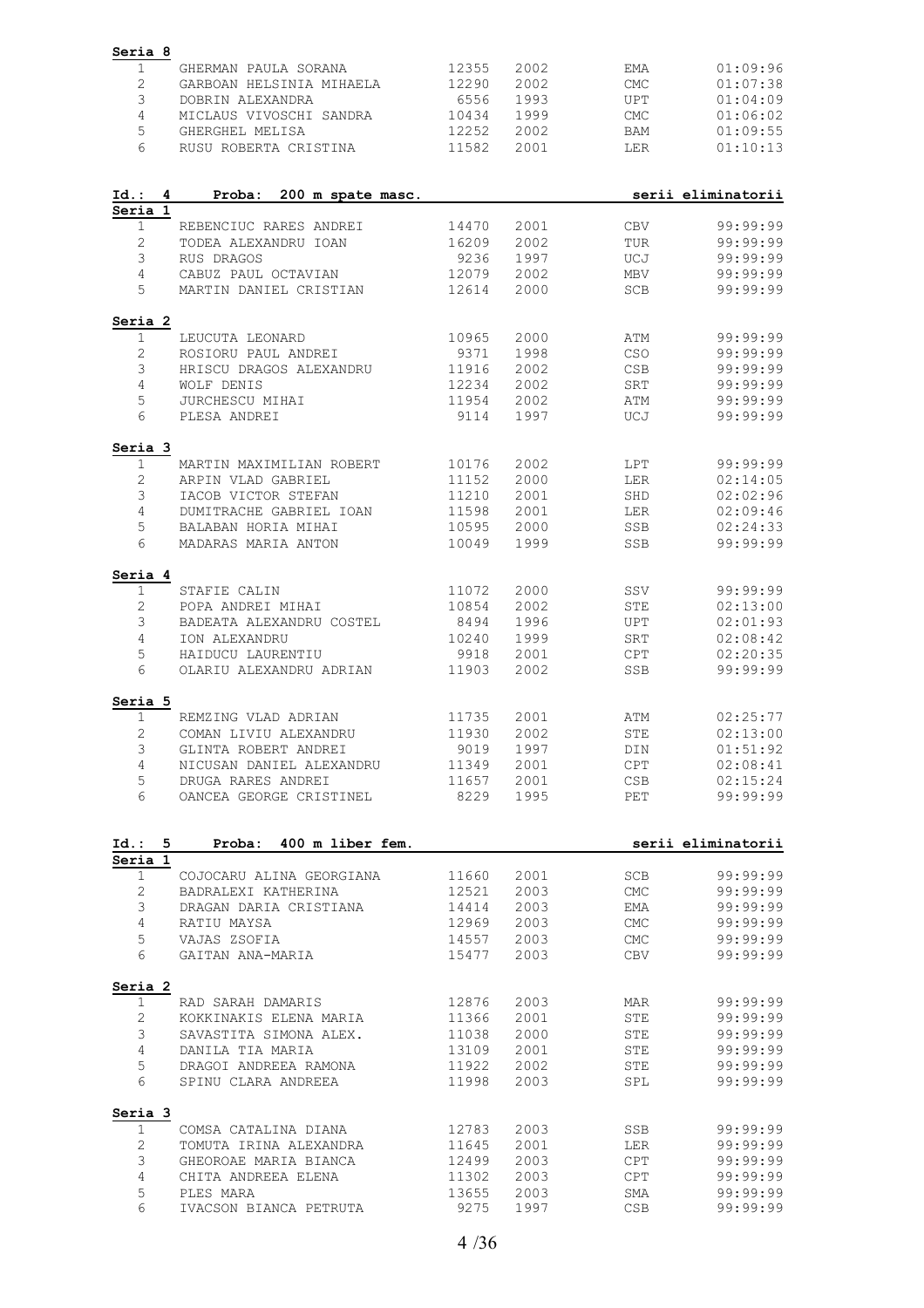**Seria 8**

| | | | | | |
|---|---|---|---|---|---|
| 1 | GHERMAN PAULA SORANA | 12355 | 2002 | EMA | 01:09:96 |
| 2 | GARBOAN HELSINIA MIHAELA | 12290 | 2002 | CMC | 01:07:38 |
| 3 | DOBRIN ALEXANDRA | 6556 | 1993 | UPT | 01:04:09 |
| 4 | MICLAUS VIVOSCHI SANDRA | 10434 | 1999 | CMC | 01:06:02 |
| 5 | GHERGHEL MELISA | 12252 | 2002 | BAM | 01:09:55 |
| 6 | RUSU ROBERTA CRISTINA | 11582 | 2001 | LER | 01:10:13 |

**Id.: 4 Proba: 200 m spate masc.** **serii eliminatorii**

**Seria 1**

| | | | | | |
|---|---|---|---|---|---|
| 1 | REBENCIUC RARES ANDREI | 14470 | 2001 | CBV | 99:99:99 |
| 2 | TODEA ALEXANDRU IOAN | 16209 | 2002 | TUR | 99:99:99 |
| 3 | RUS DRAGOS | 9236 | 1997 | UCJ | 99:99:99 |
| 4 | CABUZ PAUL OCTAVIAN | 12079 | 2002 | MBV | 99:99:99 |
| 5 | MARTIN DANIEL CRISTIAN | 12614 | 2000 | SCB | 99:99:99 |

**Seria 2**

| | | | | | |
|---|---|---|---|---|---|
| 1 | LEUCUTA LEONARD | 10965 | 2000 | ATM | 99:99:99 |
| 2 | ROSIORU PAUL ANDREI | 9371 | 1998 | CSO | 99:99:99 |
| 3 | HRISCU DRAGOS ALEXANDRU | 11916 | 2002 | CSB | 99:99:99 |
| 4 | WOLF DENIS | 12234 | 2002 | SRT | 99:99:99 |
| 5 | JURCHESCU MIHAI | 11954 | 2002 | ATM | 99:99:99 |
| 6 | PLESA ANDREI | 9114 | 1997 | UCJ | 99:99:99 |

**Seria 3**

| | | | | | |
|---|---|---|---|---|---|
| 1 | MARTIN MAXIMILIAN ROBERT | 10176 | 2002 | LPT | 99:99:99 |
| 2 | ARPIN VLAD GABRIEL | 11152 | 2000 | LER | 02:14:05 |
| 3 | IACOB VICTOR STEFAN | 11210 | 2001 | SHD | 02:02:96 |
| 4 | DUMITRACHE GABRIEL IOAN | 11598 | 2001 | LER | 02:09:46 |
| 5 | BALABAN HORIA MIHAI | 10595 | 2000 | SSB | 02:24:33 |
| 6 | MADARAS MARIA ANTON | 10049 | 1999 | SSB | 99:99:99 |

**Seria 4**

| | | | | | |
|---|---|---|---|---|---|
| 1 | STAFIE CALIN | 11072 | 2000 | SSV | 99:99:99 |
| 2 | POPA ANDREI MIHAI | 10854 | 2002 | STE | 02:13:00 |
| 3 | BADEATA ALEXANDRU COSTEL | 8494 | 1996 | UPT | 02:01:93 |
| 4 | ION ALEXANDRU | 10240 | 1999 | SRT | 02:08:42 |
| 5 | HAIDUCU LAURENTIU | 9918 | 2001 | CPT | 02:20:35 |
| 6 | OLARIU ALEXANDRU ADRIAN | 11903 | 2002 | SSB | 99:99:99 |

**Seria 5**

| | | | | | |
|---|---|---|---|---|---|
| 1 | REMZING VLAD ADRIAN | 11735 | 2001 | ATM | 02:25:77 |
| 2 | COMAN LIVIU ALEXANDRU | 11930 | 2002 | STE | 02:13:00 |
| 3 | GLINTA ROBERT ANDREI | 9019 | 1997 | DIN | 01:51:92 |
| 4 | NICUSAN DANIEL ALEXANDRU | 11349 | 2001 | CPT | 02:08:41 |
| 5 | DRUGA RARES ANDREI | 11657 | 2001 | CSB | 02:15:24 |
| 6 | OANCEA GEORGE CRISTINEL | 8229 | 1995 | PET | 99:99:99 |

**Id.: 5 Proba: 400 m liber fem.** **serii eliminatorii**

**Seria 1**

| | | | | | |
|---|---|---|---|---|---|
| 1 | COJOCARU ALINA GEORGIANA | 11660 | 2001 | SCB | 99:99:99 |
| 2 | BADRALEXI KATHERINA | 12521 | 2003 | CMC | 99:99:99 |
| 3 | DRAGAN DARIA CRISTIANA | 14414 | 2003 | EMA | 99:99:99 |
| 4 | RATIU MAYSA | 12969 | 2003 | CMC | 99:99:99 |
| 5 | VAJAS ZSOFIA | 14557 | 2003 | CMC | 99:99:99 |
| 6 | GAITAN ANA-MARIA | 15477 | 2003 | CBV | 99:99:99 |

**Seria 2**

| | | | | | |
|---|---|---|---|---|---|
| 1 | RAD SARAH DAMARIS | 12876 | 2003 | MAR | 99:99:99 |
| 2 | KOKKINAKIS ELENA MARIA | 11366 | 2001 | STE | 99:99:99 |
| 3 | SAVASTITA SIMONA ALEX. | 11038 | 2000 | STE | 99:99:99 |
| 4 | DANILA TIA MARIA | 13109 | 2001 | STE | 99:99:99 |
| 5 | DRAGOI ANDREEA RAMONA | 11922 | 2002 | STE | 99:99:99 |
| 6 | SPINU CLARA ANDREEA | 11998 | 2003 | SPL | 99:99:99 |

**Seria 3**

| | | | | | |
|---|---|---|---|---|---|
| 1 | COMSA CATALINA DIANA | 12783 | 2003 | SSB | 99:99:99 |
| 2 | TOMUTA IRINA ALEXANDRA | 11645 | 2001 | LER | 99:99:99 |
| 3 | GHEOROAE MARIA BIANCA | 12499 | 2003 | CPT | 99:99:99 |
| 4 | CHITA ANDREEA ELENA | 11302 | 2003 | CPT | 99:99:99 |
| 5 | PLES MARA | 13655 | 2003 | SMA | 99:99:99 |
| 6 | IVACSON BIANCA PETRUTA | 9275 | 1997 | CSB | 99:99:99 |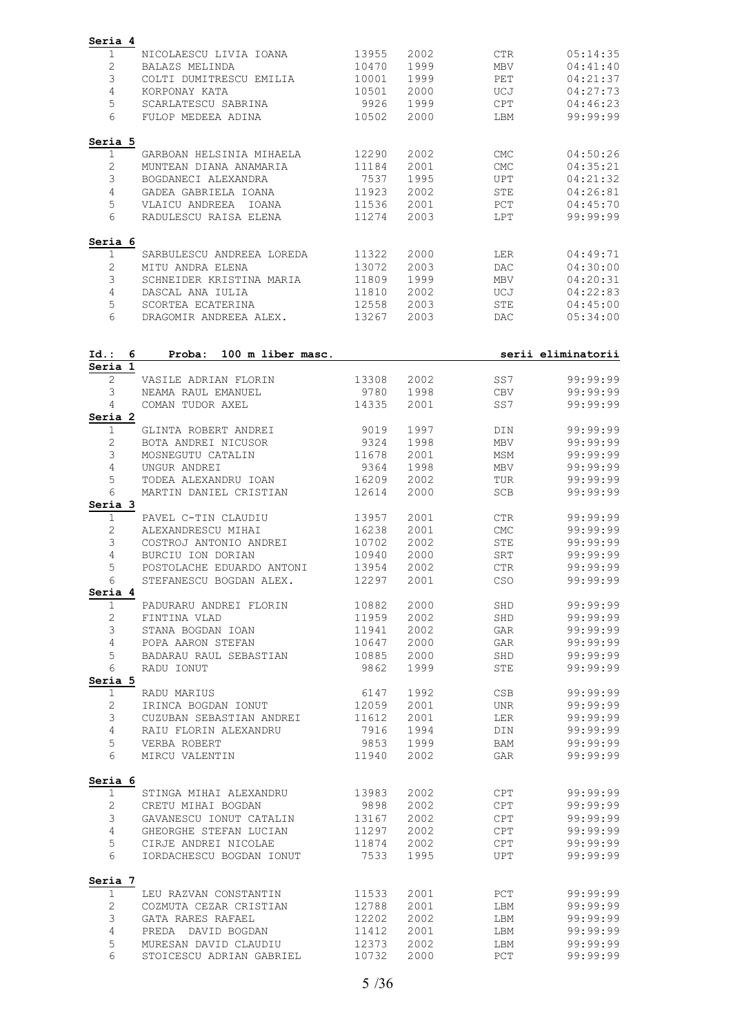**Seria 4**

| | | | | | |
|---|---|---|---|---|---|
| 1 | NICOLAESCU LIVIA IOANA | 13955 | 2002 | CTR | 05:14:35 |
| 2 | BALAZS MELINDA | 10470 | 1999 | MBV | 04:41:40 |
| 3 | COLTI DUMITRESCU EMILIA | 10001 | 1999 | PET | 04:21:37 |
| 4 | KORPONAY KATA | 10501 | 2000 | UCJ | 04:27:73 |
| 5 | SCARLATESCU SABRINA | 9926 | 1999 | CPT | 04:46:23 |
| 6 | FULOP MEDEEA ADINA | 10502 | 2000 | LBM | 99:99:99 |

**Seria 5**

| | | | | | |
|---|---|---|---|---|---|
| 1 | GARBOAN HELSINIA MIHAELA | 12290 | 2002 | CMC | 04:50:26 |
| 2 | MUNTEAN DIANA ANAMARIA | 11184 | 2001 | CMC | 04:35:21 |
| 3 | BOGDANECI ALEXANDRA | 7537 | 1995 | UPT | 04:21:32 |
| 4 | GADEA GABRIELA IOANA | 11923 | 2002 | STE | 04:26:81 |
| 5 | VLAICU ANDREEA IOANA | 11536 | 2001 | PCT | 04:45:70 |
| 6 | RADULESCU RAISA ELENA | 11274 | 2003 | LPT | 99:99:99 |

**Seria 6**

| | | | | | |
|---|---|---|---|---|---|
| 1 | SARBULESCU ANDREEA LOREDA | 11322 | 2000 | LER | 04:49:71 |
| 2 | MITU ANDRA ELENA | 13072 | 2003 | DAC | 04:30:00 |
| 3 | SCHNEIDER KRISTINA MARIA | 11809 | 1999 | MBV | 04:20:31 |
| 4 | DASCAL ANA IULIA | 11810 | 2002 | UCJ | 04:22:83 |
| 5 | SCORTEA ECATERINA | 12558 | 2003 | STE | 04:45:00 |
| 6 | DRAGOMIR ANDREEA ALEX. | 13267 | 2003 | DAC | 05:34:00 |

## Id.: 6 Proba: 100 m liber masc. — serii eliminatorii

**Seria 1**

| | | | | | |
|---|---|---|---|---|---|
| 2 | VASILE ADRIAN FLORIN | 13308 | 2002 | SS7 | 99:99:99 |
| 3 | NEAMA RAUL EMANUEL | 9780 | 1998 | CBV | 99:99:99 |
| 4 | COMAN TUDOR AXEL | 14335 | 2001 | SS7 | 99:99:99 |

**Seria 2**

| | | | | | |
|---|---|---|---|---|---|
| 1 | GLINTA ROBERT ANDREI | 9019 | 1997 | DIN | 99:99:99 |
| 2 | BOTA ANDREI NICUSOR | 9324 | 1998 | MBV | 99:99:99 |
| 3 | MOSNEGUTU CATALIN | 11678 | 2001 | MSM | 99:99:99 |
| 4 | UNGUR ANDREI | 9364 | 1998 | MBV | 99:99:99 |
| 5 | TODEA ALEXANDRU IOAN | 16209 | 2002 | TUR | 99:99:99 |
| 6 | MARTIN DANIEL CRISTIAN | 12614 | 2000 | SCB | 99:99:99 |

**Seria 3**

| | | | | | |
|---|---|---|---|---|---|
| 1 | PAVEL C-TIN CLAUDIU | 13957 | 2001 | CTR | 99:99:99 |
| 2 | ALEXANDRESCU MIHAI | 16238 | 2001 | CMC | 99:99:99 |
| 3 | COSTROJ ANTONIO ANDREI | 10702 | 2002 | STE | 99:99:99 |
| 4 | BURCIU ION DORIAN | 10940 | 2000 | SRT | 99:99:99 |
| 5 | POSTOLACHE EDUARDO ANTONI | 13954 | 2002 | CTR | 99:99:99 |
| 6 | STEFANESCU BOGDAN ALEX. | 12297 | 2001 | CSO | 99:99:99 |

**Seria 4**

| | | | | | |
|---|---|---|---|---|---|
| 1 | PADURARU ANDREI FLORIN | 10882 | 2000 | SHD | 99:99:99 |
| 2 | FINTINA VLAD | 11959 | 2002 | SHD | 99:99:99 |
| 3 | STANA BOGDAN IOAN | 11941 | 2002 | GAR | 99:99:99 |
| 4 | POPA AARON STEFAN | 10647 | 2000 | GAR | 99:99:99 |
| 5 | BADARAU RAUL SEBASTIAN | 10885 | 2000 | SHD | 99:99:99 |
| 6 | RADU IONUT | 9862 | 1999 | STE | 99:99:99 |

**Seria 5**

| | | | | | |
|---|---|---|---|---|---|
| 1 | RADU MARIUS | 6147 | 1992 | CSB | 99:99:99 |
| 2 | IRINCA BOGDAN IONUT | 12059 | 2001 | UNR | 99:99:99 |
| 3 | CUZUBAN SEBASTIAN ANDREI | 11612 | 2001 | LER | 99:99:99 |
| 4 | RAIU FLORIN ALEXANDRU | 7916 | 1994 | DIN | 99:99:99 |
| 5 | VERBA ROBERT | 9853 | 1999 | BAM | 99:99:99 |
| 6 | MIRCU VALENTIN | 11940 | 2002 | GAR | 99:99:99 |

**Seria 6**

| | | | | | |
|---|---|---|---|---|---|
| 1 | STINGA MIHAI ALEXANDRU | 13983 | 2002 | CPT | 99:99:99 |
| 2 | CRETU MIHAI BOGDAN | 9898 | 2002 | CPT | 99:99:99 |
| 3 | GAVANESCU IONUT CATALIN | 13167 | 2002 | CPT | 99:99:99 |
| 4 | GHEORGHE STEFAN LUCIAN | 11297 | 2002 | CPT | 99:99:99 |
| 5 | CIRJE ANDREI NICOLAE | 11874 | 2002 | CPT | 99:99:99 |
| 6 | IORDACHESCU BOGDAN IONUT | 7533 | 1995 | UPT | 99:99:99 |

**Seria 7**

| | | | | | |
|---|---|---|---|---|---|
| 1 | LEU RAZVAN CONSTANTIN | 11533 | 2001 | PCT | 99:99:99 |
| 2 | COZMUTA CEZAR CRISTIAN | 12788 | 2001 | LBM | 99:99:99 |
| 3 | GATA RARES RAFAEL | 12202 | 2002 | LBM | 99:99:99 |
| 4 | PREDA DAVID BOGDAN | 11412 | 2001 | LBM | 99:99:99 |
| 5 | MURESAN DAVID CLAUDIU | 12373 | 2002 | LBM | 99:99:99 |
| 6 | STOICESCU ADRIAN GABRIEL | 10732 | 2000 | PCT | 99:99:99 |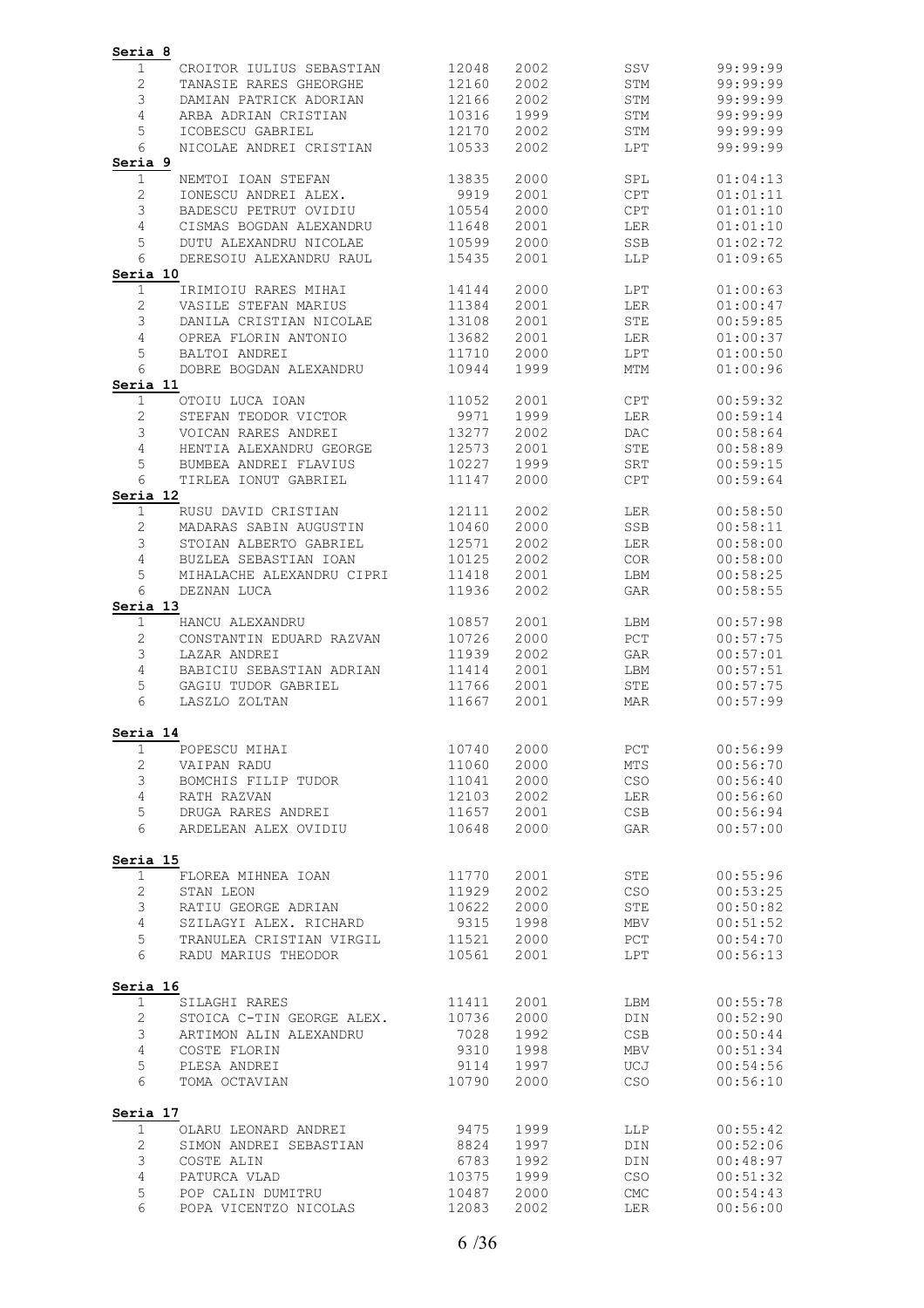**Seria 8**

| | | | | | |
|---|---|---|---|---|---|
| 1 | CROITOR IULIUS SEBASTIAN | 12048 | 2002 | SSV | 99:99:99 |
| 2 | TANASIE RARES GHEORGHE | 12160 | 2002 | STM | 99:99:99 |
| 3 | DAMIAN PATRICK ADORIAN | 12166 | 2002 | STM | 99:99:99 |
| 4 | ARBA ADRIAN CRISTIAN | 10316 | 1999 | STM | 99:99:99 |
| 5 | ICOBESCU GABRIEL | 12170 | 2002 | STM | 99:99:99 |
| 6 | NICOLAE ANDREI CRISTIAN | 10533 | 2002 | LPT | 99:99:99 |

**Seria 9**

| | | | | | |
|---|---|---|---|---|---|
| 1 | NEMTOI IOAN STEFAN | 13835 | 2000 | SPL | 01:04:13 |
| 2 | IONESCU ANDREI ALEX. | 9919 | 2001 | CPT | 01:01:11 |
| 3 | BADESCU PETRUT OVIDIU | 10554 | 2000 | CPT | 01:01:10 |
| 4 | CISMAS BOGDAN ALEXANDRU | 11648 | 2001 | LER | 01:01:10 |
| 5 | DUTU ALEXANDRU NICOLAE | 10599 | 2000 | SSB | 01:02:72 |
| 6 | DERESOIU ALEXANDRU RAUL | 15435 | 2001 | LLP | 01:09:65 |

**Seria 10**

| | | | | | |
|---|---|---|---|---|---|
| 1 | IRIMIOIU RARES MIHAI | 14144 | 2000 | LPT | 01:00:63 |
| 2 | VASILE STEFAN MARIUS | 11384 | 2001 | LER | 01:00:47 |
| 3 | DANILA CRISTIAN NICOLAE | 13108 | 2001 | STE | 00:59:85 |
| 4 | OPREA FLORIN ANTONIO | 13682 | 2001 | LER | 01:00:37 |
| 5 | BALTOI ANDREI | 11710 | 2000 | LPT | 01:00:50 |
| 6 | DOBRE BOGDAN ALEXANDRU | 10944 | 1999 | MTM | 01:00:96 |

**Seria 11**

| | | | | | |
|---|---|---|---|---|---|
| 1 | OTOIU LUCA IOAN | 11052 | 2001 | CPT | 00:59:32 |
| 2 | STEFAN TEODOR VICTOR | 9971 | 1999 | LER | 00:59:14 |
| 3 | VOICAN RARES ANDREI | 13277 | 2002 | DAC | 00:58:64 |
| 4 | HENTIA ALEXANDRU GEORGE | 12573 | 2001 | STE | 00:58:89 |
| 5 | BUMBEA ANDREI FLAVIUS | 10227 | 1999 | SRT | 00:59:15 |
| 6 | TIRLEA IONUT GABRIEL | 11147 | 2000 | CPT | 00:59:64 |

**Seria 12**

| | | | | | |
|---|---|---|---|---|---|
| 1 | RUSU DAVID CRISTIAN | 12111 | 2002 | LER | 00:58:50 |
| 2 | MADARAS SABIN AUGUSTIN | 10460 | 2000 | SSB | 00:58:11 |
| 3 | STOIAN ALBERTO GABRIEL | 12571 | 2002 | LER | 00:58:00 |
| 4 | BUZLEA SEBASTIAN IOAN | 10125 | 2002 | COR | 00:58:00 |
| 5 | MIHALACHE ALEXANDRU CIPRI | 11418 | 2001 | LBM | 00:58:25 |
| 6 | DEZNAN LUCA | 11936 | 2002 | GAR | 00:58:55 |

**Seria 13**

| | | | | | |
|---|---|---|---|---|---|
| 1 | HANCU ALEXANDRU | 10857 | 2001 | LBM | 00:57:98 |
| 2 | CONSTANTIN EDUARD RAZVAN | 10726 | 2000 | PCT | 00:57:75 |
| 3 | LAZAR ANDREI | 11939 | 2002 | GAR | 00:57:01 |
| 4 | BABICIU SEBASTIAN ADRIAN | 11414 | 2001 | LBM | 00:57:51 |
| 5 | GAGIU TUDOR GABRIEL | 11766 | 2001 | STE | 00:57:75 |
| 6 | LASZLO ZOLTAN | 11667 | 2001 | MAR | 00:57:99 |

**Seria 14**

| | | | | | |
|---|---|---|---|---|---|
| 1 | POPESCU MIHAI | 10740 | 2000 | PCT | 00:56:99 |
| 2 | VAIPAN RADU | 11060 | 2000 | MTS | 00:56:70 |
| 3 | BOMCHIS FILIP TUDOR | 11041 | 2000 | CSO | 00:56:40 |
| 4 | RATH RAZVAN | 12103 | 2002 | LER | 00:56:60 |
| 5 | DRUGA RARES ANDREI | 11657 | 2001 | CSB | 00:56:94 |
| 6 | ARDELEAN ALEX OVIDIU | 10648 | 2000 | GAR | 00:57:00 |

**Seria 15**

| | | | | | |
|---|---|---|---|---|---|
| 1 | FLOREA MIHNEA IOAN | 11770 | 2001 | STE | 00:55:96 |
| 2 | STAN LEON | 11929 | 2002 | CSO | 00:53:25 |
| 3 | RATIU GEORGE ADRIAN | 10622 | 2000 | STE | 00:50:82 |
| 4 | SZILAGYI ALEX. RICHARD | 9315 | 1998 | MBV | 00:51:52 |
| 5 | TRANULEA CRISTIAN VIRGIL | 11521 | 2000 | PCT | 00:54:70 |
| 6 | RADU MARIUS THEODOR | 10561 | 2001 | LPT | 00:56:13 |

**Seria 16**

| | | | | | |
|---|---|---|---|---|---|
| 1 | SILAGHI RARES | 11411 | 2001 | LBM | 00:55:78 |
| 2 | STOICA C-TIN GEORGE ALEX. | 10736 | 2000 | DIN | 00:52:90 |
| 3 | ARTIMON ALIN ALEXANDRU | 7028 | 1992 | CSB | 00:50:44 |
| 4 | COSTE FLORIN | 9310 | 1998 | MBV | 00:51:34 |
| 5 | PLESA ANDREI | 9114 | 1997 | UCJ | 00:54:56 |
| 6 | TOMA OCTAVIAN | 10790 | 2000 | CSO | 00:56:10 |

**Seria 17**

| | | | | | |
|---|---|---|---|---|---|
| 1 | OLARU LEONARD ANDREI | 9475 | 1999 | LLP | 00:55:42 |
| 2 | SIMON ANDREI SEBASTIAN | 8824 | 1997 | DIN | 00:52:06 |
| 3 | COSTE ALIN | 6783 | 1992 | DIN | 00:48:97 |
| 4 | PATURCA VLAD | 10375 | 1999 | CSO | 00:51:32 |
| 5 | POP CALIN DUMITRU | 10487 | 2000 | CMC | 00:54:43 |
| 6 | POPA VICENTZO NICOLAS | 12083 | 2002 | LER | 00:56:00 |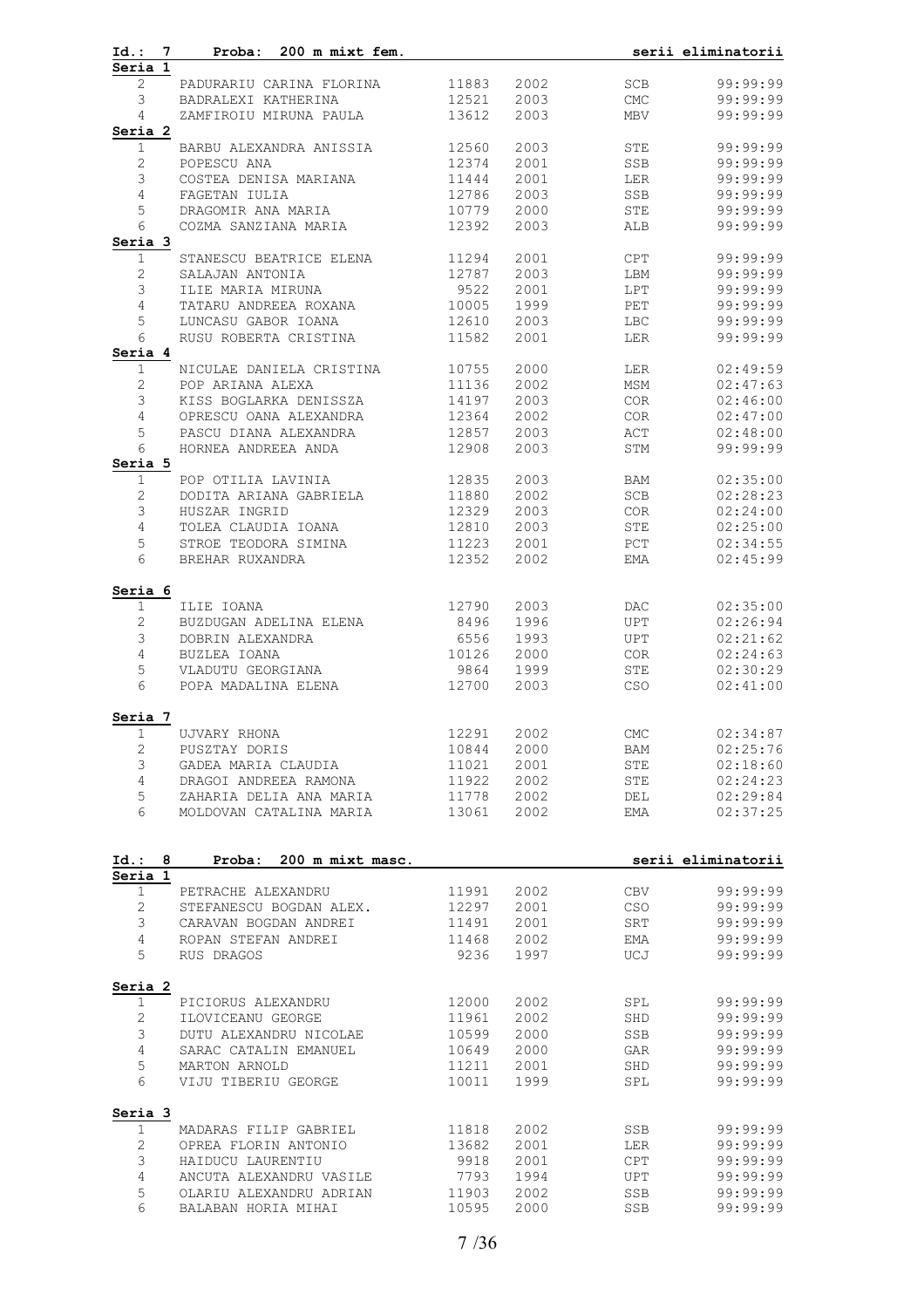**Id.: 7 Proba: 200 m mixt fem. serii eliminatorii**

| | | | | | |
|---|---|---|---|---|---|
| **Seria 1** | | | | | |
| 2 | PADURARIU CARINA FLORINA | 11883 | 2002 | SCB | 99:99:99 |
| 3 | BADRALEXI KATHERINA | 12521 | 2003 | CMC | 99:99:99 |
| 4 | ZAMFIROIU MIRUNA PAULA | 13612 | 2003 | MBV | 99:99:99 |
| **Seria 2** | | | | | |
| 1 | BARBU ALEXANDRA ANISSIA | 12560 | 2003 | STE | 99:99:99 |
| 2 | POPESCU ANA | 12374 | 2001 | SSB | 99:99:99 |
| 3 | COSTEA DENISA MARIANA | 11444 | 2001 | LER | 99:99:99 |
| 4 | FAGETAN IULIA | 12786 | 2003 | SSB | 99:99:99 |
| 5 | DRAGOMIR ANA MARIA | 10779 | 2000 | STE | 99:99:99 |
| 6 | COZMA SANZIANA MARIA | 12392 | 2003 | ALB | 99:99:99 |
| **Seria 3** | | | | | |
| 1 | STANESCU BEATRICE ELENA | 11294 | 2001 | CPT | 99:99:99 |
| 2 | SALAJAN ANTONIA | 12787 | 2003 | LBM | 99:99:99 |
| 3 | ILIE MARIA MIRUNA | 9522 | 2001 | LPT | 99:99:99 |
| 4 | TATARU ANDREEA ROXANA | 10005 | 1999 | PET | 99:99:99 |
| 5 | LUNCASU GABOR IOANA | 12610 | 2003 | LBC | 99:99:99 |
| 6 | RUSU ROBERTA CRISTINA | 11582 | 2001 | LER | 99:99:99 |
| **Seria 4** | | | | | |
| 1 | NICULAE DANIELA CRISTINA | 10755 | 2000 | LER | 02:49:59 |
| 2 | POP ARIANA ALEXA | 11136 | 2002 | MSM | 02:47:63 |
| 3 | KISS BOGLARKA DENISSZA | 14197 | 2003 | COR | 02:46:00 |
| 4 | OPRESCU OANA ALEXANDRA | 12364 | 2002 | COR | 02:47:00 |
| 5 | PASCU DIANA ALEXANDRA | 12857 | 2003 | ACT | 02:48:00 |
| 6 | HORNEA ANDREEA ANDA | 12908 | 2003 | STM | 99:99:99 |
| **Seria 5** | | | | | |
| 1 | POP OTILIA LAVINIA | 12835 | 2003 | BAM | 02:35:00 |
| 2 | DODITA ARIANA GABRIELA | 11880 | 2002 | SCB | 02:28:23 |
| 3 | HUSZAR INGRID | 12329 | 2003 | COR | 02:24:00 |
| 4 | TOLEA CLAUDIA IOANA | 12810 | 2003 | STE | 02:25:00 |
| 5 | STROE TEODORA SIMINA | 11223 | 2001 | PCT | 02:34:55 |
| 6 | BREHAR RUXANDRA | 12352 | 2002 | EMA | 02:45:99 |
| **Seria 6** | | | | | |
| 1 | ILIE IOANA | 12790 | 2003 | DAC | 02:35:00 |
| 2 | BUZDUGAN ADELINA ELENA | 8496 | 1996 | UPT | 02:26:94 |
| 3 | DOBRIN ALEXANDRA | 6556 | 1993 | UPT | 02:21:62 |
| 4 | BUZLEA IOANA | 10126 | 2000 | COR | 02:24:63 |
| 5 | VLADUTU GEORGIANA | 9864 | 1999 | STE | 02:30:29 |
| 6 | POPA MADALINA ELENA | 12700 | 2003 | CSO | 02:41:00 |
| **Seria 7** | | | | | |
| 1 | UJVARY RHONA | 12291 | 2002 | CMC | 02:34:87 |
| 2 | PUSZTAY DORIS | 10844 | 2000 | BAM | 02:25:76 |
| 3 | GADEA MARIA CLAUDIA | 11021 | 2001 | STE | 02:18:60 |
| 4 | DRAGOI ANDREEA RAMONA | 11922 | 2002 | STE | 02:24:23 |
| 5 | ZAHARIA DELIA ANA MARIA | 11778 | 2002 | DEL | 02:29:84 |
| 6 | MOLDOVAN CATALINA MARIA | 13061 | 2002 | EMA | 02:37:25 |

**Id.: 8 Proba: 200 m mixt masc. serii eliminatorii**

| | | | | | |
|---|---|---|---|---|---|
| **Seria 1** | | | | | |
| 1 | PETRACHE ALEXANDRU | 11991 | 2002 | CBV | 99:99:99 |
| 2 | STEFANESCU BOGDAN ALEX. | 12297 | 2001 | CSO | 99:99:99 |
| 3 | CARAVAN BOGDAN ANDREI | 11491 | 2001 | SRT | 99:99:99 |
| 4 | ROPAN STEFAN ANDREI | 11468 | 2002 | EMA | 99:99:99 |
| 5 | RUS DRAGOS | 9236 | 1997 | UCJ | 99:99:99 |
| **Seria 2** | | | | | |
| 1 | PICIORUS ALEXANDRU | 12000 | 2002 | SPL | 99:99:99 |
| 2 | ILOVICEANU GEORGE | 11961 | 2002 | SHD | 99:99:99 |
| 3 | DUTU ALEXANDRU NICOLAE | 10599 | 2000 | SSB | 99:99:99 |
| 4 | SARAC CATALIN EMANUEL | 10649 | 2000 | GAR | 99:99:99 |
| 5 | MARTON ARNOLD | 11211 | 2001 | SHD | 99:99:99 |
| 6 | VIJU TIBERIU GEORGE | 10011 | 1999 | SPL | 99:99:99 |
| **Seria 3** | | | | | |
| 1 | MADARAS FILIP GABRIEL | 11818 | 2002 | SSB | 99:99:99 |
| 2 | OPREA FLORIN ANTONIO | 13682 | 2001 | LER | 99:99:99 |
| 3 | HAIDUCU LAURENTIU | 9918 | 2001 | CPT | 99:99:99 |
| 4 | ANCUTA ALEXANDRU VASILE | 7793 | 1994 | UPT | 99:99:99 |
| 5 | OLARIU ALEXANDRU ADRIAN | 11903 | 2002 | SSB | 99:99:99 |
| 6 | BALABAN HORIA MIHAI | 10595 | 2000 | SSB | 99:99:99 |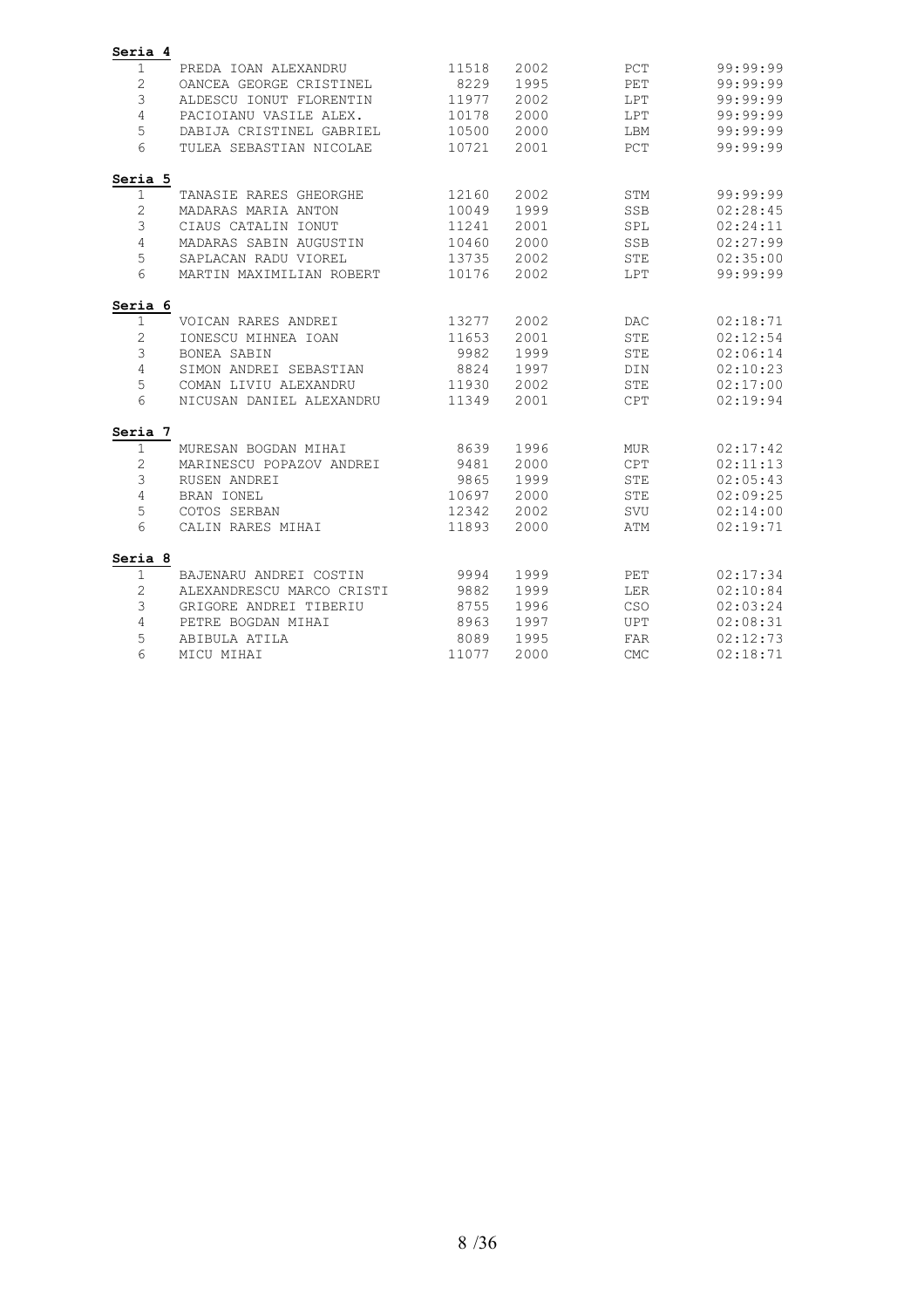**Seria 4**

| | | | | | |
|---|---|---|---|---|---|
| 1 | PREDA IOAN ALEXANDRU | 11518 | 2002 | PCT | 99:99:99 |
| 2 | OANCEA GEORGE CRISTINEL | 8229 | 1995 | PET | 99:99:99 |
| 3 | ALDESCU IONUT FLORENTIN | 11977 | 2002 | LPT | 99:99:99 |
| 4 | PACIOIANU VASILE ALEX. | 10178 | 2000 | LPT | 99:99:99 |
| 5 | DABIJA CRISTINEL GABRIEL | 10500 | 2000 | LBM | 99:99:99 |
| 6 | TULEA SEBASTIAN NICOLAE | 10721 | 2001 | PCT | 99:99:99 |

**Seria 5**

| | | | | | |
|---|---|---|---|---|---|
| 1 | TANASIE RARES GHEORGHE | 12160 | 2002 | STM | 99:99:99 |
| 2 | MADARAS MARIA ANTON | 10049 | 1999 | SSB | 02:28:45 |
| 3 | CIAUS CATALIN IONUT | 11241 | 2001 | SPL | 02:24:11 |
| 4 | MADARAS SABIN AUGUSTIN | 10460 | 2000 | SSB | 02:27:99 |
| 5 | SAPLACAN RADU VIOREL | 13735 | 2002 | STE | 02:35:00 |
| 6 | MARTIN MAXIMILIAN ROBERT | 10176 | 2002 | LPT | 99:99:99 |

**Seria 6**

| | | | | | |
|---|---|---|---|---|---|
| 1 | VOICAN RARES ANDREI | 13277 | 2002 | DAC | 02:18:71 |
| 2 | IONESCU MIHNEA IOAN | 11653 | 2001 | STE | 02:12:54 |
| 3 | BONEA SABIN | 9982 | 1999 | STE | 02:06:14 |
| 4 | SIMON ANDREI SEBASTIAN | 8824 | 1997 | DIN | 02:10:23 |
| 5 | COMAN LIVIU ALEXANDRU | 11930 | 2002 | STE | 02:17:00 |
| 6 | NICUSAN DANIEL ALEXANDRU | 11349 | 2001 | CPT | 02:19:94 |

**Seria 7**

| | | | | | |
|---|---|---|---|---|---|
| 1 | MURESAN BOGDAN MIHAI | 8639 | 1996 | MUR | 02:17:42 |
| 2 | MARINESCU POPAZOV ANDREI | 9481 | 2000 | CPT | 02:11:13 |
| 3 | RUSEN ANDREI | 9865 | 1999 | STE | 02:05:43 |
| 4 | BRAN IONEL | 10697 | 2000 | STE | 02:09:25 |
| 5 | COTOS SERBAN | 12342 | 2002 | SVU | 02:14:00 |
| 6 | CALIN RARES MIHAI | 11893 | 2000 | ATM | 02:19:71 |

**Seria 8**

| | | | | | |
|---|---|---|---|---|---|
| 1 | BAJENARU ANDREI COSTIN | 9994 | 1999 | PET | 02:17:34 |
| 2 | ALEXANDRESCU MARCO CRISTI | 9882 | 1999 | LER | 02:10:84 |
| 3 | GRIGORE ANDREI TIBERIU | 8755 | 1996 | CSO | 02:03:24 |
| 4 | PETRE BOGDAN MIHAI | 8963 | 1997 | UPT | 02:08:31 |
| 5 | ABIBULA ATILA | 8089 | 1995 | FAR | 02:12:73 |
| 6 | MICU MIHAI | 11077 | 2000 | CMC | 02:18:71 |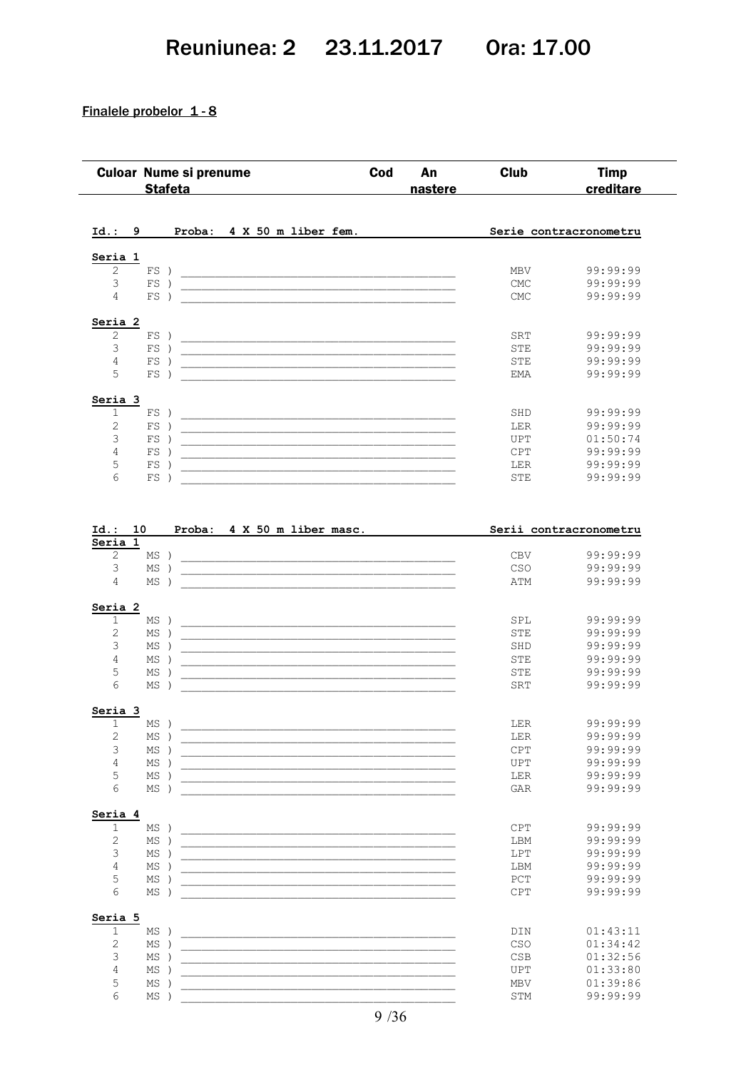# Reuniunea: 2 23.11.2017 Ora: 17.00

**Finalele probelor 1 - 8**

| Culoar | Nume si prenume Stafeta | Cod | An nastere | Club | Timp creditare |
|---|---|---|---|---|---|

**Id.: 9 Proba: 4 X 50 m liber fem.** — Serie contracronometru

**Seria 1**

| Culoar | Stafeta | Club | Timp creditare |
|---|---|---|---|
| 2 | FS ) | MBV | 99:99:99 |
| 3 | FS ) | CMC | 99:99:99 |
| 4 | FS ) | CMC | 99:99:99 |

**Seria 2**

| Culoar | Stafeta | Club | Timp creditare |
|---|---|---|---|
| 2 | FS ) | SRT | 99:99:99 |
| 3 | FS ) | STE | 99:99:99 |
| 4 | FS ) | STE | 99:99:99 |
| 5 | FS ) | EMA | 99:99:99 |

**Seria 3**

| Culoar | Stafeta | Club | Timp creditare |
|---|---|---|---|
| 1 | FS ) | SHD | 99:99:99 |
| 2 | FS ) | LER | 99:99:99 |
| 3 | FS ) | UPT | 01:50:74 |
| 4 | FS ) | CPT | 99:99:99 |
| 5 | FS ) | LER | 99:99:99 |
| 6 | FS ) | STE | 99:99:99 |

**Id.: 10 Proba: 4 X 50 m liber masc.** — Serii contracronometru

**Seria 1**

| Culoar | Stafeta | Club | Timp creditare |
|---|---|---|---|
| 2 | MS ) | CBV | 99:99:99 |
| 3 | MS ) | CSO | 99:99:99 |
| 4 | MS ) | ATM | 99:99:99 |

**Seria 2**

| Culoar | Stafeta | Club | Timp creditare |
|---|---|---|---|
| 1 | MS ) | SPL | 99:99:99 |
| 2 | MS ) | STE | 99:99:99 |
| 3 | MS ) | SHD | 99:99:99 |
| 4 | MS ) | STE | 99:99:99 |
| 5 | MS ) | STE | 99:99:99 |
| 6 | MS ) | SRT | 99:99:99 |

**Seria 3**

| Culoar | Stafeta | Club | Timp creditare |
|---|---|---|---|
| 1 | MS ) | LER | 99:99:99 |
| 2 | MS ) | LER | 99:99:99 |
| 3 | MS ) | CPT | 99:99:99 |
| 4 | MS ) | UPT | 99:99:99 |
| 5 | MS ) | LER | 99:99:99 |
| 6 | MS ) | GAR | 99:99:99 |

**Seria 4**

| Culoar | Stafeta | Club | Timp creditare |
|---|---|---|---|
| 1 | MS ) | CPT | 99:99:99 |
| 2 | MS ) | LBM | 99:99:99 |
| 3 | MS ) | LPT | 99:99:99 |
| 4 | MS ) | LBM | 99:99:99 |
| 5 | MS ) | PCT | 99:99:99 |
| 6 | MS ) | CPT | 99:99:99 |

**Seria 5**

| Culoar | Stafeta | Club | Timp creditare |
|---|---|---|---|
| 1 | MS ) | DIN | 01:43:11 |
| 2 | MS ) | CSO | 01:34:42 |
| 3 | MS ) | CSB | 01:32:56 |
| 4 | MS ) | UPT | 01:33:80 |
| 5 | MS ) | MBV | 01:39:86 |
| 6 | MS ) | STM | 99:99:99 |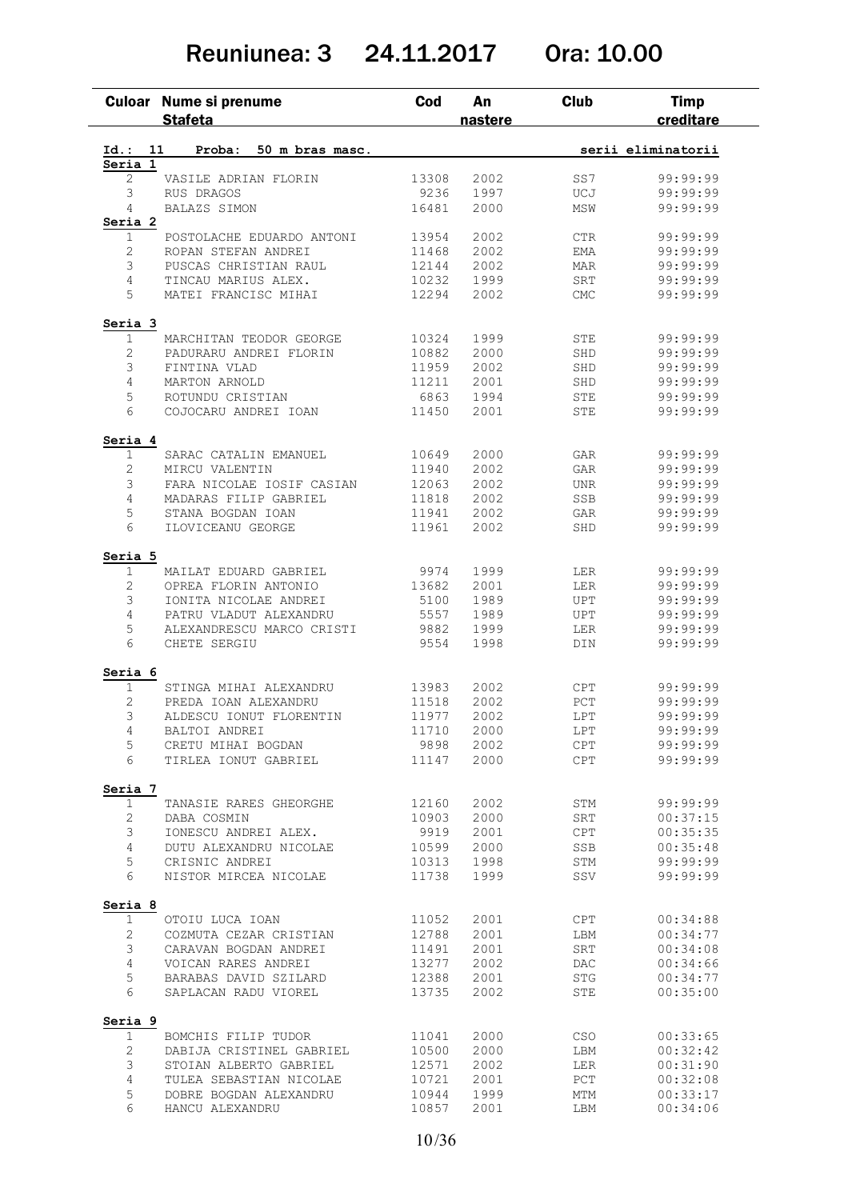# Reuniunea: 3 24.11.2017 Ora: 10.00

| Culoar | Nume si prenume / Stafeta | Cod | An nastere | Club | Timp creditare |
|---|---|---|---|---|---|
| **Id.: 11** | **Proba: 50 m bras masc.** | | | | **serii eliminatorii** |
| **Seria 1** | | | | | |
| 2 | VASILE ADRIAN FLORIN | 13308 | 2002 | SS7 | 99:99:99 |
| 3 | RUS DRAGOS | 9236 | 1997 | UCJ | 99:99:99 |
| 4 | BALAZS SIMON | 16481 | 2000 | MSW | 99:99:99 |
| **Seria 2** | | | | | |
| 1 | POSTOLACHE EDUARDO ANTONI | 13954 | 2002 | CTR | 99:99:99 |
| 2 | ROPAN STEFAN ANDREI | 11468 | 2002 | EMA | 99:99:99 |
| 3 | PUSCAS CHRISTIAN RAUL | 12144 | 2002 | MAR | 99:99:99 |
| 4 | TINCAU MARIUS ALEX. | 10232 | 1999 | SRT | 99:99:99 |
| 5 | MATEI FRANCISC MIHAI | 12294 | 2002 | CMC | 99:99:99 |
| **Seria 3** | | | | | |
| 1 | MARCHITAN TEODOR GEORGE | 10324 | 1999 | STE | 99:99:99 |
| 2 | PADURARU ANDREI FLORIN | 10882 | 2000 | SHD | 99:99:99 |
| 3 | FINTINA VLAD | 11959 | 2002 | SHD | 99:99:99 |
| 4 | MARTON ARNOLD | 11211 | 2001 | SHD | 99:99:99 |
| 5 | ROTUNDU CRISTIAN | 6863 | 1994 | STE | 99:99:99 |
| 6 | COJOCARU ANDREI IOAN | 11450 | 2001 | STE | 99:99:99 |
| **Seria 4** | | | | | |
| 1 | SARAC CATALIN EMANUEL | 10649 | 2000 | GAR | 99:99:99 |
| 2 | MIRCU VALENTIN | 11940 | 2002 | GAR | 99:99:99 |
| 3 | FARA NICOLAE IOSIF CASIAN | 12063 | 2002 | UNR | 99:99:99 |
| 4 | MADARAS FILIP GABRIEL | 11818 | 2002 | SSB | 99:99:99 |
| 5 | STANA BOGDAN IOAN | 11941 | 2002 | GAR | 99:99:99 |
| 6 | ILOVICEANU GEORGE | 11961 | 2002 | SHD | 99:99:99 |
| **Seria 5** | | | | | |
| 1 | MAILAT EDUARD GABRIEL | 9974 | 1999 | LER | 99:99:99 |
| 2 | OPREA FLORIN ANTONIO | 13682 | 2001 | LER | 99:99:99 |
| 3 | IONITA NICOLAE ANDREI | 5100 | 1989 | UPT | 99:99:99 |
| 4 | PATRU VLADUT ALEXANDRU | 5557 | 1989 | UPT | 99:99:99 |
| 5 | ALEXANDRESCU MARCO CRISTI | 9882 | 1999 | LER | 99:99:99 |
| 6 | CHETE SERGIU | 9554 | 1998 | DIN | 99:99:99 |
| **Seria 6** | | | | | |
| 1 | STINGA MIHAI ALEXANDRU | 13983 | 2002 | CPT | 99:99:99 |
| 2 | PREDA IOAN ALEXANDRU | 11518 | 2002 | PCT | 99:99:99 |
| 3 | ALDESCU IONUT FLORENTIN | 11977 | 2002 | LPT | 99:99:99 |
| 4 | BALTOI ANDREI | 11710 | 2000 | LPT | 99:99:99 |
| 5 | CRETU MIHAI BOGDAN | 9898 | 2002 | CPT | 99:99:99 |
| 6 | TIRLEA IONUT GABRIEL | 11147 | 2000 | CPT | 99:99:99 |
| **Seria 7** | | | | | |
| 1 | TANASIE RARES GHEORGHE | 12160 | 2002 | STM | 99:99:99 |
| 2 | DABA COSMIN | 10903 | 2000 | SRT | 00:37:15 |
| 3 | IONESCU ANDREI ALEX. | 9919 | 2001 | CPT | 00:35:35 |
| 4 | DUTU ALEXANDRU NICOLAE | 10599 | 2000 | SSB | 00:35:48 |
| 5 | CRISNIC ANDREI | 10313 | 1998 | STM | 99:99:99 |
| 6 | NISTOR MIRCEA NICOLAE | 11738 | 1999 | SSV | 99:99:99 |
| **Seria 8** | | | | | |
| 1 | OTOIU LUCA IOAN | 11052 | 2001 | CPT | 00:34:88 |
| 2 | COZMUTA CEZAR CRISTIAN | 12788 | 2001 | LBM | 00:34:77 |
| 3 | CARAVAN BOGDAN ANDREI | 11491 | 2001 | SRT | 00:34:08 |
| 4 | VOICAN RARES ANDREI | 13277 | 2002 | DAC | 00:34:66 |
| 5 | BARABAS DAVID SZILARD | 12388 | 2001 | STG | 00:34:77 |
| 6 | SAPLACAN RADU VIOREL | 13735 | 2002 | STE | 00:35:00 |
| **Seria 9** | | | | | |
| 1 | BOMCHIS FILIP TUDOR | 11041 | 2000 | CSO | 00:33:65 |
| 2 | DABIJA CRISTINEL GABRIEL | 10500 | 2000 | LBM | 00:32:42 |
| 3 | STOIAN ALBERTO GABRIEL | 12571 | 2002 | LER | 00:31:90 |
| 4 | TULEA SEBASTIAN NICOLAE | 10721 | 2001 | PCT | 00:32:08 |
| 5 | DOBRE BOGDAN ALEXANDRU | 10944 | 1999 | MTM | 00:33:17 |
| 6 | HANCU ALEXANDRU | 10857 | 2001 | LBM | 00:34:06 |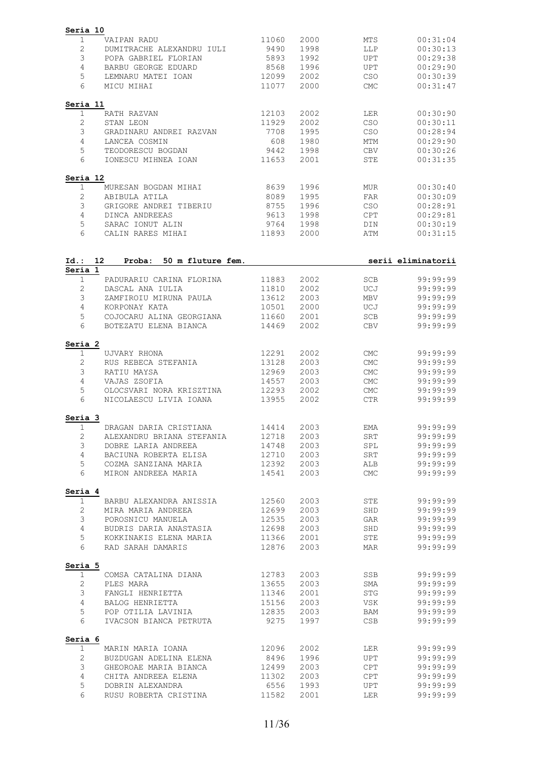**Seria 10**

| | | | | | |
|---|---|---|---|---|---|
| 1 | VAIPAN RADU | 11060 | 2000 | MTS | 00:31:04 |
| 2 | DUMITRACHE ALEXANDRU IULI | 9490 | 1998 | LLP | 00:30:13 |
| 3 | POPA GABRIEL FLORIAN | 5893 | 1992 | UPT | 00:29:38 |
| 4 | BARBU GEORGE EDUARD | 8568 | 1996 | UPT | 00:29:90 |
| 5 | LEMNARU MATEI IOAN | 12099 | 2002 | CSO | 00:30:39 |
| 6 | MICU MIHAI | 11077 | 2000 | CMC | 00:31:47 |

**Seria 11**

| | | | | | |
|---|---|---|---|---|---|
| 1 | RATH RAZVAN | 12103 | 2002 | LER | 00:30:90 |
| 2 | STAN LEON | 11929 | 2002 | CSO | 00:30:11 |
| 3 | GRADINARU ANDREI RAZVAN | 7708 | 1995 | CSO | 00:28:94 |
| 4 | LANCEA COSMIN | 608 | 1980 | MTM | 00:29:90 |
| 5 | TEODORESCU BOGDAN | 9442 | 1998 | CBV | 00:30:26 |
| 6 | IONESCU MIHNEA IOAN | 11653 | 2001 | STE | 00:31:35 |

**Seria 12**

| | | | | | |
|---|---|---|---|---|---|
| 1 | MURESAN BOGDAN MIHAI | 8639 | 1996 | MUR | 00:30:40 |
| 2 | ABIBULA ATILA | 8089 | 1995 | FAR | 00:30:09 |
| 3 | GRIGORE ANDREI TIBERIU | 8755 | 1996 | CSO | 00:28:91 |
| 4 | DINCA ANDREEAS | 9613 | 1998 | CPT | 00:29:81 |
| 5 | SARAC IONUT ALIN | 9764 | 1998 | DIN | 00:30:19 |
| 6 | CALIN RARES MIHAI | 11893 | 2000 | ATM | 00:31:15 |

**Id.: 12 Proba: 50 m fluture fem. serii eliminatorii**

**Seria 1**

| | | | | | |
|---|---|---|---|---|---|
| 1 | PADURARIU CARINA FLORINA | 11883 | 2002 | SCB | 99:99:99 |
| 2 | DASCAL ANA IULIA | 11810 | 2002 | UCJ | 99:99:99 |
| 3 | ZAMFIROIU MIRUNA PAULA | 13612 | 2003 | MBV | 99:99:99 |
| 4 | KORPONAY KATA | 10501 | 2000 | UCJ | 99:99:99 |
| 5 | COJOCARU ALINA GEORGIANA | 11660 | 2001 | SCB | 99:99:99 |
| 6 | BOTEZATU ELENA BIANCA | 14469 | 2002 | CBV | 99:99:99 |

**Seria 2**

| | | | | | |
|---|---|---|---|---|---|
| 1 | UJVARY RHONA | 12291 | 2002 | CMC | 99:99:99 |
| 2 | RUS REBECA STEFANIA | 13128 | 2003 | CMC | 99:99:99 |
| 3 | RATIU MAYSA | 12969 | 2003 | CMC | 99:99:99 |
| 4 | VAJAS ZSOFIA | 14557 | 2003 | CMC | 99:99:99 |
| 5 | OLOCSVARI NORA KRISZTINA | 12293 | 2002 | CMC | 99:99:99 |
| 6 | NICOLAESCU LIVIA IOANA | 13955 | 2002 | CTR | 99:99:99 |

**Seria 3**

| | | | | | |
|---|---|---|---|---|---|
| 1 | DRAGAN DARIA CRISTIANA | 14414 | 2003 | EMA | 99:99:99 |
| 2 | ALEXANDRU BRIANA STEFANIA | 12718 | 2003 | SRT | 99:99:99 |
| 3 | DOBRE LARIA ANDREEA | 14748 | 2003 | SPL | 99:99:99 |
| 4 | BACIUNA ROBERTA ELISA | 12710 | 2003 | SRT | 99:99:99 |
| 5 | COZMA SANZIANA MARIA | 12392 | 2003 | ALB | 99:99:99 |
| 6 | MIRON ANDREEA MARIA | 14541 | 2003 | CMC | 99:99:99 |

**Seria 4**

| | | | | | |
|---|---|---|---|---|---|
| 1 | BARBU ALEXANDRA ANISSIA | 12560 | 2003 | STE | 99:99:99 |
| 2 | MIRA MARIA ANDREEA | 12699 | 2003 | SHD | 99:99:99 |
| 3 | POROSNICU MANUELA | 12535 | 2003 | GAR | 99:99:99 |
| 4 | BUDRIS DARIA ANASTASIA | 12698 | 2003 | SHD | 99:99:99 |
| 5 | KOKKINAKIS ELENA MARIA | 11366 | 2001 | STE | 99:99:99 |
| 6 | RAD SARAH DAMARIS | 12876 | 2003 | MAR | 99:99:99 |

**Seria 5**

| | | | | | |
|---|---|---|---|---|---|
| 1 | COMSA CATALINA DIANA | 12783 | 2003 | SSB | 99:99:99 |
| 2 | PLES MARA | 13655 | 2003 | SMA | 99:99:99 |
| 3 | FANGLI HENRIETTA | 11346 | 2001 | STG | 99:99:99 |
| 4 | BALOG HENRIETTA | 15156 | 2003 | VSK | 99:99:99 |
| 5 | POP OTILIA LAVINIA | 12835 | 2003 | BAM | 99:99:99 |
| 6 | IVACSON BIANCA PETRUTA | 9275 | 1997 | CSB | 99:99:99 |

**Seria 6**

| | | | | | |
|---|---|---|---|---|---|
| 1 | MARIN MARIA IOANA | 12096 | 2002 | LER | 99:99:99 |
| 2 | BUZDUGAN ADELINA ELENA | 8496 | 1996 | UPT | 99:99:99 |
| 3 | GHEOROAE MARIA BIANCA | 12499 | 2003 | CPT | 99:99:99 |
| 4 | CHITA ANDREEA ELENA | 11302 | 2003 | CPT | 99:99:99 |
| 5 | DOBRIN ALEXANDRA | 6556 | 1993 | UPT | 99:99:99 |
| 6 | RUSU ROBERTA CRISTINA | 11582 | 2001 | LER | 99:99:99 |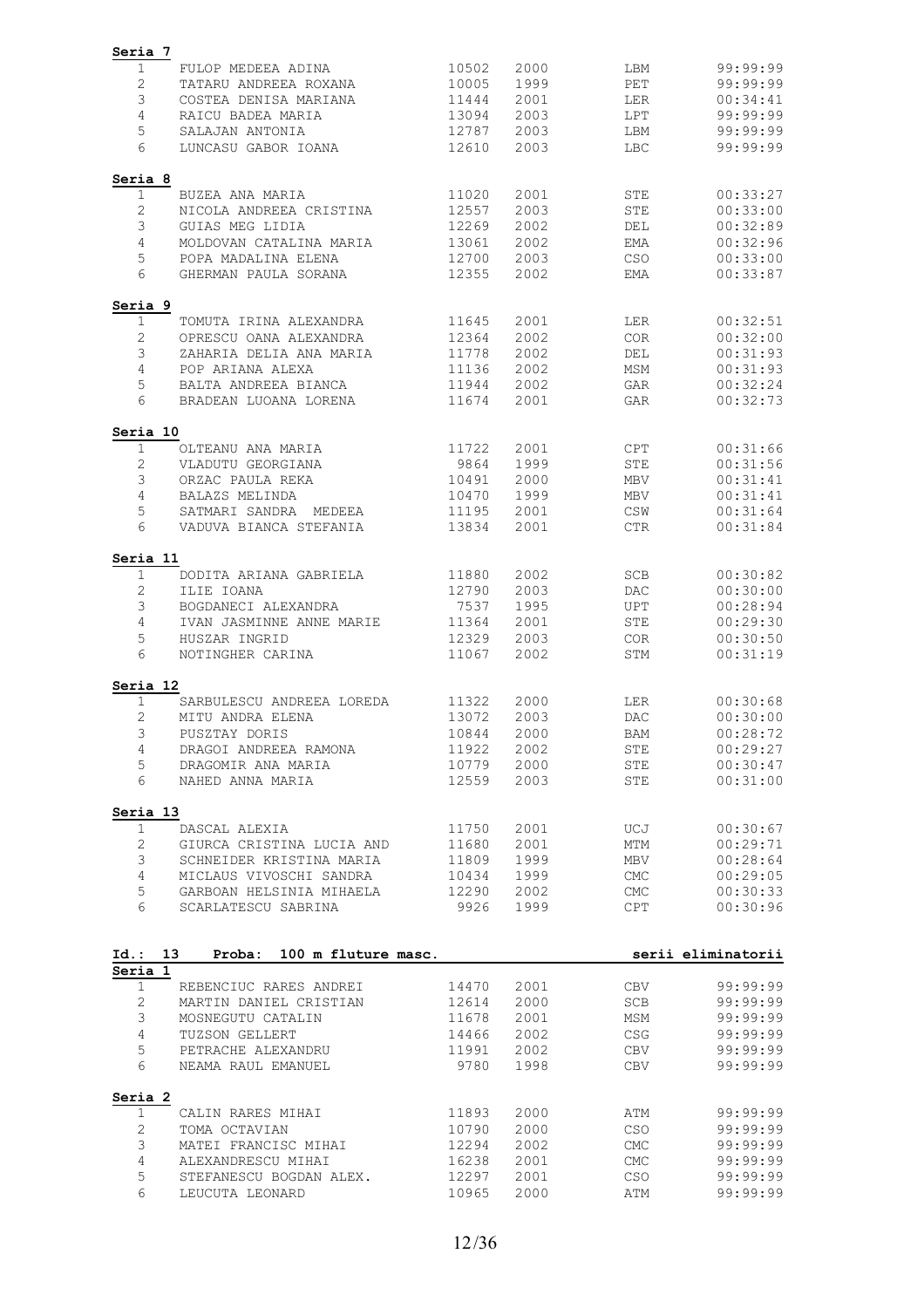**Seria 7**

| | | | | | |
|---|---|---|---|---|---|
| 1 | FULOP MEDEEA ADINA | 10502 | 2000 | LBM | 99:99:99 |
| 2 | TATARU ANDREEA ROXANA | 10005 | 1999 | PET | 99:99:99 |
| 3 | COSTEA DENISA MARIANA | 11444 | 2001 | LER | 00:34:41 |
| 4 | RAICU BADEA MARIA | 13094 | 2003 | LPT | 99:99:99 |
| 5 | SALAJAN ANTONIA | 12787 | 2003 | LBM | 99:99:99 |
| 6 | LUNCASU GABOR IOANA | 12610 | 2003 | LBC | 99:99:99 |

**Seria 8**

| | | | | | |
|---|---|---|---|---|---|
| 1 | BUZEA ANA MARIA | 11020 | 2001 | STE | 00:33:27 |
| 2 | NICOLA ANDREEA CRISTINA | 12557 | 2003 | STE | 00:33:00 |
| 3 | GUIAS MEG LIDIA | 12269 | 2002 | DEL | 00:32:89 |
| 4 | MOLDOVAN CATALINA MARIA | 13061 | 2002 | EMA | 00:32:96 |
| 5 | POPA MADALINA ELENA | 12700 | 2003 | CSO | 00:33:00 |
| 6 | GHERMAN PAULA SORANA | 12355 | 2002 | EMA | 00:33:87 |

**Seria 9**

| | | | | | |
|---|---|---|---|---|---|
| 1 | TOMUTA IRINA ALEXANDRA | 11645 | 2001 | LER | 00:32:51 |
| 2 | OPRESCU OANA ALEXANDRA | 12364 | 2002 | COR | 00:32:00 |
| 3 | ZAHARIA DELIA ANA MARIA | 11778 | 2002 | DEL | 00:31:93 |
| 4 | POP ARIANA ALEXA | 11136 | 2002 | MSM | 00:31:93 |
| 5 | BALTA ANDREEA BIANCA | 11944 | 2002 | GAR | 00:32:24 |
| 6 | BRADEAN LUOANA LORENA | 11674 | 2001 | GAR | 00:32:73 |

**Seria 10**

| | | | | | |
|---|---|---|---|---|---|
| 1 | OLTEANU ANA MARIA | 11722 | 2001 | CPT | 00:31:66 |
| 2 | VLADUTU GEORGIANA | 9864 | 1999 | STE | 00:31:56 |
| 3 | ORZAC PAULA REKA | 10491 | 2000 | MBV | 00:31:41 |
| 4 | BALAZS MELINDA | 10470 | 1999 | MBV | 00:31:41 |
| 5 | SATMARI SANDRA MEDEEA | 11195 | 2001 | CSW | 00:31:64 |
| 6 | VADUVA BIANCA STEFANIA | 13834 | 2001 | CTR | 00:31:84 |

**Seria 11**

| | | | | | |
|---|---|---|---|---|---|
| 1 | DODITA ARIANA GABRIELA | 11880 | 2002 | SCB | 00:30:82 |
| 2 | ILIE IOANA | 12790 | 2003 | DAC | 00:30:00 |
| 3 | BOGDANECI ALEXANDRA | 7537 | 1995 | UPT | 00:28:94 |
| 4 | IVAN JASMINNE ANNE MARIE | 11364 | 2001 | STE | 00:29:30 |
| 5 | HUSZAR INGRID | 12329 | 2003 | COR | 00:30:50 |
| 6 | NOTINGHER CARINA | 11067 | 2002 | STM | 00:31:19 |

**Seria 12**

| | | | | | |
|---|---|---|---|---|---|
| 1 | SARBULESCU ANDREEA LOREDA | 11322 | 2000 | LER | 00:30:68 |
| 2 | MITU ANDRA ELENA | 13072 | 2003 | DAC | 00:30:00 |
| 3 | PUSZTAY DORIS | 10844 | 2000 | BAM | 00:28:72 |
| 4 | DRAGOI ANDREEA RAMONA | 11922 | 2002 | STE | 00:29:27 |
| 5 | DRAGOMIR ANA MARIA | 10779 | 2000 | STE | 00:30:47 |
| 6 | NAHED ANNA MARIA | 12559 | 2003 | STE | 00:31:00 |

**Seria 13**

| | | | | | |
|---|---|---|---|---|---|
| 1 | DASCAL ALEXIA | 11750 | 2001 | UCJ | 00:30:67 |
| 2 | GIURCA CRISTINA LUCIA AND | 11680 | 2001 | MTM | 00:29:71 |
| 3 | SCHNEIDER KRISTINA MARIA | 11809 | 1999 | MBV | 00:28:64 |
| 4 | MICLAUS VIVOSCHI SANDRA | 10434 | 1999 | CMC | 00:29:05 |
| 5 | GARBOAN HELSINIA MIHAELA | 12290 | 2002 | CMC | 00:30:33 |
| 6 | SCARLATESCU SABRINA | 9926 | 1999 | CPT | 00:30:96 |

**Id.: 13 Proba: 100 m fluture masc.** **serii eliminatorii**

**Seria 1**

| | | | | | |
|---|---|---|---|---|---|
| 1 | REBENCIUC RARES ANDREI | 14470 | 2001 | CBV | 99:99:99 |
| 2 | MARTIN DANIEL CRISTIAN | 12614 | 2000 | SCB | 99:99:99 |
| 3 | MOSNEGUTU CATALIN | 11678 | 2001 | MSM | 99:99:99 |
| 4 | TUZSON GELLERT | 14466 | 2002 | CSG | 99:99:99 |
| 5 | PETRACHE ALEXANDRU | 11991 | 2002 | CBV | 99:99:99 |
| 6 | NEAMA RAUL EMANUEL | 9780 | 1998 | CBV | 99:99:99 |

**Seria 2**

| | | | | | |
|---|---|---|---|---|---|
| 1 | CALIN RARES MIHAI | 11893 | 2000 | ATM | 99:99:99 |
| 2 | TOMA OCTAVIAN | 10790 | 2000 | CSO | 99:99:99 |
| 3 | MATEI FRANCISC MIHAI | 12294 | 2002 | CMC | 99:99:99 |
| 4 | ALEXANDRESCU MIHAI | 16238 | 2001 | CMC | 99:99:99 |
| 5 | STEFANESCU BOGDAN ALEX. | 12297 | 2001 | CSO | 99:99:99 |
| 6 | LEUCUTA LEONARD | 10965 | 2000 | ATM | 99:99:99 |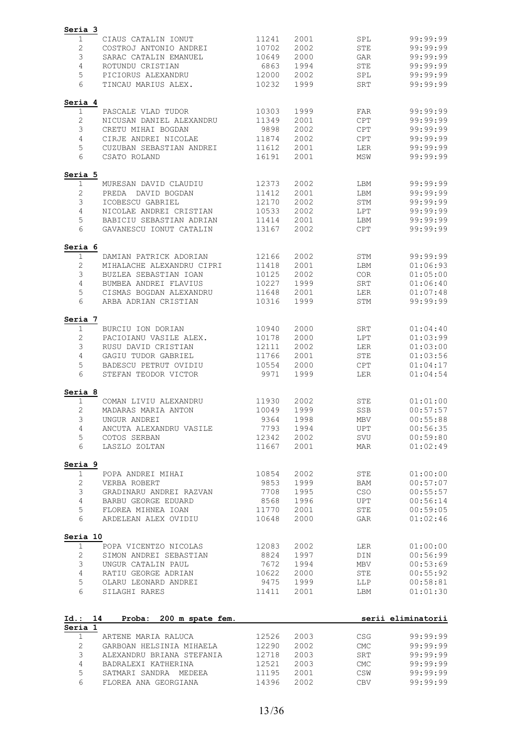**Seria 3**

| | | | | | |
|---|---|---|---|---|---|
| 1 | CIAUS CATALIN IONUT | 11241 | 2001 | SPL | 99:99:99 |
| 2 | COSTROJ ANTONIO ANDREI | 10702 | 2002 | STE | 99:99:99 |
| 3 | SARAC CATALIN EMANUEL | 10649 | 2000 | GAR | 99:99:99 |
| 4 | ROTUNDU CRISTIAN | 6863 | 1994 | STE | 99:99:99 |
| 5 | PICIORUS ALEXANDRU | 12000 | 2002 | SPL | 99:99:99 |
| 6 | TINCAU MARIUS ALEX. | 10232 | 1999 | SRT | 99:99:99 |

**Seria 4**

| | | | | | |
|---|---|---|---|---|---|
| 1 | PASCALE VLAD TUDOR | 10303 | 1999 | FAR | 99:99:99 |
| 2 | NICUSAN DANIEL ALEXANDRU | 11349 | 2001 | CPT | 99:99:99 |
| 3 | CRETU MIHAI BOGDAN | 9898 | 2002 | CPT | 99:99:99 |
| 4 | CIRJE ANDREI NICOLAE | 11874 | 2002 | CPT | 99:99:99 |
| 5 | CUZUBAN SEBASTIAN ANDREI | 11612 | 2001 | LER | 99:99:99 |
| 6 | CSATO ROLAND | 16191 | 2001 | MSW | 99:99:99 |

**Seria 5**

| | | | | | |
|---|---|---|---|---|---|
| 1 | MURESAN DAVID CLAUDIU | 12373 | 2002 | LBM | 99:99:99 |
| 2 | PREDA DAVID BOGDAN | 11412 | 2001 | LBM | 99:99:99 |
| 3 | ICOBESCU GABRIEL | 12170 | 2002 | STM | 99:99:99 |
| 4 | NICOLAE ANDREI CRISTIAN | 10533 | 2002 | LPT | 99:99:99 |
| 5 | BABICIU SEBASTIAN ADRIAN | 11414 | 2001 | LBM | 99:99:99 |
| 6 | GAVANESCU IONUT CATALIN | 13167 | 2002 | CPT | 99:99:99 |

**Seria 6**

| | | | | | |
|---|---|---|---|---|---|
| 1 | DAMIAN PATRICK ADORIAN | 12166 | 2002 | STM | 99:99:99 |
| 2 | MIHALACHE ALEXANDRU CIPRI | 11418 | 2001 | LBM | 01:06:93 |
| 3 | BUZLEA SEBASTIAN IOAN | 10125 | 2002 | COR | 01:05:00 |
| 4 | BUMBEA ANDREI FLAVIUS | 10227 | 1999 | SRT | 01:06:40 |
| 5 | CISMAS BOGDAN ALEXANDRU | 11648 | 2001 | LER | 01:07:48 |
| 6 | ARBA ADRIAN CRISTIAN | 10316 | 1999 | STM | 99:99:99 |

**Seria 7**

| | | | | | |
|---|---|---|---|---|---|
| 1 | BURCIU ION DORIAN | 10940 | 2000 | SRT | 01:04:40 |
| 2 | PACIOIANU VASILE ALEX. | 10178 | 2000 | LPT | 01:03:99 |
| 3 | RUSU DAVID CRISTIAN | 12111 | 2002 | LER | 01:03:00 |
| 4 | GAGIU TUDOR GABRIEL | 11766 | 2001 | STE | 01:03:56 |
| 5 | BADESCU PETRUT OVIDIU | 10554 | 2000 | CPT | 01:04:17 |
| 6 | STEFAN TEODOR VICTOR | 9971 | 1999 | LER | 01:04:54 |

**Seria 8**

| | | | | | |
|---|---|---|---|---|---|
| 1 | COMAN LIVIU ALEXANDRU | 11930 | 2002 | STE | 01:01:00 |
| 2 | MADARAS MARIA ANTON | 10049 | 1999 | SSB | 00:57:57 |
| 3 | UNGUR ANDREI | 9364 | 1998 | MBV | 00:55:88 |
| 4 | ANCUTA ALEXANDRU VASILE | 7793 | 1994 | UPT | 00:56:35 |
| 5 | COTOS SERBAN | 12342 | 2002 | SVU | 00:59:80 |
| 6 | LASZLO ZOLTAN | 11667 | 2001 | MAR | 01:02:49 |

**Seria 9**

| | | | | | |
|---|---|---|---|---|---|
| 1 | POPA ANDREI MIHAI | 10854 | 2002 | STE | 01:00:00 |
| 2 | VERBA ROBERT | 9853 | 1999 | BAM | 00:57:07 |
| 3 | GRADINARU ANDREI RAZVAN | 7708 | 1995 | CSO | 00:55:57 |
| 4 | BARBU GEORGE EDUARD | 8568 | 1996 | UPT | 00:56:14 |
| 5 | FLOREA MIHNEA IOAN | 11770 | 2001 | STE | 00:59:05 |
| 6 | ARDELEAN ALEX OVIDIU | 10648 | 2000 | GAR | 01:02:46 |

**Seria 10**

| | | | | | |
|---|---|---|---|---|---|
| 1 | POPA VICENTZO NICOLAS | 12083 | 2002 | LER | 01:00:00 |
| 2 | SIMON ANDREI SEBASTIAN | 8824 | 1997 | DIN | 00:56:99 |
| 3 | UNGUR CATALIN PAUL | 7672 | 1994 | MBV | 00:53:69 |
| 4 | RATIU GEORGE ADRIAN | 10622 | 2000 | STE | 00:55:92 |
| 5 | OLARU LEONARD ANDREI | 9475 | 1999 | LLP | 00:58:81 |
| 6 | SILAGHI RARES | 11411 | 2001 | LBM | 01:01:30 |

**Id.: 14 Proba: 200 m spate fem.** — **serii eliminatorii**

**Seria 1**

| | | | | | |
|---|---|---|---|---|---|
| 1 | ARTENE MARIA RALUCA | 12526 | 2003 | CSG | 99:99:99 |
| 2 | GARBOAN HELSINIA MIHAELA | 12290 | 2002 | CMC | 99:99:99 |
| 3 | ALEXANDRU BRIANA STEFANIA | 12718 | 2003 | SRT | 99:99:99 |
| 4 | BADRALEXI KATHERINA | 12521 | 2003 | CMC | 99:99:99 |
| 5 | SATMARI SANDRA MEDEEA | 11195 | 2001 | CSW | 99:99:99 |
| 6 | FLOREA ANA GEORGIANA | 14396 | 2002 | CBV | 99:99:99 |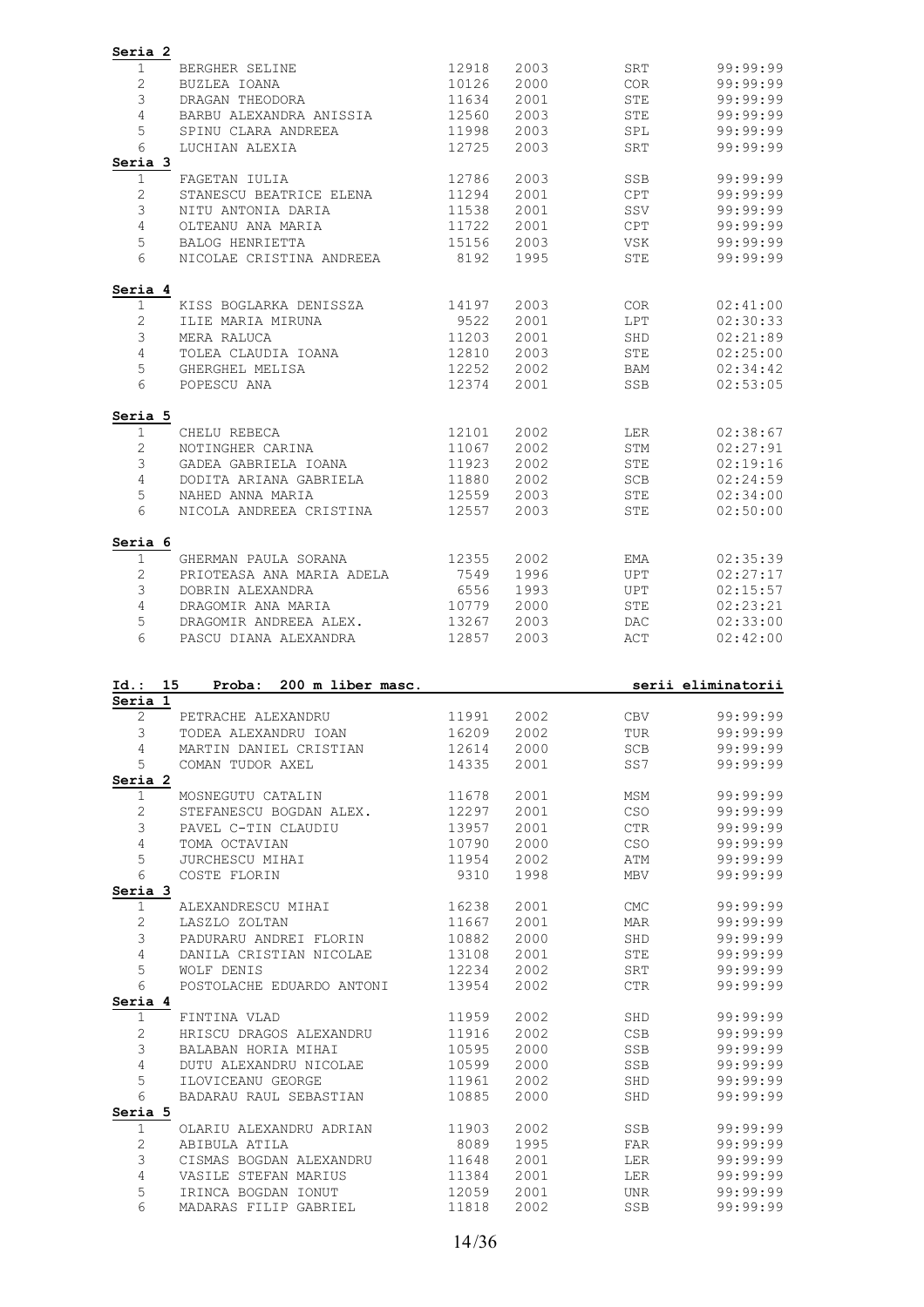**Seria 2**

| | | | | | |
|---|---|---|---|---|---|
| 1 | BERGHER SELINE | 12918 | 2003 | SRT | 99:99:99 |
| 2 | BUZLEA IOANA | 10126 | 2000 | COR | 99:99:99 |
| 3 | DRAGAN THEODORA | 11634 | 2001 | STE | 99:99:99 |
| 4 | BARBU ALEXANDRA ANISSIA | 12560 | 2003 | STE | 99:99:99 |
| 5 | SPINU CLARA ANDREEA | 11998 | 2003 | SPL | 99:99:99 |
| 6 | LUCHIAN ALEXIA | 12725 | 2003 | SRT | 99:99:99 |

**Seria 3**

| | | | | | |
|---|---|---|---|---|---|
| 1 | FAGETAN IULIA | 12786 | 2003 | SSB | 99:99:99 |
| 2 | STANESCU BEATRICE ELENA | 11294 | 2001 | CPT | 99:99:99 |
| 3 | NITU ANTONIA DARIA | 11538 | 2001 | SSV | 99:99:99 |
| 4 | OLTEANU ANA MARIA | 11722 | 2001 | CPT | 99:99:99 |
| 5 | BALOG HENRIETTA | 15156 | 2003 | VSK | 99:99:99 |
| 6 | NICOLAE CRISTINA ANDREEA | 8192 | 1995 | STE | 99:99:99 |

**Seria 4**

| | | | | | |
|---|---|---|---|---|---|
| 1 | KISS BOGLARKA DENISSZA | 14197 | 2003 | COR | 02:41:00 |
| 2 | ILIE MARIA MIRUNA | 9522 | 2001 | LPT | 02:30:33 |
| 3 | MERA RALUCA | 11203 | 2001 | SHD | 02:21:89 |
| 4 | TOLEA CLAUDIA IOANA | 12810 | 2003 | STE | 02:25:00 |
| 5 | GHERGHEL MELISA | 12252 | 2002 | BAM | 02:34:42 |
| 6 | POPESCU ANA | 12374 | 2001 | SSB | 02:53:05 |

**Seria 5**

| | | | | | |
|---|---|---|---|---|---|
| 1 | CHELU REBECA | 12101 | 2002 | LER | 02:38:67 |
| 2 | NOTINGHER CARINA | 11067 | 2002 | STM | 02:27:91 |
| 3 | GADEA GABRIELA IOANA | 11923 | 2002 | STE | 02:19:16 |
| 4 | DODITA ARIANA GABRIELA | 11880 | 2002 | SCB | 02:24:59 |
| 5 | NAHED ANNA MARIA | 12559 | 2003 | STE | 02:34:00 |
| 6 | NICOLA ANDREEA CRISTINA | 12557 | 2003 | STE | 02:50:00 |

**Seria 6**

| | | | | | |
|---|---|---|---|---|---|
| 1 | GHERMAN PAULA SORANA | 12355 | 2002 | EMA | 02:35:39 |
| 2 | PRIOTEASA ANA MARIA ADELA | 7549 | 1996 | UPT | 02:27:17 |
| 3 | DOBRIN ALEXANDRA | 6556 | 1993 | UPT | 02:15:57 |
| 4 | DRAGOMIR ANA MARIA | 10779 | 2000 | STE | 02:23:21 |
| 5 | DRAGOMIR ANDREEA ALEX. | 13267 | 2003 | DAC | 02:33:00 |
| 6 | PASCU DIANA ALEXANDRA | 12857 | 2003 | ACT | 02:42:00 |

**Id.: 15 Proba: 200 m liber masc.** **serii eliminatorii**

**Seria 1**

| | | | | | |
|---|---|---|---|---|---|
| 2 | PETRACHE ALEXANDRU | 11991 | 2002 | CBV | 99:99:99 |
| 3 | TODEA ALEXANDRU IOAN | 16209 | 2002 | TUR | 99:99:99 |
| 4 | MARTIN DANIEL CRISTIAN | 12614 | 2000 | SCB | 99:99:99 |
| 5 | COMAN TUDOR AXEL | 14335 | 2001 | SS7 | 99:99:99 |

**Seria 2**

| | | | | | |
|---|---|---|---|---|---|
| 1 | MOSNEGUTU CATALIN | 11678 | 2001 | MSM | 99:99:99 |
| 2 | STEFANESCU BOGDAN ALEX. | 12297 | 2001 | CSO | 99:99:99 |
| 3 | PAVEL C-TIN CLAUDIU | 13957 | 2001 | CTR | 99:99:99 |
| 4 | TOMA OCTAVIAN | 10790 | 2000 | CSO | 99:99:99 |
| 5 | JURCHESCU MIHAI | 11954 | 2002 | ATM | 99:99:99 |
| 6 | COSTE FLORIN | 9310 | 1998 | MBV | 99:99:99 |

**Seria 3**

| | | | | | |
|---|---|---|---|---|---|
| 1 | ALEXANDRESCU MIHAI | 16238 | 2001 | CMC | 99:99:99 |
| 2 | LASZLO ZOLTAN | 11667 | 2001 | MAR | 99:99:99 |
| 3 | PADURARU ANDREI FLORIN | 10882 | 2000 | SHD | 99:99:99 |
| 4 | DANILA CRISTIAN NICOLAE | 13108 | 2001 | STE | 99:99:99 |
| 5 | WOLF DENIS | 12234 | 2002 | SRT | 99:99:99 |
| 6 | POSTOLACHE EDUARDO ANTONI | 13954 | 2002 | CTR | 99:99:99 |

**Seria 4**

| | | | | | |
|---|---|---|---|---|---|
| 1 | FINTINA VLAD | 11959 | 2002 | SHD | 99:99:99 |
| 2 | HRISCU DRAGOS ALEXANDRU | 11916 | 2002 | CSB | 99:99:99 |
| 3 | BALABAN HORIA MIHAI | 10595 | 2000 | SSB | 99:99:99 |
| 4 | DUTU ALEXANDRU NICOLAE | 10599 | 2000 | SSB | 99:99:99 |
| 5 | ILOVICEANU GEORGE | 11961 | 2002 | SHD | 99:99:99 |
| 6 | BADARAU RAUL SEBASTIAN | 10885 | 2000 | SHD | 99:99:99 |

**Seria 5**

| | | | | | |
|---|---|---|---|---|---|
| 1 | OLARIU ALEXANDRU ADRIAN | 11903 | 2002 | SSB | 99:99:99 |
| 2 | ABIBULA ATILA | 8089 | 1995 | FAR | 99:99:99 |
| 3 | CISMAS BOGDAN ALEXANDRU | 11648 | 2001 | LER | 99:99:99 |
| 4 | VASILE STEFAN MARIUS | 11384 | 2001 | LER | 99:99:99 |
| 5 | IRINCA BOGDAN IONUT | 12059 | 2001 | UNR | 99:99:99 |
| 6 | MADARAS FILIP GABRIEL | 11818 | 2002 | SSB | 99:99:99 |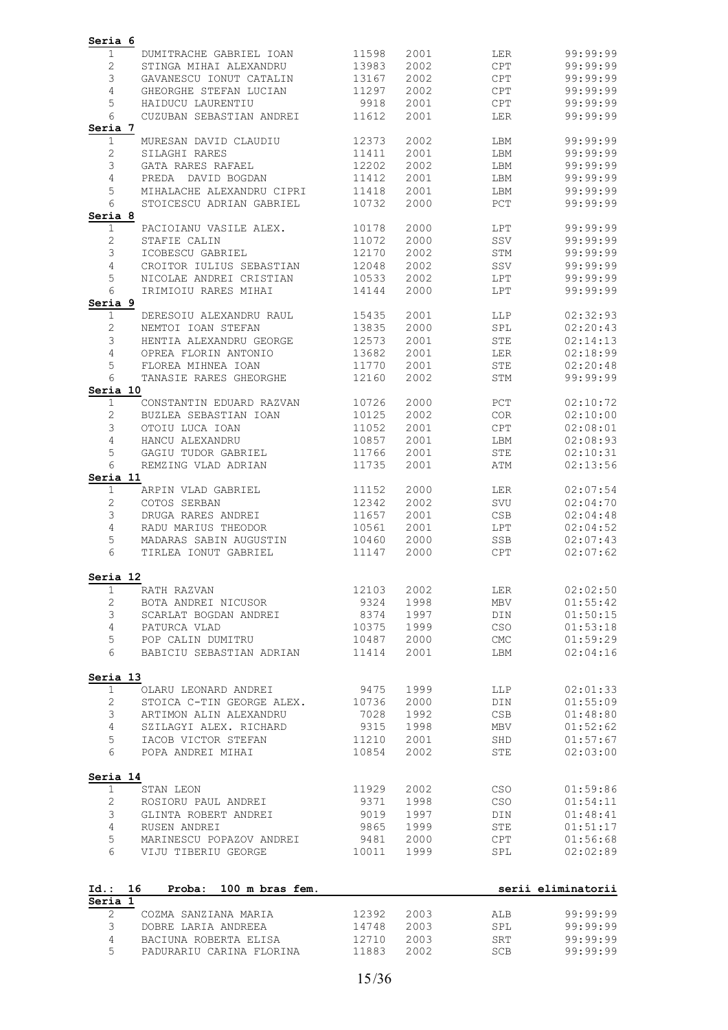**Seria 6**

| | | | | | |
|---|---|---|---|---|---|
| 1 | DUMITRACHE GABRIEL IOAN | 11598 | 2001 | LER | 99:99:99 |
| 2 | STINGA MIHAI ALEXANDRU | 13983 | 2002 | CPT | 99:99:99 |
| 3 | GAVANESCU IONUT CATALIN | 13167 | 2002 | CPT | 99:99:99 |
| 4 | GHEORGHE STEFAN LUCIAN | 11297 | 2002 | CPT | 99:99:99 |
| 5 | HAIDUCU LAURENTIU | 9918 | 2001 | CPT | 99:99:99 |
| 6 | CUZUBAN SEBASTIAN ANDREI | 11612 | 2001 | LER | 99:99:99 |

**Seria 7**

| | | | | | |
|---|---|---|---|---|---|
| 1 | MURESAN DAVID CLAUDIU | 12373 | 2002 | LBM | 99:99:99 |
| 2 | SILAGHI RARES | 11411 | 2001 | LBM | 99:99:99 |
| 3 | GATA RARES RAFAEL | 12202 | 2002 | LBM | 99:99:99 |
| 4 | PREDA DAVID BOGDAN | 11412 | 2001 | LBM | 99:99:99 |
| 5 | MIHALACHE ALEXANDRU CIPRI | 11418 | 2001 | LBM | 99:99:99 |
| 6 | STOICESCU ADRIAN GABRIEL | 10732 | 2000 | PCT | 99:99:99 |

**Seria 8**

| | | | | | |
|---|---|---|---|---|---|
| 1 | PACIOIANU VASILE ALEX. | 10178 | 2000 | LPT | 99:99:99 |
| 2 | STAFIE CALIN | 11072 | 2000 | SSV | 99:99:99 |
| 3 | ICOBESCU GABRIEL | 12170 | 2002 | STM | 99:99:99 |
| 4 | CROITOR IULIUS SEBASTIAN | 12048 | 2002 | SSV | 99:99:99 |
| 5 | NICOLAE ANDREI CRISTIAN | 10533 | 2002 | LPT | 99:99:99 |
| 6 | IRIMIOIU RARES MIHAI | 14144 | 2000 | LPT | 99:99:99 |

**Seria 9**

| | | | | | |
|---|---|---|---|---|---|
| 1 | DERESOIU ALEXANDRU RAUL | 15435 | 2001 | LLP | 02:32:93 |
| 2 | NEMTOI IOAN STEFAN | 13835 | 2000 | SPL | 02:20:43 |
| 3 | HENTIA ALEXANDRU GEORGE | 12573 | 2001 | STE | 02:14:13 |
| 4 | OPREA FLORIN ANTONIO | 13682 | 2001 | LER | 02:18:99 |
| 5 | FLOREA MIHNEA IOAN | 11770 | 2001 | STE | 02:20:48 |
| 6 | TANASIE RARES GHEORGHE | 12160 | 2002 | STM | 99:99:99 |

**Seria 10**

| | | | | | |
|---|---|---|---|---|---|
| 1 | CONSTANTIN EDUARD RAZVAN | 10726 | 2000 | PCT | 02:10:72 |
| 2 | BUZLEA SEBASTIAN IOAN | 10125 | 2002 | COR | 02:10:00 |
| 3 | OTOIU LUCA IOAN | 11052 | 2001 | CPT | 02:08:01 |
| 4 | HANCU ALEXANDRU | 10857 | 2001 | LBM | 02:08:93 |
| 5 | GAGIU TUDOR GABRIEL | 11766 | 2001 | STE | 02:10:31 |
| 6 | REMZING VLAD ADRIAN | 11735 | 2001 | ATM | 02:13:56 |

**Seria 11**

| | | | | | |
|---|---|---|---|---|---|
| 1 | ARPIN VLAD GABRIEL | 11152 | 2000 | LER | 02:07:54 |
| 2 | COTOS SERBAN | 12342 | 2002 | SVU | 02:04:70 |
| 3 | DRUGA RARES ANDREI | 11657 | 2001 | CSB | 02:04:48 |
| 4 | RADU MARIUS THEODOR | 10561 | 2001 | LPT | 02:04:52 |
| 5 | MADARAS SABIN AUGUSTIN | 10460 | 2000 | SSB | 02:07:43 |
| 6 | TIRLEA IONUT GABRIEL | 11147 | 2000 | CPT | 02:07:62 |

**Seria 12**

| | | | | | |
|---|---|---|---|---|---|
| 1 | RATH RAZVAN | 12103 | 2002 | LER | 02:02:50 |
| 2 | BOTA ANDREI NICUSOR | 9324 | 1998 | MBV | 01:55:42 |
| 3 | SCARLAT BOGDAN ANDREI | 8374 | 1997 | DIN | 01:50:15 |
| 4 | PATURCA VLAD | 10375 | 1999 | CSO | 01:53:18 |
| 5 | POP CALIN DUMITRU | 10487 | 2000 | CMC | 01:59:29 |
| 6 | BABICIU SEBASTIAN ADRIAN | 11414 | 2001 | LBM | 02:04:16 |

**Seria 13**

| | | | | | |
|---|---|---|---|---|---|
| 1 | OLARU LEONARD ANDREI | 9475 | 1999 | LLP | 02:01:33 |
| 2 | STOICA C-TIN GEORGE ALEX. | 10736 | 2000 | DIN | 01:55:09 |
| 3 | ARTIMON ALIN ALEXANDRU | 7028 | 1992 | CSB | 01:48:80 |
| 4 | SZILAGYI ALEX. RICHARD | 9315 | 1998 | MBV | 01:52:62 |
| 5 | IACOB VICTOR STEFAN | 11210 | 2001 | SHD | 01:57:67 |
| 6 | POPA ANDREI MIHAI | 10854 | 2002 | STE | 02:03:00 |

**Seria 14**

| | | | | | |
|---|---|---|---|---|---|
| 1 | STAN LEON | 11929 | 2002 | CSO | 01:59:86 |
| 2 | ROSIORU PAUL ANDREI | 9371 | 1998 | CSO | 01:54:11 |
| 3 | GLINTA ROBERT ANDREI | 9019 | 1997 | DIN | 01:48:41 |
| 4 | RUSEN ANDREI | 9865 | 1999 | STE | 01:51:17 |
| 5 | MARINESCU POPAZOV ANDREI | 9481 | 2000 | CPT | 01:56:68 |
| 6 | VIJU TIBERIU GEORGE | 10011 | 1999 | SPL | 02:02:89 |

**Id.: 16 Proba: 100 m bras fem.** — **serii eliminatorii**

**Seria 1**

| | | | | | |
|---|---|---|---|---|---|
| 2 | COZMA SANZIANA MARIA | 12392 | 2003 | ALB | 99:99:99 |
| 3 | DOBRE LARIA ANDREEA | 14748 | 2003 | SPL | 99:99:99 |
| 4 | BACIUNA ROBERTA ELISA | 12710 | 2003 | SRT | 99:99:99 |
| 5 | PADURARIU CARINA FLORINA | 11883 | 2002 | SCB | 99:99:99 |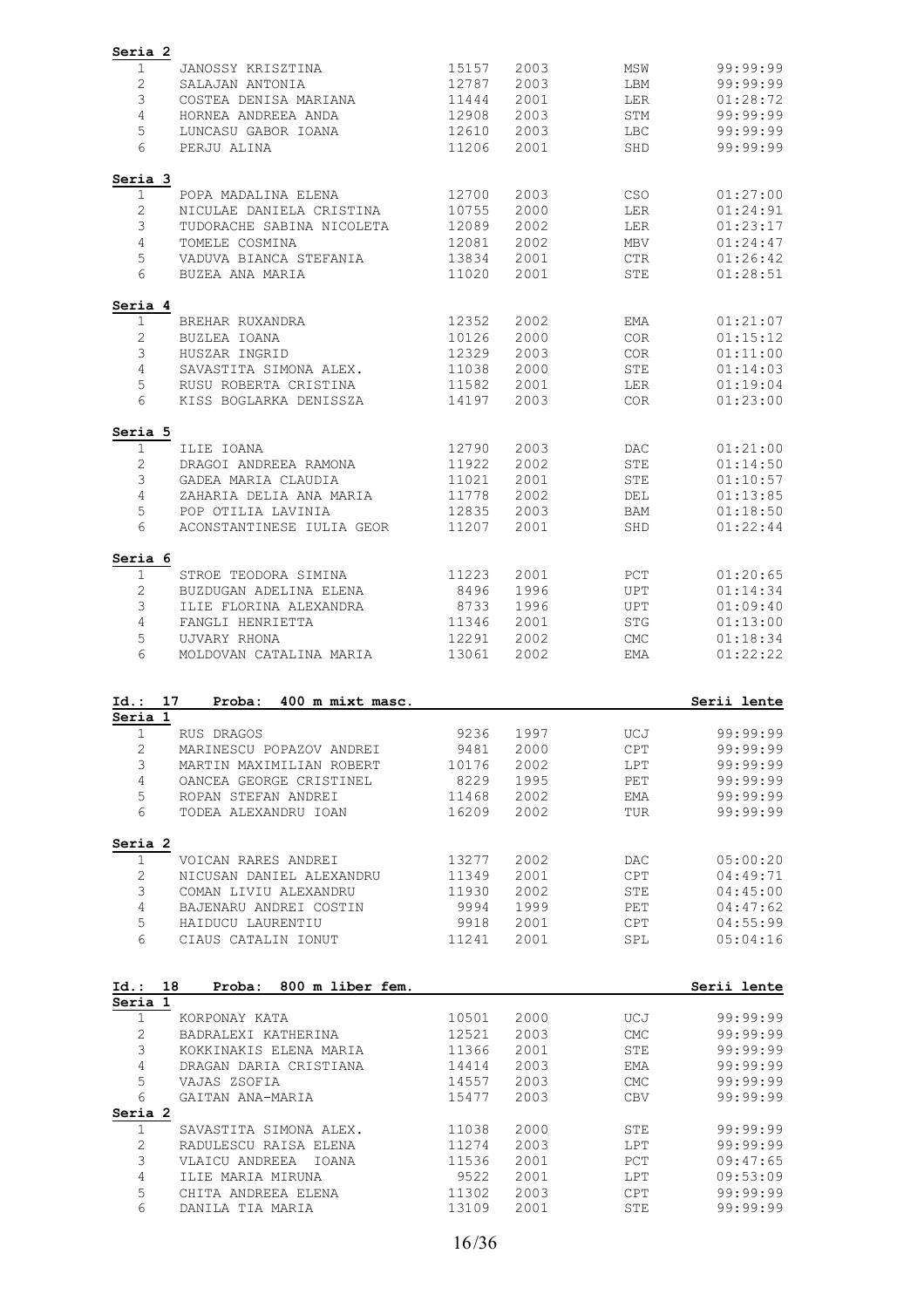**Seria 2**

| | | | | | |
|---|---|---|---|---|---|
| 1 | JANOSSY KRISZTINA | 15157 | 2003 | MSW | 99:99:99 |
| 2 | SALAJAN ANTONIA | 12787 | 2003 | LBM | 99:99:99 |
| 3 | COSTEA DENISA MARIANA | 11444 | 2001 | LER | 01:28:72 |
| 4 | HORNEA ANDREEA ANDA | 12908 | 2003 | STM | 99:99:99 |
| 5 | LUNCASU GABOR IOANA | 12610 | 2003 | LBC | 99:99:99 |
| 6 | PERJU ALINA | 11206 | 2001 | SHD | 99:99:99 |

**Seria 3**

| | | | | | |
|---|---|---|---|---|---|
| 1 | POPA MADALINA ELENA | 12700 | 2003 | CSO | 01:27:00 |
| 2 | NICULAE DANIELA CRISTINA | 10755 | 2000 | LER | 01:24:91 |
| 3 | TUDORACHE SABINA NICOLETA | 12089 | 2002 | LER | 01:23:17 |
| 4 | TOMELE COSMINA | 12081 | 2002 | MBV | 01:24:47 |
| 5 | VADUVA BIANCA STEFANIA | 13834 | 2001 | CTR | 01:26:42 |
| 6 | BUZEA ANA MARIA | 11020 | 2001 | STE | 01:28:51 |

**Seria 4**

| | | | | | |
|---|---|---|---|---|---|
| 1 | BREHAR RUXANDRA | 12352 | 2002 | EMA | 01:21:07 |
| 2 | BUZLEA IOANA | 10126 | 2000 | COR | 01:15:12 |
| 3 | HUSZAR INGRID | 12329 | 2003 | COR | 01:11:00 |
| 4 | SAVASTITA SIMONA ALEX. | 11038 | 2000 | STE | 01:14:03 |
| 5 | RUSU ROBERTA CRISTINA | 11582 | 2001 | LER | 01:19:04 |
| 6 | KISS BOGLARKA DENISSZA | 14197 | 2003 | COR | 01:23:00 |

**Seria 5**

| | | | | | |
|---|---|---|---|---|---|
| 1 | ILIE IOANA | 12790 | 2003 | DAC | 01:21:00 |
| 2 | DRAGOI ANDREEA RAMONA | 11922 | 2002 | STE | 01:14:50 |
| 3 | GADEA MARIA CLAUDIA | 11021 | 2001 | STE | 01:10:57 |
| 4 | ZAHARIA DELIA ANA MARIA | 11778 | 2002 | DEL | 01:13:85 |
| 5 | POP OTILIA LAVINIA | 12835 | 2003 | BAM | 01:18:50 |
| 6 | ACONSTANTINESE IULIA GEOR | 11207 | 2001 | SHD | 01:22:44 |

**Seria 6**

| | | | | | |
|---|---|---|---|---|---|
| 1 | STROE TEODORA SIMINA | 11223 | 2001 | PCT | 01:20:65 |
| 2 | BUZDUGAN ADELINA ELENA | 8496 | 1996 | UPT | 01:14:34 |
| 3 | ILIE FLORINA ALEXANDRA | 8733 | 1996 | UPT | 01:09:40 |
| 4 | FANGLI HENRIETTA | 11346 | 2001 | STG | 01:13:00 |
| 5 | UJVARY RHONA | 12291 | 2002 | CMC | 01:18:34 |
| 6 | MOLDOVAN CATALINA MARIA | 13061 | 2002 | EMA | 01:22:22 |

**Id.: 17 Proba: 400 m mixt masc.** — **Serii lente**

**Seria 1**

| | | | | | |
|---|---|---|---|---|---|
| 1 | RUS DRAGOS | 9236 | 1997 | UCJ | 99:99:99 |
| 2 | MARINESCU POPAZOV ANDREI | 9481 | 2000 | CPT | 99:99:99 |
| 3 | MARTIN MAXIMILIAN ROBERT | 10176 | 2002 | LPT | 99:99:99 |
| 4 | OANCEA GEORGE CRISTINEL | 8229 | 1995 | PET | 99:99:99 |
| 5 | ROPAN STEFAN ANDREI | 11468 | 2002 | EMA | 99:99:99 |
| 6 | TODEA ALEXANDRU IOAN | 16209 | 2002 | TUR | 99:99:99 |

**Seria 2**

| | | | | | |
|---|---|---|---|---|---|
| 1 | VOICAN RARES ANDREI | 13277 | 2002 | DAC | 05:00:20 |
| 2 | NICUSAN DANIEL ALEXANDRU | 11349 | 2001 | CPT | 04:49:71 |
| 3 | COMAN LIVIU ALEXANDRU | 11930 | 2002 | STE | 04:45:00 |
| 4 | BAJENARU ANDREI COSTIN | 9994 | 1999 | PET | 04:47:62 |
| 5 | HAIDUCU LAURENTIU | 9918 | 2001 | CPT | 04:55:99 |
| 6 | CIAUS CATALIN IONUT | 11241 | 2001 | SPL | 05:04:16 |

**Id.: 18 Proba: 800 m liber fem.** — **Serii lente**

**Seria 1**

| | | | | | |
|---|---|---|---|---|---|
| 1 | KORPONAY KATA | 10501 | 2000 | UCJ | 99:99:99 |
| 2 | BADRALEXI KATHERINA | 12521 | 2003 | CMC | 99:99:99 |
| 3 | KOKKINAKIS ELENA MARIA | 11366 | 2001 | STE | 99:99:99 |
| 4 | DRAGAN DARIA CRISTIANA | 14414 | 2003 | EMA | 99:99:99 |
| 5 | VAJAS ZSOFIA | 14557 | 2003 | CMC | 99:99:99 |
| 6 | GAITAN ANA-MARIA | 15477 | 2003 | CBV | 99:99:99 |

**Seria 2**

| | | | | | |
|---|---|---|---|---|---|
| 1 | SAVASTITA SIMONA ALEX. | 11038 | 2000 | STE | 99:99:99 |
| 2 | RADULESCU RAISA ELENA | 11274 | 2003 | LPT | 99:99:99 |
| 3 | VLAICU ANDREEA IOANA | 11536 | 2001 | PCT | 09:47:65 |
| 4 | ILIE MARIA MIRUNA | 9522 | 2001 | LPT | 09:53:09 |
| 5 | CHITA ANDREEA ELENA | 11302 | 2003 | CPT | 99:99:99 |
| 6 | DANILA TIA MARIA | 13109 | 2001 | STE | 99:99:99 |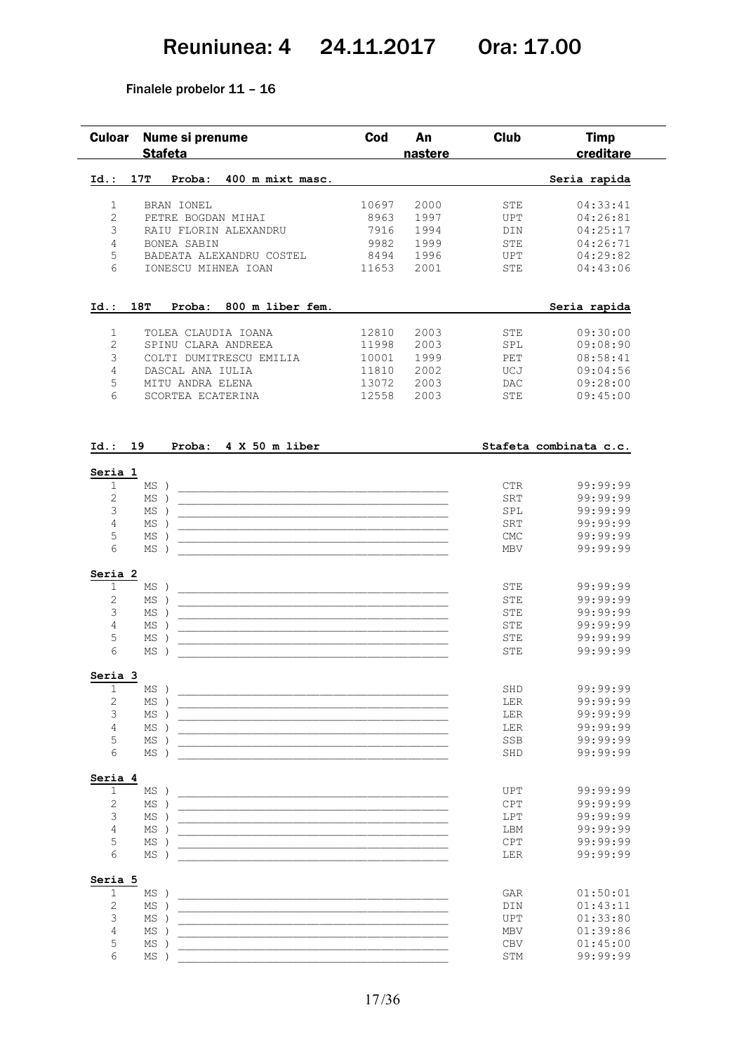# Reuniunea: 4 24.11.2017 Ora: 17.00

Finalele probelor 11 – 16

| Culoar | Nume si prenume Stafeta | Cod | An nastere | Club | Timp creditare |
|---|---|---|---|---|---|
| **Id.: 17T** | **Proba: 400 m mixt masc.** | | | | **Seria rapida** |
| 1 | BRAN IONEL | 10697 | 2000 | STE | 04:33:41 |
| 2 | PETRE BOGDAN MIHAI | 8963 | 1997 | UPT | 04:26:81 |
| 3 | RAIU FLORIN ALEXANDRU | 7916 | 1994 | DIN | 04:25:17 |
| 4 | BONEA SABIN | 9982 | 1999 | STE | 04:26:71 |
| 5 | BADEATA ALEXANDRU COSTEL | 8494 | 1996 | UPT | 04:29:82 |
| 6 | IONESCU MIHNEA IOAN | 11653 | 2001 | STE | 04:43:06 |
| **Id.: 18T** | **Proba: 800 m liber fem.** | | | | **Seria rapida** |
| 1 | TOLEA CLAUDIA IOANA | 12810 | 2003 | STE | 09:30:00 |
| 2 | SPINU CLARA ANDREEA | 11998 | 2003 | SPL | 09:08:90 |
| 3 | COLTI DUMITRESCU EMILIA | 10001 | 1999 | PET | 08:58:41 |
| 4 | DASCAL ANA IULIA | 11810 | 2002 | UCJ | 09:04:56 |
| 5 | MITU ANDRA ELENA | 13072 | 2003 | DAC | 09:28:00 |
| 6 | SCORTEA ECATERINA | 12558 | 2003 | STE | 09:45:00 |
| **Id.: 19** | **Proba: 4 X 50 m liber** | | | | **Stafeta combinata c.c.** |
| **Seria 1** | | | | | |
| 1 | MS ) | | | CTR | 99:99:99 |
| 2 | MS ) | | | SRT | 99:99:99 |
| 3 | MS ) | | | SPL | 99:99:99 |
| 4 | MS ) | | | SRT | 99:99:99 |
| 5 | MS ) | | | CMC | 99:99:99 |
| 6 | MS ) | | | MBV | 99:99:99 |
| **Seria 2** | | | | | |
| 1 | MS ) | | | STE | 99:99:99 |
| 2 | MS ) | | | STE | 99:99:99 |
| 3 | MS ) | | | STE | 99:99:99 |
| 4 | MS ) | | | STE | 99:99:99 |
| 5 | MS ) | | | STE | 99:99:99 |
| 6 | MS ) | | | STE | 99:99:99 |
| **Seria 3** | | | | | |
| 1 | MS ) | | | SHD | 99:99:99 |
| 2 | MS ) | | | LER | 99:99:99 |
| 3 | MS ) | | | LER | 99:99:99 |
| 4 | MS ) | | | LER | 99:99:99 |
| 5 | MS ) | | | SSB | 99:99:99 |
| 6 | MS ) | | | SHD | 99:99:99 |
| **Seria 4** | | | | | |
| 1 | MS ) | | | UPT | 99:99:99 |
| 2 | MS ) | | | CPT | 99:99:99 |
| 3 | MS ) | | | LPT | 99:99:99 |
| 4 | MS ) | | | LBM | 99:99:99 |
| 5 | MS ) | | | CPT | 99:99:99 |
| 6 | MS ) | | | LER | 99:99:99 |
| **Seria 5** | | | | | |
| 1 | MS ) | | | GAR | 01:50:01 |
| 2 | MS ) | | | DIN | 01:43:11 |
| 3 | MS ) | | | UPT | 01:33:80 |
| 4 | MS ) | | | MBV | 01:39:86 |
| 5 | MS ) | | | CBV | 01:45:00 |
| 6 | MS ) | | | STM | 99:99:99 |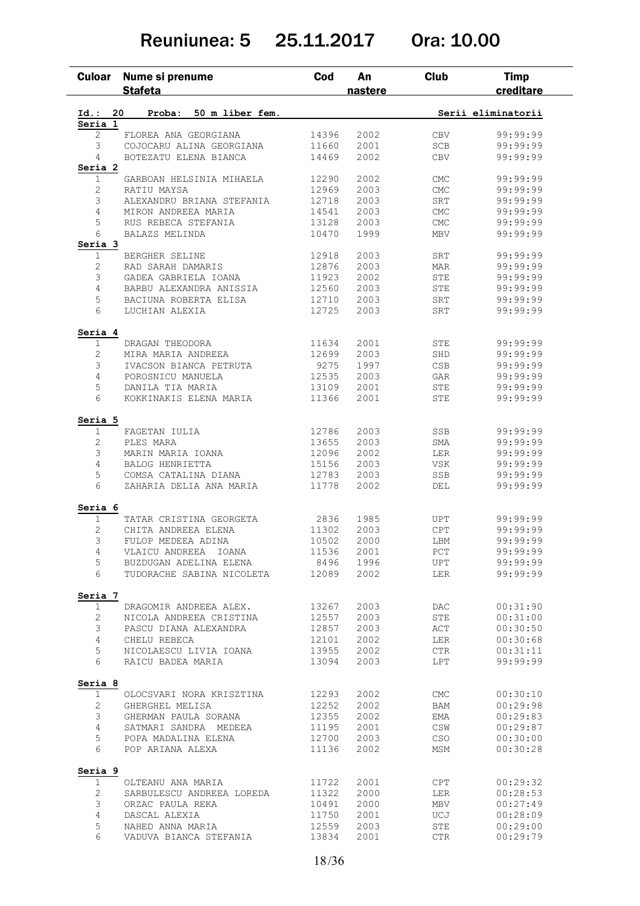# Reuniunea: 5 25.11.2017 Ora: 10.00

| Culoar | Nume si prenume<br>Stafeta | Cod | An nastere | Club | Timp creditare |
|---|---|---|---|---|---|
| **Id.: 20** | **Proba: 50 m liber fem.** | | | | **Serii eliminatorii** |
| **Seria 1** | | | | | |
| 2 | FLOREA ANA GEORGIANA | 14396 | 2002 | CBV | 99:99:99 |
| 3 | COJOCARU ALINA GEORGIANA | 11660 | 2001 | SCB | 99:99:99 |
| 4 | BOTEZATU ELENA BIANCA | 14469 | 2002 | CBV | 99:99:99 |
| **Seria 2** | | | | | |
| 1 | GARBOAN HELSINIA MIHAELA | 12290 | 2002 | CMC | 99:99:99 |
| 2 | RATIU MAYSA | 12969 | 2003 | CMC | 99:99:99 |
| 3 | ALEXANDRU BRIANA STEFANIA | 12718 | 2003 | SRT | 99:99:99 |
| 4 | MIRON ANDREEA MARIA | 14541 | 2003 | CMC | 99:99:99 |
| 5 | RUS REBECA STEFANIA | 13128 | 2003 | CMC | 99:99:99 |
| 6 | BALAZS MELINDA | 10470 | 1999 | MBV | 99:99:99 |
| **Seria 3** | | | | | |
| 1 | BERGHER SELINE | 12918 | 2003 | SRT | 99:99:99 |
| 2 | RAD SARAH DAMARIS | 12876 | 2003 | MAR | 99:99:99 |
| 3 | GADEA GABRIELA IOANA | 11923 | 2002 | STE | 99:99:99 |
| 4 | BARBU ALEXANDRA ANISSIA | 12560 | 2003 | STE | 99:99:99 |
| 5 | BACIUNA ROBERTA ELISA | 12710 | 2003 | SRT | 99:99:99 |
| 6 | LUCHIAN ALEXIA | 12725 | 2003 | SRT | 99:99:99 |
| **Seria 4** | | | | | |
| 1 | DRAGAN THEODORA | 11634 | 2001 | STE | 99:99:99 |
| 2 | MIRA MARIA ANDREEA | 12699 | 2003 | SHD | 99:99:99 |
| 3 | IVACSON BIANCA PETRUTA | 9275 | 1997 | CSB | 99:99:99 |
| 4 | POROSNICU MANUELA | 12535 | 2003 | GAR | 99:99:99 |
| 5 | DANILA TIA MARIA | 13109 | 2001 | STE | 99:99:99 |
| 6 | KOKKINAKIS ELENA MARIA | 11366 | 2001 | STE | 99:99:99 |
| **Seria 5** | | | | | |
| 1 | FAGETAN IULIA | 12786 | 2003 | SSB | 99:99:99 |
| 2 | PLES MARA | 13655 | 2003 | SMA | 99:99:99 |
| 3 | MARIN MARIA IOANA | 12096 | 2002 | LER | 99:99:99 |
| 4 | BALOG HENRIETTA | 15156 | 2003 | VSK | 99:99:99 |
| 5 | COMSA CATALINA DIANA | 12783 | 2003 | SSB | 99:99:99 |
| 6 | ZAHARIA DELIA ANA MARIA | 11778 | 2002 | DEL | 99:99:99 |
| **Seria 6** | | | | | |
| 1 | TATAR CRISTINA GEORGETA | 2836 | 1985 | UPT | 99:99:99 |
| 2 | CHITA ANDREEA ELENA | 11302 | 2003 | CPT | 99:99:99 |
| 3 | FULOP MEDEEA ADINA | 10502 | 2000 | LBM | 99:99:99 |
| 4 | VLAICU ANDREEA IOANA | 11536 | 2001 | PCT | 99:99:99 |
| 5 | BUZDUGAN ADELINA ELENA | 8496 | 1996 | UPT | 99:99:99 |
| 6 | TUDORACHE SABINA NICOLETA | 12089 | 2002 | LER | 99:99:99 |
| **Seria 7** | | | | | |
| 1 | DRAGOMIR ANDREEA ALEX. | 13267 | 2003 | DAC | 00:31:90 |
| 2 | NICOLA ANDREEA CRISTINA | 12557 | 2003 | STE | 00:31:00 |
| 3 | PASCU DIANA ALEXANDRA | 12857 | 2003 | ACT | 00:30:50 |
| 4 | CHELU REBECA | 12101 | 2002 | LER | 00:30:68 |
| 5 | NICOLAESCU LIVIA IOANA | 13955 | 2002 | CTR | 00:31:11 |
| 6 | RAICU BADEA MARIA | 13094 | 2003 | LPT | 99:99:99 |
| **Seria 8** | | | | | |
| 1 | OLOCSVARI NORA KRISZTINA | 12293 | 2002 | CMC | 00:30:10 |
| 2 | GHERGHEL MELISA | 12252 | 2002 | BAM | 00:29:98 |
| 3 | GHERMAN PAULA SORANA | 12355 | 2002 | EMA | 00:29:83 |
| 4 | SATMARI SANDRA MEDEEA | 11195 | 2001 | CSW | 00:29:87 |
| 5 | POPA MADALINA ELENA | 12700 | 2003 | CSO | 00:30:00 |
| 6 | POP ARIANA ALEXA | 11136 | 2002 | MSM | 00:30:28 |
| **Seria 9** | | | | | |
| 1 | OLTEANU ANA MARIA | 11722 | 2001 | CPT | 00:29:32 |
| 2 | SARBULESCU ANDREEA LOREDA | 11322 | 2000 | LER | 00:28:53 |
| 3 | ORZAC PAULA REKA | 10491 | 2000 | MBV | 00:27:49 |
| 4 | DASCAL ALEXIA | 11750 | 2001 | UCJ | 00:28:09 |
| 5 | NAHED ANNA MARIA | 12559 | 2003 | STE | 00:29:00 |
| 6 | VADUVA BIANCA STEFANIA | 13834 | 2001 | CTR | 00:29:79 |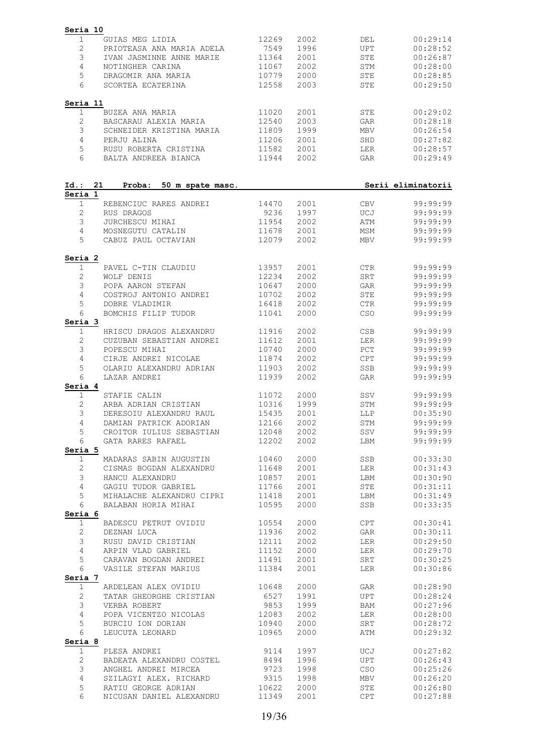**Seria 10**

| | | | | | |
|---|---|---|---|---|---|
| 1 | GUIAS MEG LIDIA | 12269 | 2002 | DEL | 00:29:14 |
| 2 | PRIOTEASA ANA MARIA ADELA | 7549 | 1996 | UPT | 00:28:52 |
| 3 | IVAN JASMINNE ANNE MARIE | 11364 | 2001 | STE | 00:26:87 |
| 4 | NOTINGHER CARINA | 11067 | 2002 | STM | 00:28:00 |
| 5 | DRAGOMIR ANA MARIA | 10779 | 2000 | STE | 00:28:85 |
| 6 | SCORTEA ECATERINA | 12558 | 2003 | STE | 00:29:50 |

**Seria 11**

| | | | | | |
|---|---|---|---|---|---|
| 1 | BUZEA ANA MARIA | 11020 | 2001 | STE | 00:29:02 |
| 2 | BASCARAU ALEXIA MARIA | 12540 | 2003 | GAR | 00:28:18 |
| 3 | SCHNEIDER KRISTINA MARIA | 11809 | 1999 | MBV | 00:26:54 |
| 4 | PERJU ALINA | 11206 | 2001 | SHD | 00:27:82 |
| 5 | RUSU ROBERTA CRISTINA | 11582 | 2001 | LER | 00:28:57 |
| 6 | BALTA ANDREEA BIANCA | 11944 | 2002 | GAR | 00:29:49 |

**Id.: 21 Proba: 50 m spate masc.** **Serii eliminatorii**

**Seria 1**

| | | | | | |
|---|---|---|---|---|---|
| 1 | REBENCIUC RARES ANDREI | 14470 | 2001 | CBV | 99:99:99 |
| 2 | RUS DRAGOS | 9236 | 1997 | UCJ | 99:99:99 |
| 3 | JURCHESCU MIHAI | 11954 | 2002 | ATM | 99:99:99 |
| 4 | MOSNEGUTU CATALIN | 11678 | 2001 | MSM | 99:99:99 |
| 5 | CABUZ PAUL OCTAVIAN | 12079 | 2002 | MBV | 99:99:99 |

**Seria 2**

| | | | | | |
|---|---|---|---|---|---|
| 1 | PAVEL C-TIN CLAUDIU | 13957 | 2001 | CTR | 99:99:99 |
| 2 | WOLF DENIS | 12234 | 2002 | SRT | 99:99:99 |
| 3 | POPA AARON STEFAN | 10647 | 2000 | GAR | 99:99:99 |
| 4 | COSTROJ ANTONIO ANDREI | 10702 | 2002 | STE | 99:99:99 |
| 5 | DOBRE VLADIMIR | 16418 | 2002 | CTR | 99:99:99 |
| 6 | BOMCHIS FILIP TUDOR | 11041 | 2000 | CSO | 99:99:99 |

**Seria 3**

| | | | | | |
|---|---|---|---|---|---|
| 1 | HRISCU DRAGOS ALEXANDRU | 11916 | 2002 | CSB | 99:99:99 |
| 2 | CUZUBAN SEBASTIAN ANDREI | 11612 | 2001 | LER | 99:99:99 |
| 3 | POPESCU MIHAI | 10740 | 2000 | PCT | 99:99:99 |
| 4 | CIRJE ANDREI NICOLAE | 11874 | 2002 | CPT | 99:99:99 |
| 5 | OLARIU ALEXANDRU ADRIAN | 11903 | 2002 | SSB | 99:99:99 |
| 6 | LAZAR ANDREI | 11939 | 2002 | GAR | 99:99:99 |

**Seria 4**

| | | | | | |
|---|---|---|---|---|---|
| 1 | STAFIE CALIN | 11072 | 2000 | SSV | 99:99:99 |
| 2 | ARBA ADRIAN CRISTIAN | 10316 | 1999 | STM | 99:99:99 |
| 3 | DERESOIU ALEXANDRU RAUL | 15435 | 2001 | LLP | 00:35:90 |
| 4 | DAMIAN PATRICK ADORIAN | 12166 | 2002 | STM | 99:99:99 |
| 5 | CROITOR IULIUS SEBASTIAN | 12048 | 2002 | SSV | 99:99:99 |
| 6 | GATA RARES RAFAEL | 12202 | 2002 | LBM | 99:99:99 |

**Seria 5**

| | | | | | |
|---|---|---|---|---|---|
| 1 | MADARAS SABIN AUGUSTIN | 10460 | 2000 | SSB | 00:33:30 |
| 2 | CISMAS BOGDAN ALEXANDRU | 11648 | 2001 | LER | 00:31:43 |
| 3 | HANCU ALEXANDRU | 10857 | 2001 | LBM | 00:30:90 |
| 4 | GAGIU TUDOR GABRIEL | 11766 | 2001 | STE | 00:31:11 |
| 5 | MIHALACHE ALEXANDRU CIPRI | 11418 | 2001 | LBM | 00:31:49 |
| 6 | BALABAN HORIA MIHAI | 10595 | 2000 | SSB | 00:33:35 |

**Seria 6**

| | | | | | |
|---|---|---|---|---|---|
| 1 | BADESCU PETRUT OVIDIU | 10554 | 2000 | CPT | 00:30:41 |
| 2 | DEZNAN LUCA | 11936 | 2002 | GAR | 00:30:11 |
| 3 | RUSU DAVID CRISTIAN | 12111 | 2002 | LER | 00:29:50 |
| 4 | ARPIN VLAD GABRIEL | 11152 | 2000 | LER | 00:29:70 |
| 5 | CARAVAN BOGDAN ANDREI | 11491 | 2001 | SRT | 00:30:25 |
| 6 | VASILE STEFAN MARIUS | 11384 | 2001 | LER | 00:30:86 |

**Seria 7**

| | | | | | |
|---|---|---|---|---|---|
| 1 | ARDELEAN ALEX OVIDIU | 10648 | 2000 | GAR | 00:28:90 |
| 2 | TATAR GHEORGHE CRISTIAN | 6527 | 1991 | UPT | 00:28:24 |
| 3 | VERBA ROBERT | 9853 | 1999 | BAM | 00:27:96 |
| 4 | POPA VICENTZO NICOLAS | 12083 | 2002 | LER | 00:28:00 |
| 5 | BURCIU ION DORIAN | 10940 | 2000 | SRT | 00:28:72 |
| 6 | LEUCUTA LEONARD | 10965 | 2000 | ATM | 00:29:32 |

**Seria 8**

| | | | | | |
|---|---|---|---|---|---|
| 1 | PLESA ANDREI | 9114 | 1997 | UCJ | 00:27:82 |
| 2 | BADEATA ALEXANDRU COSTEL | 8494 | 1996 | UPT | 00:26:43 |
| 3 | ANGHEL ANDREI MIRCEA | 9723 | 1998 | CSO | 00:25:26 |
| 4 | SZILAGYI ALEX. RICHARD | 9315 | 1998 | MBV | 00:26:20 |
| 5 | RATIU GEORGE ADRIAN | 10622 | 2000 | STE | 00:26:80 |
| 6 | NICUSAN DANIEL ALEXANDRU | 11349 | 2001 | CPT | 00:27:88 |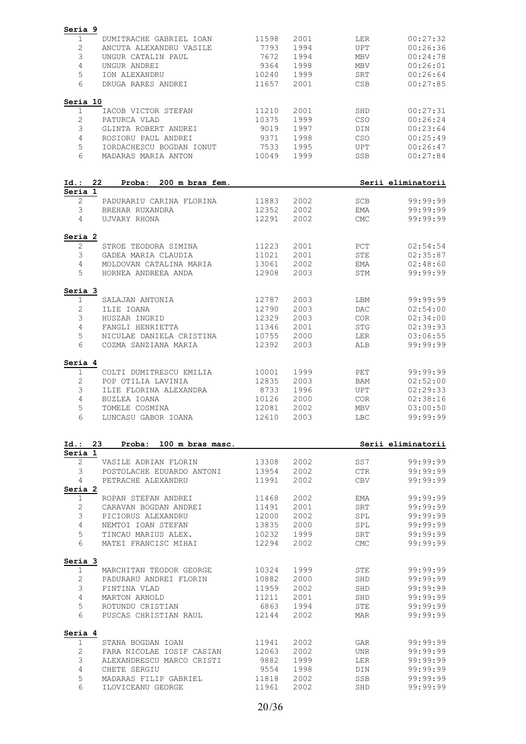**Seria 9**

| | | | | | |
|---|---|---|---|---|---|
| 1 | DUMITRACHE GABRIEL IOAN | 11598 | 2001 | LER | 00:27:32 |
| 2 | ANCUTA ALEXANDRU VASILE | 7793 | 1994 | UPT | 00:26:36 |
| 3 | UNGUR CATALIN PAUL | 7672 | 1994 | MBV | 00:24:78 |
| 4 | UNGUR ANDREI | 9364 | 1998 | MBV | 00:26:01 |
| 5 | ION ALEXANDRU | 10240 | 1999 | SRT | 00:26:64 |
| 6 | DRUGA RARES ANDREI | 11657 | 2001 | CSB | 00:27:85 |

**Seria 10**

| | | | | | |
|---|---|---|---|---|---|
| 1 | IACOB VICTOR STEFAN | 11210 | 2001 | SHD | 00:27:31 |
| 2 | PATURCA VLAD | 10375 | 1999 | CSO | 00:26:24 |
| 3 | GLINTA ROBERT ANDREI | 9019 | 1997 | DIN | 00:23:64 |
| 4 | ROSIORU PAUL ANDREI | 9371 | 1998 | CSO | 00:25:49 |
| 5 | IORDACHESCU BOGDAN IONUT | 7533 | 1995 | UPT | 00:26:47 |
| 6 | MADARAS MARIA ANTON | 10049 | 1999 | SSB | 00:27:84 |

**Id.: 22 Proba: 200 m bras fem.** **Serii eliminatorii**

**Seria 1**

| | | | | | |
|---|---|---|---|---|---|
| 2 | PADURARIU CARINA FLORINA | 11883 | 2002 | SCB | 99:99:99 |
| 3 | BREHAR RUXANDRA | 12352 | 2002 | EMA | 99:99:99 |
| 4 | UJVARY RHONA | 12291 | 2002 | CMC | 99:99:99 |

**Seria 2**

| | | | | | |
|---|---|---|---|---|---|
| 2 | STROE TEODORA SIMINA | 11223 | 2001 | PCT | 02:54:54 |
| 3 | GADEA MARIA CLAUDIA | 11021 | 2001 | STE | 02:35:87 |
| 4 | MOLDOVAN CATALINA MARIA | 13061 | 2002 | EMA | 02:48:60 |
| 5 | HORNEA ANDREEA ANDA | 12908 | 2003 | STM | 99:99:99 |

**Seria 3**

| | | | | | |
|---|---|---|---|---|---|
| 1 | SALAJAN ANTONIA | 12787 | 2003 | LBM | 99:99:99 |
| 2 | ILIE IOANA | 12790 | 2003 | DAC | 02:54:00 |
| 3 | HUSZAR INGRID | 12329 | 2003 | COR | 02:34:00 |
| 4 | FANGLI HENRIETTA | 11346 | 2001 | STG | 02:39:93 |
| 5 | NICULAE DANIELA CRISTINA | 10755 | 2000 | LER | 03:06:55 |
| 6 | COZMA SANZIANA MARIA | 12392 | 2003 | ALB | 99:99:99 |

**Seria 4**

| | | | | | |
|---|---|---|---|---|---|
| 1 | COLTI DUMITRESCU EMILIA | 10001 | 1999 | PET | 99:99:99 |
| 2 | POP OTILIA LAVINIA | 12835 | 2003 | BAM | 02:52:00 |
| 3 | ILIE FLORINA ALEXANDRA | 8733 | 1996 | UPT | 02:29:33 |
| 4 | BUZLEA IOANA | 10126 | 2000 | COR | 02:38:16 |
| 5 | TOMELE COSMINA | 12081 | 2002 | MBV | 03:00:50 |
| 6 | LUNCASU GABOR IOANA | 12610 | 2003 | LBC | 99:99:99 |

**Id.: 23 Proba: 100 m bras masc.** **Serii eliminatorii**

**Seria 1**

| | | | | | |
|---|---|---|---|---|---|
| 2 | VASILE ADRIAN FLORIN | 13308 | 2002 | SS7 | 99:99:99 |
| 3 | POSTOLACHE EDUARDO ANTONI | 13954 | 2002 | CTR | 99:99:99 |
| 4 | PETRACHE ALEXANDRU | 11991 | 2002 | CBV | 99:99:99 |

**Seria 2**

| | | | | | |
|---|---|---|---|---|---|
| 1 | ROPAN STEFAN ANDREI | 11468 | 2002 | EMA | 99:99:99 |
| 2 | CARAVAN BOGDAN ANDREI | 11491 | 2001 | SRT | 99:99:99 |
| 3 | PICIORUS ALEXANDRU | 12000 | 2002 | SPL | 99:99:99 |
| 4 | NEMTOI IOAN STEFAN | 13835 | 2000 | SPL | 99:99:99 |
| 5 | TINCAU MARIUS ALEX. | 10232 | 1999 | SRT | 99:99:99 |
| 6 | MATEI FRANCISC MIHAI | 12294 | 2002 | CMC | 99:99:99 |

**Seria 3**

| | | | | | |
|---|---|---|---|---|---|
| 1 | MARCHITAN TEODOR GEORGE | 10324 | 1999 | STE | 99:99:99 |
| 2 | PADURARU ANDREI FLORIN | 10882 | 2000 | SHD | 99:99:99 |
| 3 | FINTINA VLAD | 11959 | 2002 | SHD | 99:99:99 |
| 4 | MARTON ARNOLD | 11211 | 2001 | SHD | 99:99:99 |
| 5 | ROTUNDU CRISTIAN | 6863 | 1994 | STE | 99:99:99 |
| 6 | PUSCAS CHRISTIAN RAUL | 12144 | 2002 | MAR | 99:99:99 |

**Seria 4**

| | | | | | |
|---|---|---|---|---|---|
| 1 | STANA BOGDAN IOAN | 11941 | 2002 | GAR | 99:99:99 |
| 2 | FARA NICOLAE IOSIF CASIAN | 12063 | 2002 | UNR | 99:99:99 |
| 3 | ALEXANDRESCU MARCO CRISTI | 9882 | 1999 | LER | 99:99:99 |
| 4 | CHETE SERGIU | 9554 | 1998 | DIN | 99:99:99 |
| 5 | MADARAS FILIP GABRIEL | 11818 | 2002 | SSB | 99:99:99 |
| 6 | ILOVICEANU GEORGE | 11961 | 2002 | SHD | 99:99:99 |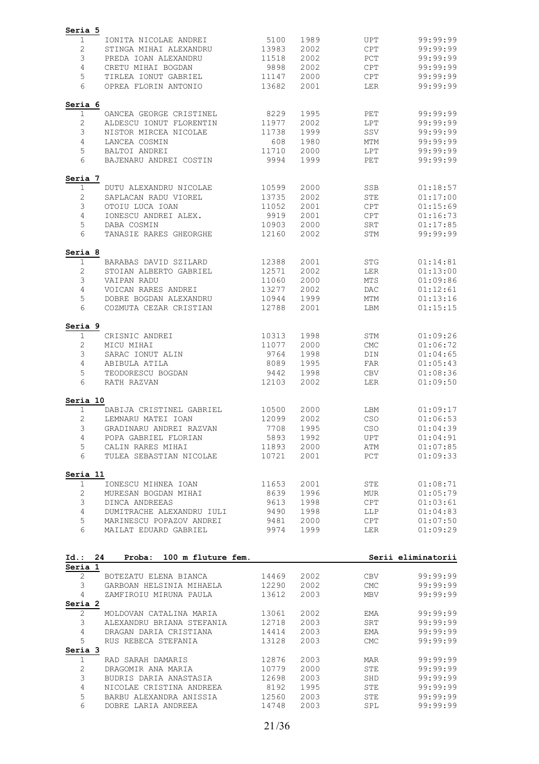**Seria 5**

| | | | | | |
|---|---|---|---|---|---|
| 1 | IONITA NICOLAE ANDREI | 5100 | 1989 | UPT | 99:99:99 |
| 2 | STINGA MIHAI ALEXANDRU | 13983 | 2002 | CPT | 99:99:99 |
| 3 | PREDA IOAN ALEXANDRU | 11518 | 2002 | PCT | 99:99:99 |
| 4 | CRETU MIHAI BOGDAN | 9898 | 2002 | CPT | 99:99:99 |
| 5 | TIRLEA IONUT GABRIEL | 11147 | 2000 | CPT | 99:99:99 |
| 6 | OPREA FLORIN ANTONIO | 13682 | 2001 | LER | 99:99:99 |

**Seria 6**

| | | | | | |
|---|---|---|---|---|---|
| 1 | OANCEA GEORGE CRISTINEL | 8229 | 1995 | PET | 99:99:99 |
| 2 | ALDESCU IONUT FLORENTIN | 11977 | 2002 | LPT | 99:99:99 |
| 3 | NISTOR MIRCEA NICOLAE | 11738 | 1999 | SSV | 99:99:99 |
| 4 | LANCEA COSMIN | 608 | 1980 | MTM | 99:99:99 |
| 5 | BALTOI ANDREI | 11710 | 2000 | LPT | 99:99:99 |
| 6 | BAJENARU ANDREI COSTIN | 9994 | 1999 | PET | 99:99:99 |

**Seria 7**

| | | | | | |
|---|---|---|---|---|---|
| 1 | DUTU ALEXANDRU NICOLAE | 10599 | 2000 | SSB | 01:18:57 |
| 2 | SAPLACAN RADU VIOREL | 13735 | 2002 | STE | 01:17:00 |
| 3 | OTOIU LUCA IOAN | 11052 | 2001 | CPT | 01:15:69 |
| 4 | IONESCU ANDREI ALEX. | 9919 | 2001 | CPT | 01:16:73 |
| 5 | DABA COSMIN | 10903 | 2000 | SRT | 01:17:85 |
| 6 | TANASIE RARES GHEORGHE | 12160 | 2002 | STM | 99:99:99 |

**Seria 8**

| | | | | | |
|---|---|---|---|---|---|
| 1 | BARABAS DAVID SZILARD | 12388 | 2001 | STG | 01:14:81 |
| 2 | STOIAN ALBERTO GABRIEL | 12571 | 2002 | LER | 01:13:00 |
| 3 | VAIPAN RADU | 11060 | 2000 | MTS | 01:09:86 |
| 4 | VOICAN RARES ANDREI | 13277 | 2002 | DAC | 01:12:61 |
| 5 | DOBRE BOGDAN ALEXANDRU | 10944 | 1999 | MTM | 01:13:16 |
| 6 | COZMUTA CEZAR CRISTIAN | 12788 | 2001 | LBM | 01:15:15 |

**Seria 9**

| | | | | | |
|---|---|---|---|---|---|
| 1 | CRISNIC ANDREI | 10313 | 1998 | STM | 01:09:26 |
| 2 | MICU MIHAI | 11077 | 2000 | CMC | 01:06:72 |
| 3 | SARAC IONUT ALIN | 9764 | 1998 | DIN | 01:04:65 |
| 4 | ABIBULA ATILA | 8089 | 1995 | FAR | 01:05:43 |
| 5 | TEODORESCU BOGDAN | 9442 | 1998 | CBV | 01:08:36 |
| 6 | RATH RAZVAN | 12103 | 2002 | LER | 01:09:50 |

**Seria 10**

| | | | | | |
|---|---|---|---|---|---|
| 1 | DABIJA CRISTINEL GABRIEL | 10500 | 2000 | LBM | 01:09:17 |
| 2 | LEMNARU MATEI IOAN | 12099 | 2002 | CSO | 01:06:53 |
| 3 | GRADINARU ANDREI RAZVAN | 7708 | 1995 | CSO | 01:04:39 |
| 4 | POPA GABRIEL FLORIAN | 5893 | 1992 | UPT | 01:04:91 |
| 5 | CALIN RARES MIHAI | 11893 | 2000 | ATM | 01:07:85 |
| 6 | TULEA SEBASTIAN NICOLAE | 10721 | 2001 | PCT | 01:09:33 |

**Seria 11**

| | | | | | |
|---|---|---|---|---|---|
| 1 | IONESCU MIHNEA IOAN | 11653 | 2001 | STE | 01:08:71 |
| 2 | MURESAN BOGDAN MIHAI | 8639 | 1996 | MUR | 01:05:79 |
| 3 | DINCA ANDREEAS | 9613 | 1998 | CPT | 01:03:61 |
| 4 | DUMITRACHE ALEXANDRU IULI | 9490 | 1998 | LLP | 01:04:83 |
| 5 | MARINESCU POPAZOV ANDREI | 9481 | 2000 | CPT | 01:07:50 |
| 6 | MAILAT EDUARD GABRIEL | 9974 | 1999 | LER | 01:09:29 |

## Id.: 24 Proba: 100 m fluture fem. — Serii eliminatorii

**Seria 1**

| | | | | | |
|---|---|---|---|---|---|
| 2 | BOTEZATU ELENA BIANCA | 14469 | 2002 | CBV | 99:99:99 |
| 3 | GARBOAN HELSINIA MIHAELA | 12290 | 2002 | CMC | 99:99:99 |
| 4 | ZAMFIROIU MIRUNA PAULA | 13612 | 2003 | MBV | 99:99:99 |

**Seria 2**

| | | | | | |
|---|---|---|---|---|---|
| 2 | MOLDOVAN CATALINA MARIA | 13061 | 2002 | EMA | 99:99:99 |
| 3 | ALEXANDRU BRIANA STEFANIA | 12718 | 2003 | SRT | 99:99:99 |
| 4 | DRAGAN DARIA CRISTIANA | 14414 | 2003 | EMA | 99:99:99 |
| 5 | RUS REBECA STEFANIA | 13128 | 2003 | CMC | 99:99:99 |

**Seria 3**

| | | | | | |
|---|---|---|---|---|---|
| 1 | RAD SARAH DAMARIS | 12876 | 2003 | MAR | 99:99:99 |
| 2 | DRAGOMIR ANA MARIA | 10779 | 2000 | STE | 99:99:99 |
| 3 | BUDRIS DARIA ANASTASIA | 12698 | 2003 | SHD | 99:99:99 |
| 4 | NICOLAE CRISTINA ANDREEA | 8192 | 1995 | STE | 99:99:99 |
| 5 | BARBU ALEXANDRA ANISSIA | 12560 | 2003 | STE | 99:99:99 |
| 6 | DOBRE LARIA ANDREEA | 14748 | 2003 | SPL | 99:99:99 |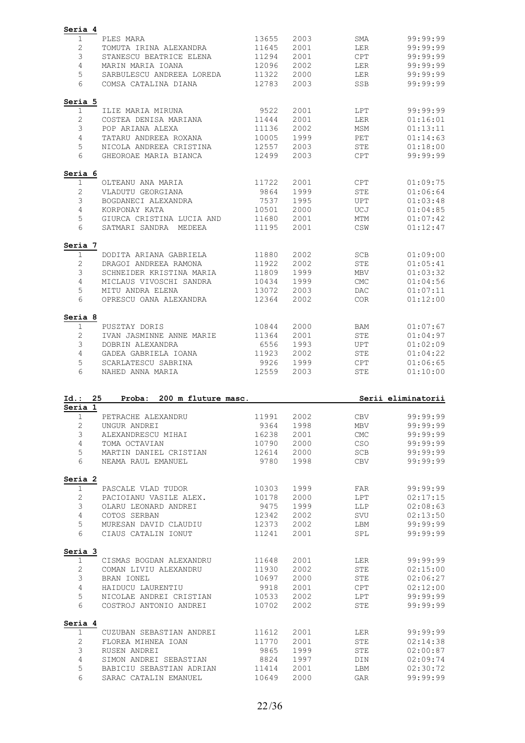**Seria 4**

| | | | | | |
|---|---|---|---|---|---|
| 1 | PLES MARA | 13655 | 2003 | SMA | 99:99:99 |
| 2 | TOMUTA IRINA ALEXANDRA | 11645 | 2001 | LER | 99:99:99 |
| 3 | STANESCU BEATRICE ELENA | 11294 | 2001 | CPT | 99:99:99 |
| 4 | MARIN MARIA IOANA | 12096 | 2002 | LER | 99:99:99 |
| 5 | SARBULESCU ANDREEA LOREDA | 11322 | 2000 | LER | 99:99:99 |
| 6 | COMSA CATALINA DIANA | 12783 | 2003 | SSB | 99:99:99 |

**Seria 5**

| | | | | | |
|---|---|---|---|---|---|
| 1 | ILIE MARIA MIRUNA | 9522 | 2001 | LPT | 99:99:99 |
| 2 | COSTEA DENISA MARIANA | 11444 | 2001 | LER | 01:16:01 |
| 3 | POP ARIANA ALEXA | 11136 | 2002 | MSM | 01:13:11 |
| 4 | TATARU ANDREEA ROXANA | 10005 | 1999 | PET | 01:14:63 |
| 5 | NICOLA ANDREEA CRISTINA | 12557 | 2003 | STE | 01:18:00 |
| 6 | GHEOROAE MARIA BIANCA | 12499 | 2003 | CPT | 99:99:99 |

**Seria 6**

| | | | | | |
|---|---|---|---|---|---|
| 1 | OLTEANU ANA MARIA | 11722 | 2001 | CPT | 01:09:75 |
| 2 | VLADUTU GEORGIANA | 9864 | 1999 | STE | 01:06:64 |
| 3 | BOGDANECI ALEXANDRA | 7537 | 1995 | UPT | 01:03:48 |
| 4 | KORPONAY KATA | 10501 | 2000 | UCJ | 01:04:85 |
| 5 | GIURCA CRISTINA LUCIA AND | 11680 | 2001 | MTM | 01:07:42 |
| 6 | SATMARI SANDRA MEDEEA | 11195 | 2001 | CSW | 01:12:47 |

**Seria 7**

| | | | | | |
|---|---|---|---|---|---|
| 1 | DODITA ARIANA GABRIELA | 11880 | 2002 | SCB | 01:09:00 |
| 2 | DRAGOI ANDREEA RAMONA | 11922 | 2002 | STE | 01:05:41 |
| 3 | SCHNEIDER KRISTINA MARIA | 11809 | 1999 | MBV | 01:03:32 |
| 4 | MICLAUS VIVOSCHI SANDRA | 10434 | 1999 | CMC | 01:04:56 |
| 5 | MITU ANDRA ELENA | 13072 | 2003 | DAC | 01:07:11 |
| 6 | OPRESCU OANA ALEXANDRA | 12364 | 2002 | COR | 01:12:00 |

**Seria 8**

| | | | | | |
|---|---|---|---|---|---|
| 1 | PUSZTAY DORIS | 10844 | 2000 | BAM | 01:07:67 |
| 2 | IVAN JASMINNE ANNE MARIE | 11364 | 2001 | STE | 01:04:97 |
| 3 | DOBRIN ALEXANDRA | 6556 | 1993 | UPT | 01:02:09 |
| 4 | GADEA GABRIELA IOANA | 11923 | 2002 | STE | 01:04:22 |
| 5 | SCARLATESCU SABRINA | 9926 | 1999 | CPT | 01:06:65 |
| 6 | NAHED ANNA MARIA | 12559 | 2003 | STE | 01:10:00 |

**Id.: 25 Proba: 200 m fluture masc.** — **Serii eliminatorii**

**Seria 1**

| | | | | | |
|---|---|---|---|---|---|
| 1 | PETRACHE ALEXANDRU | 11991 | 2002 | CBV | 99:99:99 |
| 2 | UNGUR ANDREI | 9364 | 1998 | MBV | 99:99:99 |
| 3 | ALEXANDRESCU MIHAI | 16238 | 2001 | CMC | 99:99:99 |
| 4 | TOMA OCTAVIAN | 10790 | 2000 | CSO | 99:99:99 |
| 5 | MARTIN DANIEL CRISTIAN | 12614 | 2000 | SCB | 99:99:99 |
| 6 | NEAMA RAUL EMANUEL | 9780 | 1998 | CBV | 99:99:99 |

**Seria 2**

| | | | | | |
|---|---|---|---|---|---|
| 1 | PASCALE VLAD TUDOR | 10303 | 1999 | FAR | 99:99:99 |
| 2 | PACIOIANU VASILE ALEX. | 10178 | 2000 | LPT | 02:17:15 |
| 3 | OLARU LEONARD ANDREI | 9475 | 1999 | LLP | 02:08:63 |
| 4 | COTOS SERBAN | 12342 | 2002 | SVU | 02:13:50 |
| 5 | MURESAN DAVID CLAUDIU | 12373 | 2002 | LBM | 99:99:99 |
| 6 | CIAUS CATALIN IONUT | 11241 | 2001 | SPL | 99:99:99 |

**Seria 3**

| | | | | | |
|---|---|---|---|---|---|
| 1 | CISMAS BOGDAN ALEXANDRU | 11648 | 2001 | LER | 99:99:99 |
| 2 | COMAN LIVIU ALEXANDRU | 11930 | 2002 | STE | 02:15:00 |
| 3 | BRAN IONEL | 10697 | 2000 | STE | 02:06:27 |
| 4 | HAIDUCU LAURENTIU | 9918 | 2001 | CPT | 02:12:00 |
| 5 | NICOLAE ANDREI CRISTIAN | 10533 | 2002 | LPT | 99:99:99 |
| 6 | COSTROJ ANTONIO ANDREI | 10702 | 2002 | STE | 99:99:99 |

**Seria 4**

| | | | | | |
|---|---|---|---|---|---|
| 1 | CUZUBAN SEBASTIAN ANDREI | 11612 | 2001 | LER | 99:99:99 |
| 2 | FLOREA MIHNEA IOAN | 11770 | 2001 | STE | 02:14:38 |
| 3 | RUSEN ANDREI | 9865 | 1999 | STE | 02:00:87 |
| 4 | SIMON ANDREI SEBASTIAN | 8824 | 1997 | DIN | 02:09:74 |
| 5 | BABICIU SEBASTIAN ADRIAN | 11414 | 2001 | LBM | 02:30:72 |
| 6 | SARAC CATALIN EMANUEL | 10649 | 2000 | GAR | 99:99:99 |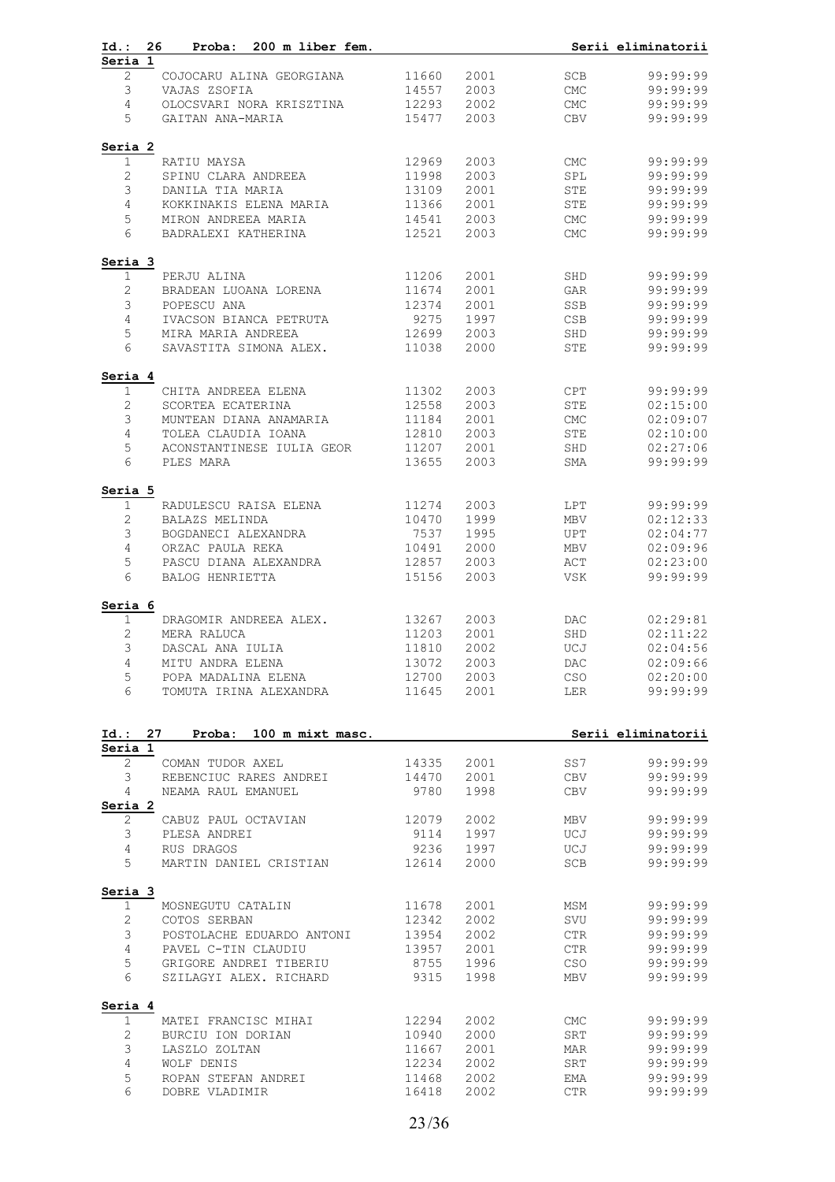**Id.: 26 Proba: 200 m liber fem.** — **Serii eliminatorii**

**Seria 1**

| | | | | | |
|---|---|---|---|---|---|
| 2 | COJOCARU ALINA GEORGIANA | 11660 | 2001 | SCB | 99:99:99 |
| 3 | VAJAS ZSOFIA | 14557 | 2003 | CMC | 99:99:99 |
| 4 | OLOCSVARI NORA KRISZTINA | 12293 | 2002 | CMC | 99:99:99 |
| 5 | GAITAN ANA-MARIA | 15477 | 2003 | CBV | 99:99:99 |

**Seria 2**

| | | | | | |
|---|---|---|---|---|---|
| 1 | RATIU MAYSA | 12969 | 2003 | CMC | 99:99:99 |
| 2 | SPINU CLARA ANDREEA | 11998 | 2003 | SPL | 99:99:99 |
| 3 | DANILA TIA MARIA | 13109 | 2001 | STE | 99:99:99 |
| 4 | KOKKINAKIS ELENA MARIA | 11366 | 2001 | STE | 99:99:99 |
| 5 | MIRON ANDREEA MARIA | 14541 | 2003 | CMC | 99:99:99 |
| 6 | BADRALEXI KATHERINA | 12521 | 2003 | CMC | 99:99:99 |

**Seria 3**

| | | | | | |
|---|---|---|---|---|---|
| 1 | PERJU ALINA | 11206 | 2001 | SHD | 99:99:99 |
| 2 | BRADEAN LUOANA LORENA | 11674 | 2001 | GAR | 99:99:99 |
| 3 | POPESCU ANA | 12374 | 2001 | SSB | 99:99:99 |
| 4 | IVACSON BIANCA PETRUTA | 9275 | 1997 | CSB | 99:99:99 |
| 5 | MIRA MARIA ANDREEA | 12699 | 2003 | SHD | 99:99:99 |
| 6 | SAVASTITA SIMONA ALEX. | 11038 | 2000 | STE | 99:99:99 |

**Seria 4**

| | | | | | |
|---|---|---|---|---|---|
| 1 | CHITA ANDREEA ELENA | 11302 | 2003 | CPT | 99:99:99 |
| 2 | SCORTEA ECATERINA | 12558 | 2003 | STE | 02:15:00 |
| 3 | MUNTEAN DIANA ANAMARIA | 11184 | 2001 | CMC | 02:09:07 |
| 4 | TOLEA CLAUDIA IOANA | 12810 | 2003 | STE | 02:10:00 |
| 5 | ACONSTANTINESE IULIA GEOR | 11207 | 2001 | SHD | 02:27:06 |
| 6 | PLES MARA | 13655 | 2003 | SMA | 99:99:99 |

**Seria 5**

| | | | | | |
|---|---|---|---|---|---|
| 1 | RADULESCU RAISA ELENA | 11274 | 2003 | LPT | 99:99:99 |
| 2 | BALAZS MELINDA | 10470 | 1999 | MBV | 02:12:33 |
| 3 | BOGDANECI ALEXANDRA | 7537 | 1995 | UPT | 02:04:77 |
| 4 | ORZAC PAULA REKA | 10491 | 2000 | MBV | 02:09:96 |
| 5 | PASCU DIANA ALEXANDRA | 12857 | 2003 | ACT | 02:23:00 |
| 6 | BALOG HENRIETTA | 15156 | 2003 | VSK | 99:99:99 |

**Seria 6**

| | | | | | |
|---|---|---|---|---|---|
| 1 | DRAGOMIR ANDREEA ALEX. | 13267 | 2003 | DAC | 02:29:81 |
| 2 | MERA RALUCA | 11203 | 2001 | SHD | 02:11:22 |
| 3 | DASCAL ANA IULIA | 11810 | 2002 | UCJ | 02:04:56 |
| 4 | MITU ANDRA ELENA | 13072 | 2003 | DAC | 02:09:66 |
| 5 | POPA MADALINA ELENA | 12700 | 2003 | CSO | 02:20:00 |
| 6 | TOMUTA IRINA ALEXANDRA | 11645 | 2001 | LER | 99:99:99 |

**Id.: 27 Proba: 100 m mixt masc.** — **Serii eliminatorii**

**Seria 1**

| | | | | | |
|---|---|---|---|---|---|
| 2 | COMAN TUDOR AXEL | 14335 | 2001 | SS7 | 99:99:99 |
| 3 | REBENCIUC RARES ANDREI | 14470 | 2001 | CBV | 99:99:99 |
| 4 | NEAMA RAUL EMANUEL | 9780 | 1998 | CBV | 99:99:99 |

**Seria 2**

| | | | | | |
|---|---|---|---|---|---|
| 2 | CABUZ PAUL OCTAVIAN | 12079 | 2002 | MBV | 99:99:99 |
| 3 | PLESA ANDREI | 9114 | 1997 | UCJ | 99:99:99 |
| 4 | RUS DRAGOS | 9236 | 1997 | UCJ | 99:99:99 |
| 5 | MARTIN DANIEL CRISTIAN | 12614 | 2000 | SCB | 99:99:99 |

**Seria 3**

| | | | | | |
|---|---|---|---|---|---|
| 1 | MOSNEGUTU CATALIN | 11678 | 2001 | MSM | 99:99:99 |
| 2 | COTOS SERBAN | 12342 | 2002 | SVU | 99:99:99 |
| 3 | POSTOLACHE EDUARDO ANTONI | 13954 | 2002 | CTR | 99:99:99 |
| 4 | PAVEL C-TIN CLAUDIU | 13957 | 2001 | CTR | 99:99:99 |
| 5 | GRIGORE ANDREI TIBERIU | 8755 | 1996 | CSO | 99:99:99 |
| 6 | SZILAGYI ALEX. RICHARD | 9315 | 1998 | MBV | 99:99:99 |

**Seria 4**

| | | | | | |
|---|---|---|---|---|---|
| 1 | MATEI FRANCISC MIHAI | 12294 | 2002 | CMC | 99:99:99 |
| 2 | BURCIU ION DORIAN | 10940 | 2000 | SRT | 99:99:99 |
| 3 | LASZLO ZOLTAN | 11667 | 2001 | MAR | 99:99:99 |
| 4 | WOLF DENIS | 12234 | 2002 | SRT | 99:99:99 |
| 5 | ROPAN STEFAN ANDREI | 11468 | 2002 | EMA | 99:99:99 |
| 6 | DOBRE VLADIMIR | 16418 | 2002 | CTR | 99:99:99 |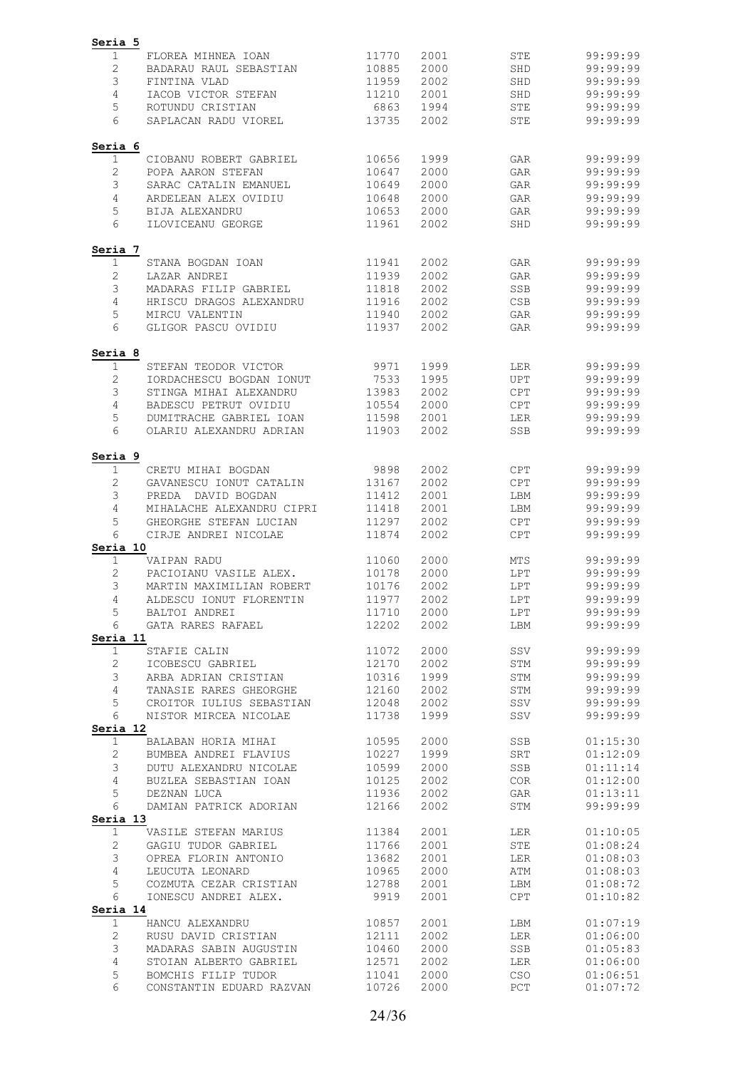**Seria 5**

| | | | | | |
|---|---|---|---|---|---|
| 1 | FLOREA MIHNEA IOAN | 11770 | 2001 | STE | 99:99:99 |
| 2 | BADARAU RAUL SEBASTIAN | 10885 | 2000 | SHD | 99:99:99 |
| 3 | FINTINA VLAD | 11959 | 2002 | SHD | 99:99:99 |
| 4 | IACOB VICTOR STEFAN | 11210 | 2001 | SHD | 99:99:99 |
| 5 | ROTUNDU CRISTIAN | 6863 | 1994 | STE | 99:99:99 |
| 6 | SAPLACAN RADU VIOREL | 13735 | 2002 | STE | 99:99:99 |

**Seria 6**

| | | | | | |
|---|---|---|---|---|---|
| 1 | CIOBANU ROBERT GABRIEL | 10656 | 1999 | GAR | 99:99:99 |
| 2 | POPA AARON STEFAN | 10647 | 2000 | GAR | 99:99:99 |
| 3 | SARAC CATALIN EMANUEL | 10649 | 2000 | GAR | 99:99:99 |
| 4 | ARDELEAN ALEX OVIDIU | 10648 | 2000 | GAR | 99:99:99 |
| 5 | BIJA ALEXANDRU | 10653 | 2000 | GAR | 99:99:99 |
| 6 | ILOVICEANU GEORGE | 11961 | 2002 | SHD | 99:99:99 |

**Seria 7**

| | | | | | |
|---|---|---|---|---|---|
| 1 | STANA BOGDAN IOAN | 11941 | 2002 | GAR | 99:99:99 |
| 2 | LAZAR ANDREI | 11939 | 2002 | GAR | 99:99:99 |
| 3 | MADARAS FILIP GABRIEL | 11818 | 2002 | SSB | 99:99:99 |
| 4 | HRISCU DRAGOS ALEXANDRU | 11916 | 2002 | CSB | 99:99:99 |
| 5 | MIRCU VALENTIN | 11940 | 2002 | GAR | 99:99:99 |
| 6 | GLIGOR PASCU OVIDIU | 11937 | 2002 | GAR | 99:99:99 |

**Seria 8**

| | | | | | |
|---|---|---|---|---|---|
| 1 | STEFAN TEODOR VICTOR | 9971 | 1999 | LER | 99:99:99 |
| 2 | IORDACHESCU BOGDAN IONUT | 7533 | 1995 | UPT | 99:99:99 |
| 3 | STINGA MIHAI ALEXANDRU | 13983 | 2002 | CPT | 99:99:99 |
| 4 | BADESCU PETRUT OVIDIU | 10554 | 2000 | CPT | 99:99:99 |
| 5 | DUMITRACHE GABRIEL IOAN | 11598 | 2001 | LER | 99:99:99 |
| 6 | OLARIU ALEXANDRU ADRIAN | 11903 | 2002 | SSB | 99:99:99 |

**Seria 9**

| | | | | | |
|---|---|---|---|---|---|
| 1 | CRETU MIHAI BOGDAN | 9898 | 2002 | CPT | 99:99:99 |
| 2 | GAVANESCU IONUT CATALIN | 13167 | 2002 | CPT | 99:99:99 |
| 3 | PREDA DAVID BOGDAN | 11412 | 2001 | LBM | 99:99:99 |
| 4 | MIHALACHE ALEXANDRU CIPRI | 11418 | 2001 | LBM | 99:99:99 |
| 5 | GHEORGHE STEFAN LUCIAN | 11297 | 2002 | CPT | 99:99:99 |
| 6 | CIRJE ANDREI NICOLAE | 11874 | 2002 | CPT | 99:99:99 |

**Seria 10**

| | | | | | |
|---|---|---|---|---|---|
| 1 | VAIPAN RADU | 11060 | 2000 | MTS | 99:99:99 |
| 2 | PACIOIANU VASILE ALEX. | 10178 | 2000 | LPT | 99:99:99 |
| 3 | MARTIN MAXIMILIAN ROBERT | 10176 | 2002 | LPT | 99:99:99 |
| 4 | ALDESCU IONUT FLORENTIN | 11977 | 2002 | LPT | 99:99:99 |
| 5 | BALTOI ANDREI | 11710 | 2000 | LPT | 99:99:99 |
| 6 | GATA RARES RAFAEL | 12202 | 2002 | LBM | 99:99:99 |

**Seria 11**

| | | | | | |
|---|---|---|---|---|---|
| 1 | STAFIE CALIN | 11072 | 2000 | SSV | 99:99:99 |
| 2 | ICOBESCU GABRIEL | 12170 | 2002 | STM | 99:99:99 |
| 3 | ARBA ADRIAN CRISTIAN | 10316 | 1999 | STM | 99:99:99 |
| 4 | TANASIE RARES GHEORGHE | 12160 | 2002 | STM | 99:99:99 |
| 5 | CROITOR IULIUS SEBASTIAN | 12048 | 2002 | SSV | 99:99:99 |
| 6 | NISTOR MIRCEA NICOLAE | 11738 | 1999 | SSV | 99:99:99 |

**Seria 12**

| | | | | | |
|---|---|---|---|---|---|
| 1 | BALABAN HORIA MIHAI | 10595 | 2000 | SSB | 01:15:30 |
| 2 | BUMBEA ANDREI FLAVIUS | 10227 | 1999 | SRT | 01:12:09 |
| 3 | DUTU ALEXANDRU NICOLAE | 10599 | 2000 | SSB | 01:11:14 |
| 4 | BUZLEA SEBASTIAN IOAN | 10125 | 2002 | COR | 01:12:00 |
| 5 | DEZNAN LUCA | 11936 | 2002 | GAR | 01:13:11 |
| 6 | DAMIAN PATRICK ADORIAN | 12166 | 2002 | STM | 99:99:99 |

**Seria 13**

| | | | | | |
|---|---|---|---|---|---|
| 1 | VASILE STEFAN MARIUS | 11384 | 2001 | LER | 01:10:05 |
| 2 | GAGIU TUDOR GABRIEL | 11766 | 2001 | STE | 01:08:24 |
| 3 | OPREA FLORIN ANTONIO | 13682 | 2001 | LER | 01:08:03 |
| 4 | LEUCUTA LEONARD | 10965 | 2000 | ATM | 01:08:03 |
| 5 | COZMUTA CEZAR CRISTIAN | 12788 | 2001 | LBM | 01:08:72 |
| 6 | IONESCU ANDREI ALEX. | 9919 | 2001 | CPT | 01:10:82 |

**Seria 14**

| | | | | | |
|---|---|---|---|---|---|
| 1 | HANCU ALEXANDRU | 10857 | 2001 | LBM | 01:07:19 |
| 2 | RUSU DAVID CRISTIAN | 12111 | 2002 | LER | 01:06:00 |
| 3 | MADARAS SABIN AUGUSTIN | 10460 | 2000 | SSB | 01:05:83 |
| 4 | STOIAN ALBERTO GABRIEL | 12571 | 2002 | LER | 01:06:00 |
| 5 | BOMCHIS FILIP TUDOR | 11041 | 2000 | CSO | 01:06:51 |
| 6 | CONSTANTIN EDUARD RAZVAN | 10726 | 2000 | PCT | 01:07:72 |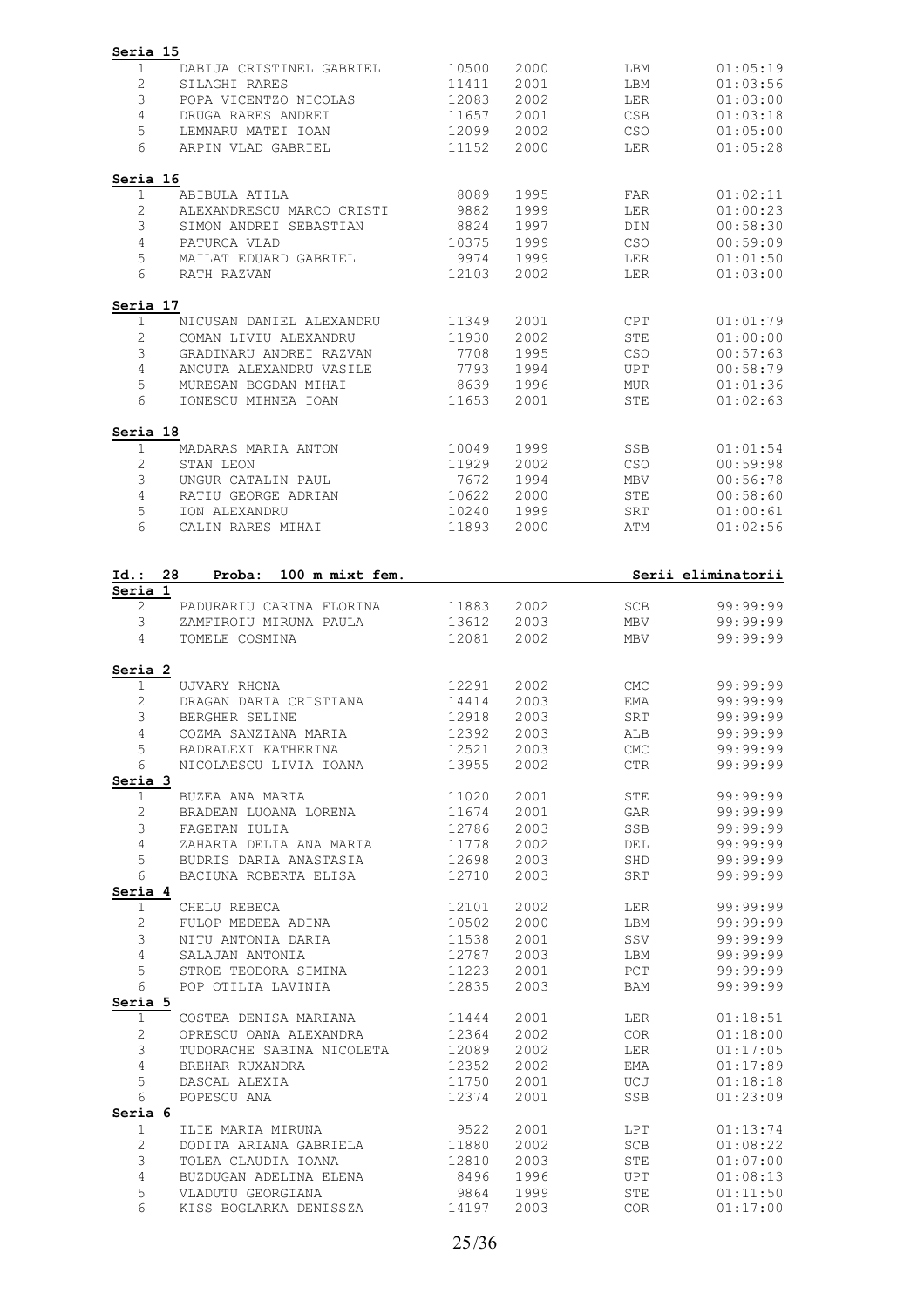**Seria 15**

| | | | | | |
|---|---|---|---|---|---|
| 1 | DABIJA CRISTINEL GABRIEL | 10500 | 2000 | LBM | 01:05:19 |
| 2 | SILAGHI RARES | 11411 | 2001 | LBM | 01:03:56 |
| 3 | POPA VICENTZO NICOLAS | 12083 | 2002 | LER | 01:03:00 |
| 4 | DRUGA RARES ANDREI | 11657 | 2001 | CSB | 01:03:18 |
| 5 | LEMNARU MATEI IOAN | 12099 | 2002 | CSO | 01:05:00 |
| 6 | ARPIN VLAD GABRIEL | 11152 | 2000 | LER | 01:05:28 |

**Seria 16**

| | | | | | |
|---|---|---|---|---|---|
| 1 | ABIBULA ATILA | 8089 | 1995 | FAR | 01:02:11 |
| 2 | ALEXANDRESCU MARCO CRISTI | 9882 | 1999 | LER | 01:00:23 |
| 3 | SIMON ANDREI SEBASTIAN | 8824 | 1997 | DIN | 00:58:30 |
| 4 | PATURCA VLAD | 10375 | 1999 | CSO | 00:59:09 |
| 5 | MAILAT EDUARD GABRIEL | 9974 | 1999 | LER | 01:01:50 |
| 6 | RATH RAZVAN | 12103 | 2002 | LER | 01:03:00 |

**Seria 17**

| | | | | | |
|---|---|---|---|---|---|
| 1 | NICUSAN DANIEL ALEXANDRU | 11349 | 2001 | CPT | 01:01:79 |
| 2 | COMAN LIVIU ALEXANDRU | 11930 | 2002 | STE | 01:00:00 |
| 3 | GRADINARU ANDREI RAZVAN | 7708 | 1995 | CSO | 00:57:63 |
| 4 | ANCUTA ALEXANDRU VASILE | 7793 | 1994 | UPT | 00:58:79 |
| 5 | MURESAN BOGDAN MIHAI | 8639 | 1996 | MUR | 01:01:36 |
| 6 | IONESCU MIHNEA IOAN | 11653 | 2001 | STE | 01:02:63 |

**Seria 18**

| | | | | | |
|---|---|---|---|---|---|
| 1 | MADARAS MARIA ANTON | 10049 | 1999 | SSB | 01:01:54 |
| 2 | STAN LEON | 11929 | 2002 | CSO | 00:59:98 |
| 3 | UNGUR CATALIN PAUL | 7672 | 1994 | MBV | 00:56:78 |
| 4 | RATIU GEORGE ADRIAN | 10622 | 2000 | STE | 00:58:60 |
| 5 | ION ALEXANDRU | 10240 | 1999 | SRT | 01:00:61 |
| 6 | CALIN RARES MIHAI | 11893 | 2000 | ATM | 01:02:56 |

**Id.: 28 Proba: 100 m mixt fem.** — **Serii eliminatorii**

**Seria 1**

| | | | | | |
|---|---|---|---|---|---|
| 2 | PADURARIU CARINA FLORINA | 11883 | 2002 | SCB | 99:99:99 |
| 3 | ZAMFIROIU MIRUNA PAULA | 13612 | 2003 | MBV | 99:99:99 |
| 4 | TOMELE COSMINA | 12081 | 2002 | MBV | 99:99:99 |

**Seria 2**

| | | | | | |
|---|---|---|---|---|---|
| 1 | UJVARY RHONA | 12291 | 2002 | CMC | 99:99:99 |
| 2 | DRAGAN DARIA CRISTIANA | 14414 | 2003 | EMA | 99:99:99 |
| 3 | BERGHER SELINE | 12918 | 2003 | SRT | 99:99:99 |
| 4 | COZMA SANZIANA MARIA | 12392 | 2003 | ALB | 99:99:99 |
| 5 | BADRALEXI KATHERINA | 12521 | 2003 | CMC | 99:99:99 |
| 6 | NICOLAESCU LIVIA IOANA | 13955 | 2002 | CTR | 99:99:99 |

**Seria 3**

| | | | | | |
|---|---|---|---|---|---|
| 1 | BUZEA ANA MARIA | 11020 | 2001 | STE | 99:99:99 |
| 2 | BRADEAN LUOANA LORENA | 11674 | 2001 | GAR | 99:99:99 |
| 3 | FAGETAN IULIA | 12786 | 2003 | SSB | 99:99:99 |
| 4 | ZAHARIA DELIA ANA MARIA | 11778 | 2002 | DEL | 99:99:99 |
| 5 | BUDRIS DARIA ANASTASIA | 12698 | 2003 | SHD | 99:99:99 |
| 6 | BACIUNA ROBERTA ELISA | 12710 | 2003 | SRT | 99:99:99 |

**Seria 4**

| | | | | | |
|---|---|---|---|---|---|
| 1 | CHELU REBECA | 12101 | 2002 | LER | 99:99:99 |
| 2 | FULOP MEDEEA ADINA | 10502 | 2000 | LBM | 99:99:99 |
| 3 | NITU ANTONIA DARIA | 11538 | 2001 | SSV | 99:99:99 |
| 4 | SALAJAN ANTONIA | 12787 | 2003 | LBM | 99:99:99 |
| 5 | STROE TEODORA SIMINA | 11223 | 2001 | PCT | 99:99:99 |
| 6 | POP OTILIA LAVINIA | 12835 | 2003 | BAM | 99:99:99 |

**Seria 5**

| | | | | | |
|---|---|---|---|---|---|
| 1 | COSTEA DENISA MARIANA | 11444 | 2001 | LER | 01:18:51 |
| 2 | OPRESCU OANA ALEXANDRA | 12364 | 2002 | COR | 01:18:00 |
| 3 | TUDORACHE SABINA NICOLETA | 12089 | 2002 | LER | 01:17:05 |
| 4 | BREHAR RUXANDRA | 12352 | 2002 | EMA | 01:17:89 |
| 5 | DASCAL ALEXIA | 11750 | 2001 | UCJ | 01:18:18 |
| 6 | POPESCU ANA | 12374 | 2001 | SSB | 01:23:09 |

**Seria 6**

| | | | | | |
|---|---|---|---|---|---|
| 1 | ILIE MARIA MIRUNA | 9522 | 2001 | LPT | 01:13:74 |
| 2 | DODITA ARIANA GABRIELA | 11880 | 2002 | SCB | 01:08:22 |
| 3 | TOLEA CLAUDIA IOANA | 12810 | 2003 | STE | 01:07:00 |
| 4 | BUZDUGAN ADELINA ELENA | 8496 | 1996 | UPT | 01:08:13 |
| 5 | VLADUTU GEORGIANA | 9864 | 1999 | STE | 01:11:50 |
| 6 | KISS BOGLARKA DENISSZA | 14197 | 2003 | COR | 01:17:00 |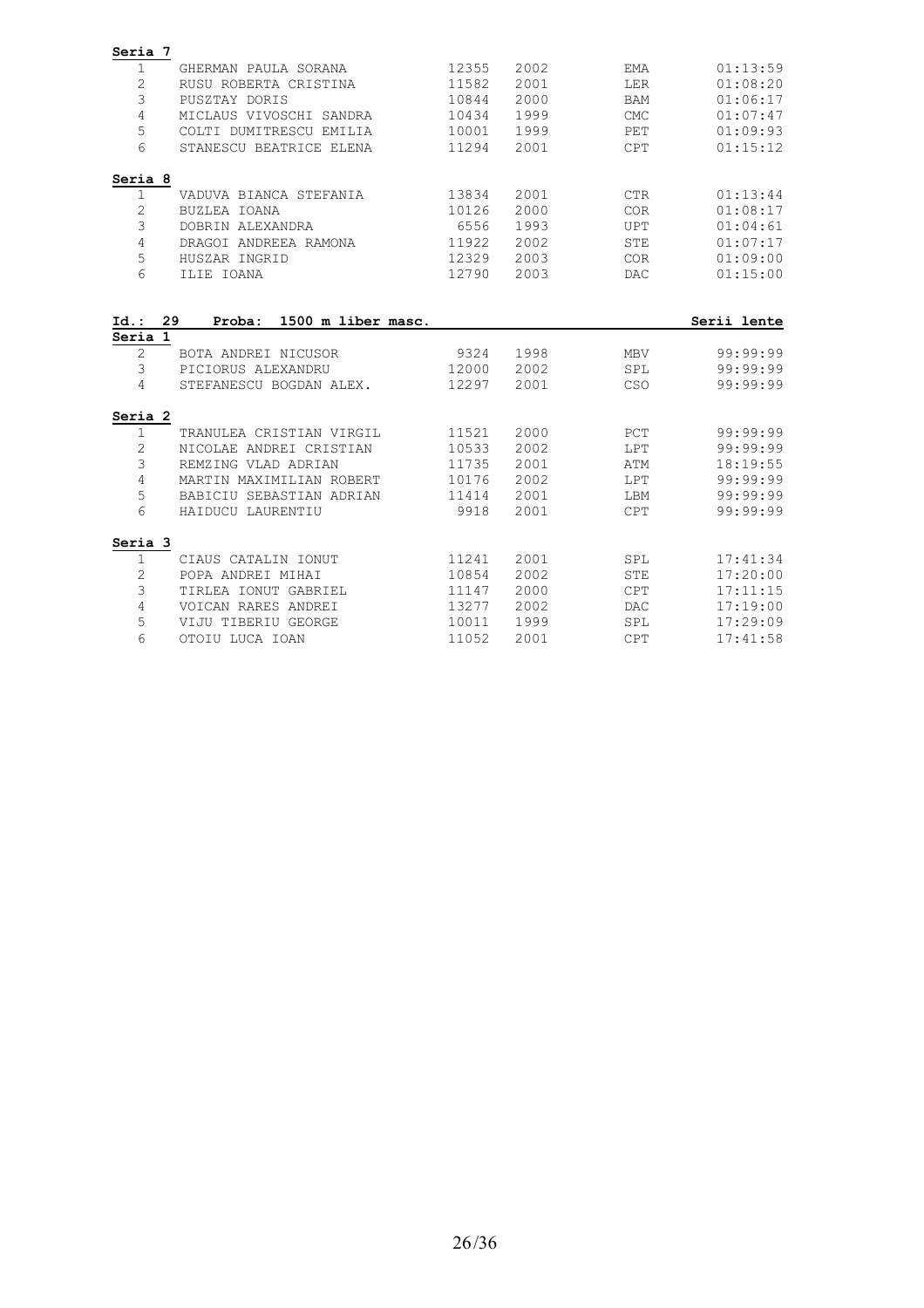**Seria 7**

| | | | | | |
|---|---|---|---|---|---|
| 1 | GHERMAN PAULA SORANA | 12355 | 2002 | EMA | 01:13:59 |
| 2 | RUSU ROBERTA CRISTINA | 11582 | 2001 | LER | 01:08:20 |
| 3 | PUSZTAY DORIS | 10844 | 2000 | BAM | 01:06:17 |
| 4 | MICLAUS VIVOSCHI SANDRA | 10434 | 1999 | CMC | 01:07:47 |
| 5 | COLTI DUMITRESCU EMILIA | 10001 | 1999 | PET | 01:09:93 |
| 6 | STANESCU BEATRICE ELENA | 11294 | 2001 | CPT | 01:15:12 |

**Seria 8**

| | | | | | |
|---|---|---|---|---|---|
| 1 | VADUVA BIANCA STEFANIA | 13834 | 2001 | CTR | 01:13:44 |
| 2 | BUZLEA IOANA | 10126 | 2000 | COR | 01:08:17 |
| 3 | DOBRIN ALEXANDRA | 6556 | 1993 | UPT | 01:04:61 |
| 4 | DRAGOI ANDREEA RAMONA | 11922 | 2002 | STE | 01:07:17 |
| 5 | HUSZAR INGRID | 12329 | 2003 | COR | 01:09:00 |
| 6 | ILIE IOANA | 12790 | 2003 | DAC | 01:15:00 |

**Id.: 29 Proba: 1500 m liber masc.** **Serii lente**

**Seria 1**

| | | | | | |
|---|---|---|---|---|---|
| 2 | BOTA ANDREI NICUSOR | 9324 | 1998 | MBV | 99:99:99 |
| 3 | PICIORUS ALEXANDRU | 12000 | 2002 | SPL | 99:99:99 |
| 4 | STEFANESCU BOGDAN ALEX. | 12297 | 2001 | CSO | 99:99:99 |

**Seria 2**

| | | | | | |
|---|---|---|---|---|---|
| 1 | TRANULEA CRISTIAN VIRGIL | 11521 | 2000 | PCT | 99:99:99 |
| 2 | NICOLAE ANDREI CRISTIAN | 10533 | 2002 | LPT | 99:99:99 |
| 3 | REMZING VLAD ADRIAN | 11735 | 2001 | ATM | 18:19:55 |
| 4 | MARTIN MAXIMILIAN ROBERT | 10176 | 2002 | LPT | 99:99:99 |
| 5 | BABICIU SEBASTIAN ADRIAN | 11414 | 2001 | LBM | 99:99:99 |
| 6 | HAIDUCU LAURENTIU | 9918 | 2001 | CPT | 99:99:99 |

**Seria 3**

| | | | | | |
|---|---|---|---|---|---|
| 1 | CIAUS CATALIN IONUT | 11241 | 2001 | SPL | 17:41:34 |
| 2 | POPA ANDREI MIHAI | 10854 | 2002 | STE | 17:20:00 |
| 3 | TIRLEA IONUT GABRIEL | 11147 | 2000 | CPT | 17:11:15 |
| 4 | VOICAN RARES ANDREI | 13277 | 2002 | DAC | 17:19:00 |
| 5 | VIJU TIBERIU GEORGE | 10011 | 1999 | SPL | 17:29:09 |
| 6 | OTOIU LUCA IOAN | 11052 | 2001 | CPT | 17:41:58 |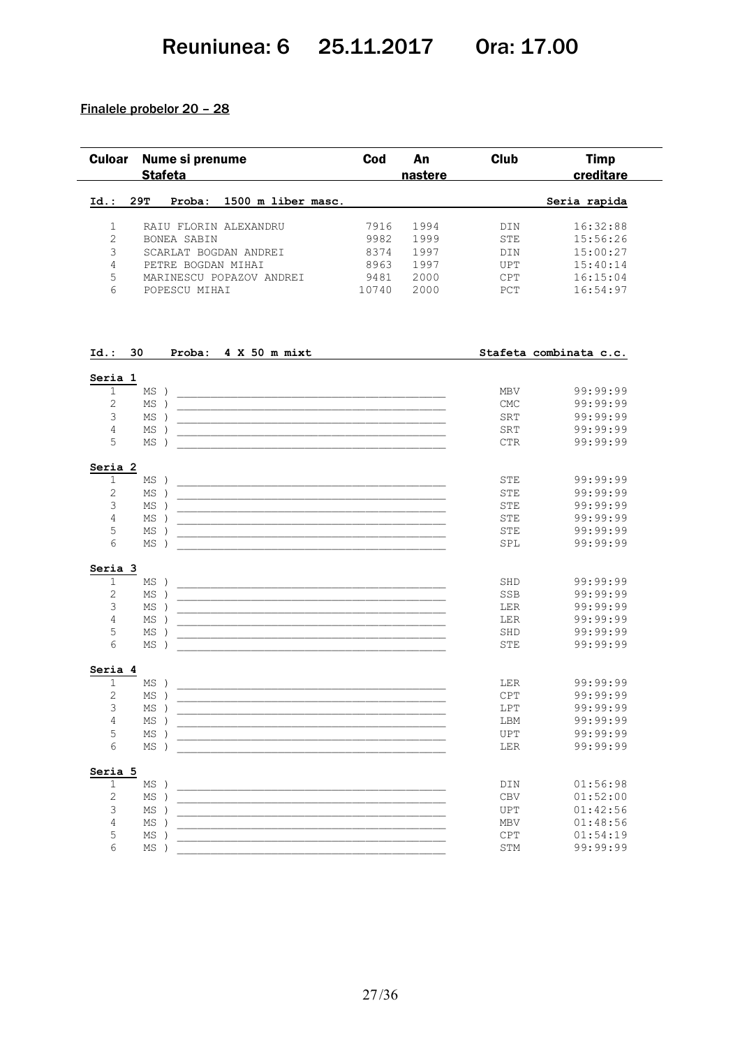# Reuniunea: 6 25.11.2017 Ora: 17.00

**Finalele probelor 20 – 28**

| Culoar | Nume si prenume / Stafeta | Cod | An nastere | Club | Timp creditare |
|---|---|---|---|---|---|
| **Id.: 29T** | **Proba: 1500 m liber masc.** | | | | **Seria rapida** |
| 1 | RAIU FLORIN ALEXANDRU | 7916 | 1994 | DIN | 16:32:88 |
| 2 | BONEA SABIN | 9982 | 1999 | STE | 15:56:26 |
| 3 | SCARLAT BOGDAN ANDREI | 8374 | 1997 | DIN | 15:00:27 |
| 4 | PETRE BOGDAN MIHAI | 8963 | 1997 | UPT | 15:40:14 |
| 5 | MARINESCU POPAZOV ANDREI | 9481 | 2000 | CPT | 16:15:04 |
| 6 | POPESCU MIHAI | 10740 | 2000 | PCT | 16:54:97 |

| Culoar | Stafeta | Club | Timp creditare |
|---|---|---|---|
| **Id.: 30** | **Proba: 4 X 50 m mixt** | | **Stafeta combinata c.c.** |
| **Seria 1** | | | |
| 1 | MS ) ________________ | MBV | 99:99:99 |
| 2 | MS ) ________________ | CMC | 99:99:99 |
| 3 | MS ) ________________ | SRT | 99:99:99 |
| 4 | MS ) ________________ | SRT | 99:99:99 |
| 5 | MS ) ________________ | CTR | 99:99:99 |
| **Seria 2** | | | |
| 1 | MS ) ________________ | STE | 99:99:99 |
| 2 | MS ) ________________ | STE | 99:99:99 |
| 3 | MS ) ________________ | STE | 99:99:99 |
| 4 | MS ) ________________ | STE | 99:99:99 |
| 5 | MS ) ________________ | STE | 99:99:99 |
| 6 | MS ) ________________ | SPL | 99:99:99 |
| **Seria 3** | | | |
| 1 | MS ) ________________ | SHD | 99:99:99 |
| 2 | MS ) ________________ | SSB | 99:99:99 |
| 3 | MS ) ________________ | LER | 99:99:99 |
| 4 | MS ) ________________ | LER | 99:99:99 |
| 5 | MS ) ________________ | SHD | 99:99:99 |
| 6 | MS ) ________________ | STE | 99:99:99 |
| **Seria 4** | | | |
| 1 | MS ) ________________ | LER | 99:99:99 |
| 2 | MS ) ________________ | CPT | 99:99:99 |
| 3 | MS ) ________________ | LPT | 99:99:99 |
| 4 | MS ) ________________ | LBM | 99:99:99 |
| 5 | MS ) ________________ | UPT | 99:99:99 |
| 6 | MS ) ________________ | LER | 99:99:99 |
| **Seria 5** | | | |
| 1 | MS ) ________________ | DIN | 01:56:98 |
| 2 | MS ) ________________ | CBV | 01:52:00 |
| 3 | MS ) ________________ | UPT | 01:42:56 |
| 4 | MS ) ________________ | MBV | 01:48:56 |
| 5 | MS ) ________________ | CPT | 01:54:19 |
| 6 | MS ) ________________ | STM | 99:99:99 |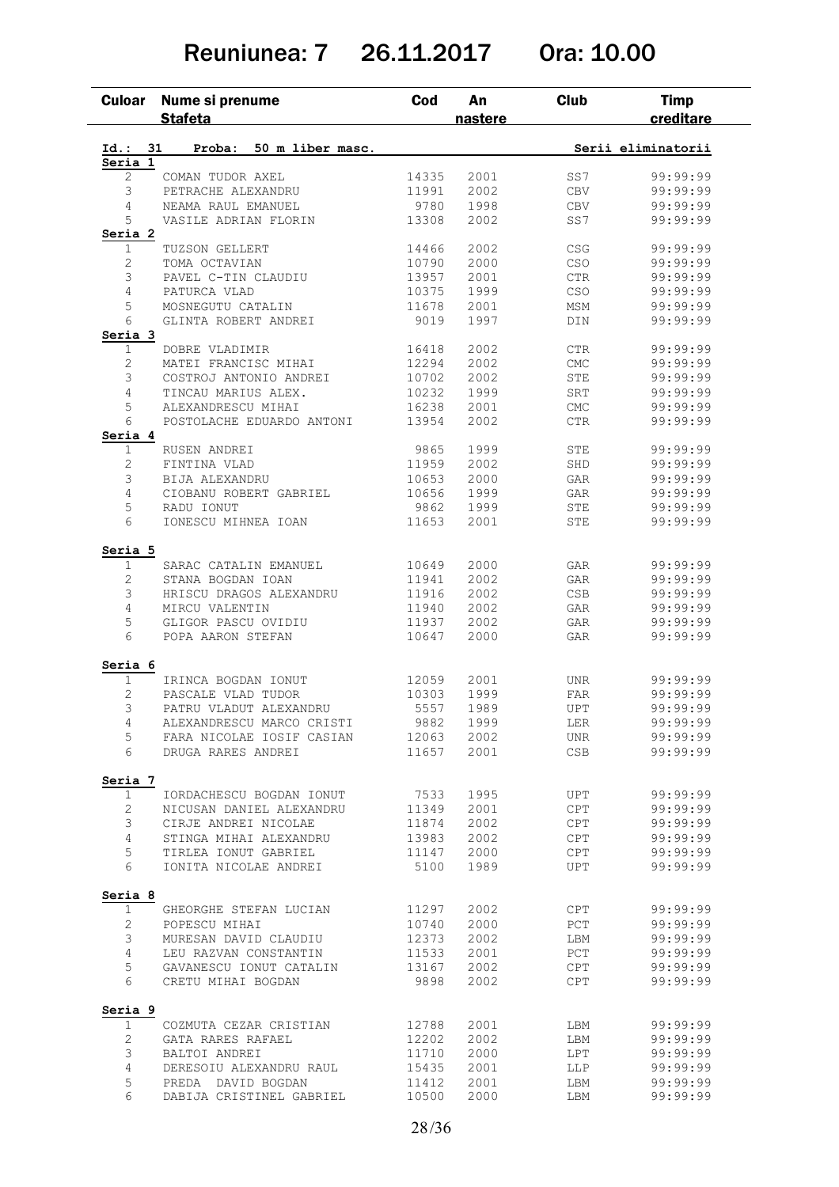# Reuniunea: 7 26.11.2017 Ora: 10.00

| Culoar | Nume si prenume / Stafeta | Cod | An nastere | Club | Timp creditare |
|---|---|---|---|---|---|
| **Id.: 31** | **Proba: 50 m liber masc.** | | | | **Serii eliminatorii** |
| **Seria 1** | | | | | |
| 2 | COMAN TUDOR AXEL | 14335 | 2001 | SS7 | 99:99:99 |
| 3 | PETRACHE ALEXANDRU | 11991 | 2002 | CBV | 99:99:99 |
| 4 | NEAMA RAUL EMANUEL | 9780 | 1998 | CBV | 99:99:99 |
| 5 | VASILE ADRIAN FLORIN | 13308 | 2002 | SS7 | 99:99:99 |
| **Seria 2** | | | | | |
| 1 | TUZSON GELLERT | 14466 | 2002 | CSG | 99:99:99 |
| 2 | TOMA OCTAVIAN | 10790 | 2000 | CSO | 99:99:99 |
| 3 | PAVEL C-TIN CLAUDIU | 13957 | 2001 | CTR | 99:99:99 |
| 4 | PATURCA VLAD | 10375 | 1999 | CSO | 99:99:99 |
| 5 | MOSNEGUTU CATALIN | 11678 | 2001 | MSM | 99:99:99 |
| 6 | GLINTA ROBERT ANDREI | 9019 | 1997 | DIN | 99:99:99 |
| **Seria 3** | | | | | |
| 1 | DOBRE VLADIMIR | 16418 | 2002 | CTR | 99:99:99 |
| 2 | MATEI FRANCISC MIHAI | 12294 | 2002 | CMC | 99:99:99 |
| 3 | COSTROJ ANTONIO ANDREI | 10702 | 2002 | STE | 99:99:99 |
| 4 | TINCAU MARIUS ALEX. | 10232 | 1999 | SRT | 99:99:99 |
| 5 | ALEXANDRESCU MIHAI | 16238 | 2001 | CMC | 99:99:99 |
| 6 | POSTOLACHE EDUARDO ANTONI | 13954 | 2002 | CTR | 99:99:99 |
| **Seria 4** | | | | | |
| 1 | RUSEN ANDREI | 9865 | 1999 | STE | 99:99:99 |
| 2 | FINTINA VLAD | 11959 | 2002 | SHD | 99:99:99 |
| 3 | BIJA ALEXANDRU | 10653 | 2000 | GAR | 99:99:99 |
| 4 | CIOBANU ROBERT GABRIEL | 10656 | 1999 | GAR | 99:99:99 |
| 5 | RADU IONUT | 9862 | 1999 | STE | 99:99:99 |
| 6 | IONESCU MIHNEA IOAN | 11653 | 2001 | STE | 99:99:99 |
| **Seria 5** | | | | | |
| 1 | SARAC CATALIN EMANUEL | 10649 | 2000 | GAR | 99:99:99 |
| 2 | STANA BOGDAN IOAN | 11941 | 2002 | GAR | 99:99:99 |
| 3 | HRISCU DRAGOS ALEXANDRU | 11916 | 2002 | CSB | 99:99:99 |
| 4 | MIRCU VALENTIN | 11940 | 2002 | GAR | 99:99:99 |
| 5 | GLIGOR PASCU OVIDIU | 11937 | 2002 | GAR | 99:99:99 |
| 6 | POPA AARON STEFAN | 10647 | 2000 | GAR | 99:99:99 |
| **Seria 6** | | | | | |
| 1 | IRINCA BOGDAN IONUT | 12059 | 2001 | UNR | 99:99:99 |
| 2 | PASCALE VLAD TUDOR | 10303 | 1999 | FAR | 99:99:99 |
| 3 | PATRU VLADUT ALEXANDRU | 5557 | 1989 | UPT | 99:99:99 |
| 4 | ALEXANDRESCU MARCO CRISTI | 9882 | 1999 | LER | 99:99:99 |
| 5 | FARA NICOLAE IOSIF CASIAN | 12063 | 2002 | UNR | 99:99:99 |
| 6 | DRUGA RARES ANDREI | 11657 | 2001 | CSB | 99:99:99 |
| **Seria 7** | | | | | |
| 1 | IORDACHESCU BOGDAN IONUT | 7533 | 1995 | UPT | 99:99:99 |
| 2 | NICUSAN DANIEL ALEXANDRU | 11349 | 2001 | CPT | 99:99:99 |
| 3 | CIRJE ANDREI NICOLAE | 11874 | 2002 | CPT | 99:99:99 |
| 4 | STINGA MIHAI ALEXANDRU | 13983 | 2002 | CPT | 99:99:99 |
| 5 | TIRLEA IONUT GABRIEL | 11147 | 2000 | CPT | 99:99:99 |
| 6 | IONITA NICOLAE ANDREI | 5100 | 1989 | UPT | 99:99:99 |
| **Seria 8** | | | | | |
| 1 | GHEORGHE STEFAN LUCIAN | 11297 | 2002 | CPT | 99:99:99 |
| 2 | POPESCU MIHAI | 10740 | 2000 | PCT | 99:99:99 |
| 3 | MURESAN DAVID CLAUDIU | 12373 | 2002 | LBM | 99:99:99 |
| 4 | LEU RAZVAN CONSTANTIN | 11533 | 2001 | PCT | 99:99:99 |
| 5 | GAVANESCU IONUT CATALIN | 13167 | 2002 | CPT | 99:99:99 |
| 6 | CRETU MIHAI BOGDAN | 9898 | 2002 | CPT | 99:99:99 |
| **Seria 9** | | | | | |
| 1 | COZMUTA CEZAR CRISTIAN | 12788 | 2001 | LBM | 99:99:99 |
| 2 | GATA RARES RAFAEL | 12202 | 2002 | LBM | 99:99:99 |
| 3 | BALTOI ANDREI | 11710 | 2000 | LPT | 99:99:99 |
| 4 | DERESOIU ALEXANDRU RAUL | 15435 | 2001 | LLP | 99:99:99 |
| 5 | PREDA DAVID BOGDAN | 11412 | 2001 | LBM | 99:99:99 |
| 6 | DABIJA CRISTINEL GABRIEL | 10500 | 2000 | LBM | 99:99:99 |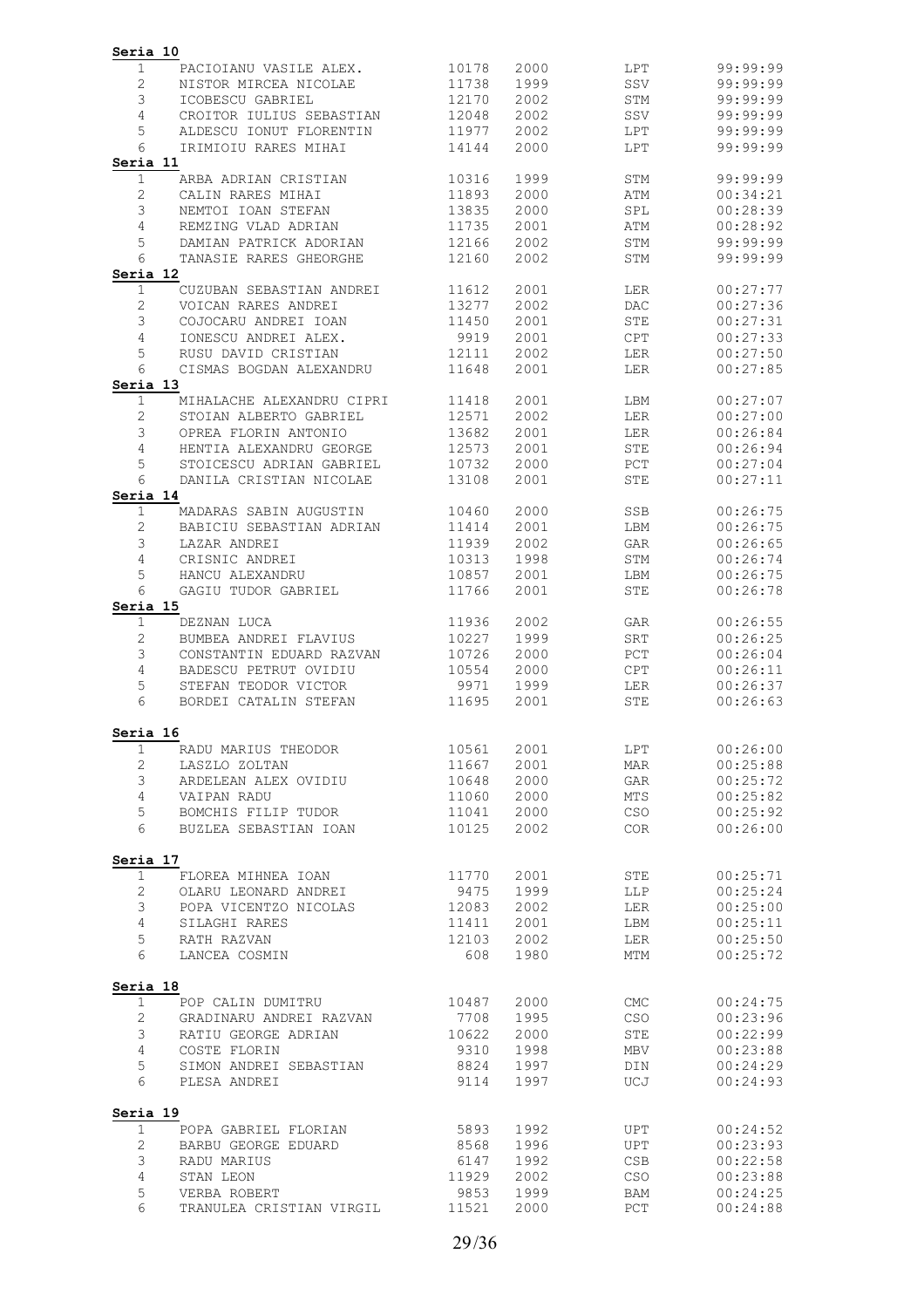**Seria 10**

| | | | | | |
|---|---|---|---|---|---|
| 1 | PACIOIANU VASILE ALEX. | 10178 | 2000 | LPT | 99:99:99 |
| 2 | NISTOR MIRCEA NICOLAE | 11738 | 1999 | SSV | 99:99:99 |
| 3 | ICOBESCU GABRIEL | 12170 | 2002 | STM | 99:99:99 |
| 4 | CROITOR IULIUS SEBASTIAN | 12048 | 2002 | SSV | 99:99:99 |
| 5 | ALDESCU IONUT FLORENTIN | 11977 | 2002 | LPT | 99:99:99 |
| 6 | IRIMIOIU RARES MIHAI | 14144 | 2000 | LPT | 99:99:99 |

**Seria 11**

| | | | | | |
|---|---|---|---|---|---|
| 1 | ARBA ADRIAN CRISTIAN | 10316 | 1999 | STM | 99:99:99 |
| 2 | CALIN RARES MIHAI | 11893 | 2000 | ATM | 00:34:21 |
| 3 | NEMTOI IOAN STEFAN | 13835 | 2000 | SPL | 00:28:39 |
| 4 | REMZING VLAD ADRIAN | 11735 | 2001 | ATM | 00:28:92 |
| 5 | DAMIAN PATRICK ADORIAN | 12166 | 2002 | STM | 99:99:99 |
| 6 | TANASIE RARES GHEORGHE | 12160 | 2002 | STM | 99:99:99 |

**Seria 12**

| | | | | | |
|---|---|---|---|---|---|
| 1 | CUZUBAN SEBASTIAN ANDREI | 11612 | 2001 | LER | 00:27:77 |
| 2 | VOICAN RARES ANDREI | 13277 | 2002 | DAC | 00:27:36 |
| 3 | COJOCARU ANDREI IOAN | 11450 | 2001 | STE | 00:27:31 |
| 4 | IONESCU ANDREI ALEX. | 9919 | 2001 | CPT | 00:27:33 |
| 5 | RUSU DAVID CRISTIAN | 12111 | 2002 | LER | 00:27:50 |
| 6 | CISMAS BOGDAN ALEXANDRU | 11648 | 2001 | LER | 00:27:85 |

**Seria 13**

| | | | | | |
|---|---|---|---|---|---|
| 1 | MIHALACHE ALEXANDRU CIPRI | 11418 | 2001 | LBM | 00:27:07 |
| 2 | STOIAN ALBERTO GABRIEL | 12571 | 2002 | LER | 00:27:00 |
| 3 | OPREA FLORIN ANTONIO | 13682 | 2001 | LER | 00:26:84 |
| 4 | HENTIA ALEXANDRU GEORGE | 12573 | 2001 | STE | 00:26:94 |
| 5 | STOICESCU ADRIAN GABRIEL | 10732 | 2000 | PCT | 00:27:04 |
| 6 | DANILA CRISTIAN NICOLAE | 13108 | 2001 | STE | 00:27:11 |

**Seria 14**

| | | | | | |
|---|---|---|---|---|---|
| 1 | MADARAS SABIN AUGUSTIN | 10460 | 2000 | SSB | 00:26:75 |
| 2 | BABICIU SEBASTIAN ADRIAN | 11414 | 2001 | LBM | 00:26:75 |
| 3 | LAZAR ANDREI | 11939 | 2002 | GAR | 00:26:65 |
| 4 | CRISNIC ANDREI | 10313 | 1998 | STM | 00:26:74 |
| 5 | HANCU ALEXANDRU | 10857 | 2001 | LBM | 00:26:75 |
| 6 | GAGIU TUDOR GABRIEL | 11766 | 2001 | STE | 00:26:78 |

**Seria 15**

| | | | | | |
|---|---|---|---|---|---|
| 1 | DEZNAN LUCA | 11936 | 2002 | GAR | 00:26:55 |
| 2 | BUMBEA ANDREI FLAVIUS | 10227 | 1999 | SRT | 00:26:25 |
| 3 | CONSTANTIN EDUARD RAZVAN | 10726 | 2000 | PCT | 00:26:04 |
| 4 | BADESCU PETRUT OVIDIU | 10554 | 2000 | CPT | 00:26:11 |
| 5 | STEFAN TEODOR VICTOR | 9971 | 1999 | LER | 00:26:37 |
| 6 | BORDEI CATALIN STEFAN | 11695 | 2001 | STE | 00:26:63 |

**Seria 16**

| | | | | | |
|---|---|---|---|---|---|
| 1 | RADU MARIUS THEODOR | 10561 | 2001 | LPT | 00:26:00 |
| 2 | LASZLO ZOLTAN | 11667 | 2001 | MAR | 00:25:88 |
| 3 | ARDELEAN ALEX OVIDIU | 10648 | 2000 | GAR | 00:25:72 |
| 4 | VAIPAN RADU | 11060 | 2000 | MTS | 00:25:82 |
| 5 | BOMCHIS FILIP TUDOR | 11041 | 2000 | CSO | 00:25:92 |
| 6 | BUZLEA SEBASTIAN IOAN | 10125 | 2002 | COR | 00:26:00 |

**Seria 17**

| | | | | | |
|---|---|---|---|---|---|
| 1 | FLOREA MIHNEA IOAN | 11770 | 2001 | STE | 00:25:71 |
| 2 | OLARU LEONARD ANDREI | 9475 | 1999 | LLP | 00:25:24 |
| 3 | POPA VICENTZO NICOLAS | 12083 | 2002 | LER | 00:25:00 |
| 4 | SILAGHI RARES | 11411 | 2001 | LBM | 00:25:11 |
| 5 | RATH RAZVAN | 12103 | 2002 | LER | 00:25:50 |
| 6 | LANCEA COSMIN | 608 | 1980 | MTM | 00:25:72 |

**Seria 18**

| | | | | | |
|---|---|---|---|---|---|
| 1 | POP CALIN DUMITRU | 10487 | 2000 | CMC | 00:24:75 |
| 2 | GRADINARU ANDREI RAZVAN | 7708 | 1995 | CSO | 00:23:96 |
| 3 | RATIU GEORGE ADRIAN | 10622 | 2000 | STE | 00:22:99 |
| 4 | COSTE FLORIN | 9310 | 1998 | MBV | 00:23:88 |
| 5 | SIMON ANDREI SEBASTIAN | 8824 | 1997 | DIN | 00:24:29 |
| 6 | PLESA ANDREI | 9114 | 1997 | UCJ | 00:24:93 |

**Seria 19**

| | | | | | |
|---|---|---|---|---|---|
| 1 | POPA GABRIEL FLORIAN | 5893 | 1992 | UPT | 00:24:52 |
| 2 | BARBU GEORGE EDUARD | 8568 | 1996 | UPT | 00:23:93 |
| 3 | RADU MARIUS | 6147 | 1992 | CSB | 00:22:58 |
| 4 | STAN LEON | 11929 | 2002 | CSO | 00:23:88 |
| 5 | VERBA ROBERT | 9853 | 1999 | BAM | 00:24:25 |
| 6 | TRANULEA CRISTIAN VIRGIL | 11521 | 2000 | PCT | 00:24:88 |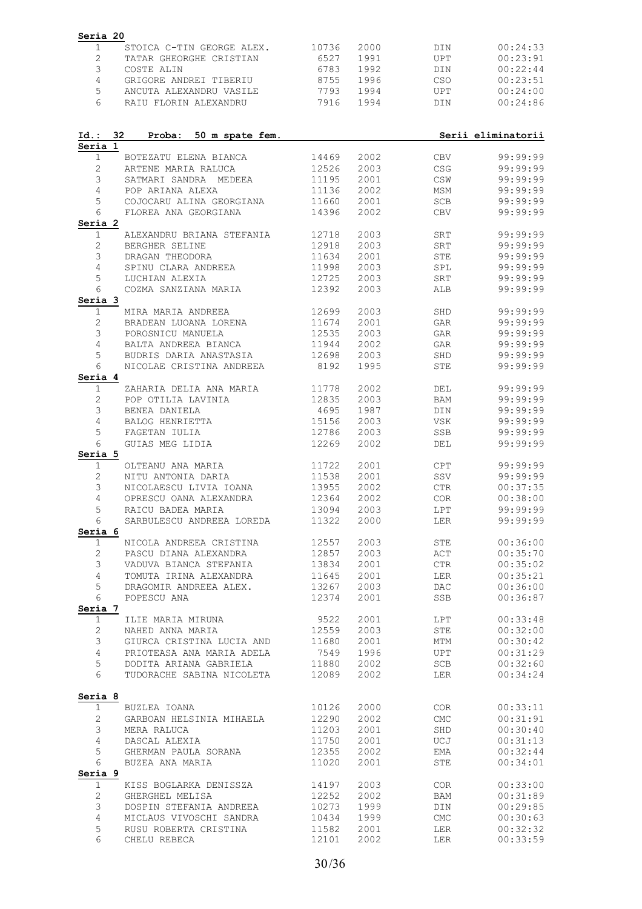**Seria 20**

| | | | | | |
|---|---|---|---|---|---|
| 1 | STOICA C-TIN GEORGE ALEX. | 10736 | 2000 | DIN | 00:24:33 |
| 2 | TATAR GHEORGHE CRISTIAN | 6527 | 1991 | UPT | 00:23:91 |
| 3 | COSTE ALIN | 6783 | 1992 | DIN | 00:22:44 |
| 4 | GRIGORE ANDREI TIBERIU | 8755 | 1996 | CSO | 00:23:51 |
| 5 | ANCUTA ALEXANDRU VASILE | 7793 | 1994 | UPT | 00:24:00 |
| 6 | RAIU FLORIN ALEXANDRU | 7916 | 1994 | DIN | 00:24:86 |

**Id.: 32 Proba: 50 m spate fem. Serii eliminatorii**

**Seria 1**

| | | | | | |
|---|---|---|---|---|---|
| 1 | BOTEZATU ELENA BIANCA | 14469 | 2002 | CBV | 99:99:99 |
| 2 | ARTENE MARIA RALUCA | 12526 | 2003 | CSG | 99:99:99 |
| 3 | SATMARI SANDRA MEDEEA | 11195 | 2001 | CSW | 99:99:99 |
| 4 | POP ARIANA ALEXA | 11136 | 2002 | MSM | 99:99:99 |
| 5 | COJOCARU ALINA GEORGIANA | 11660 | 2001 | SCB | 99:99:99 |
| 6 | FLOREA ANA GEORGIANA | 14396 | 2002 | CBV | 99:99:99 |

**Seria 2**

| | | | | | |
|---|---|---|---|---|---|
| 1 | ALEXANDRU BRIANA STEFANIA | 12718 | 2003 | SRT | 99:99:99 |
| 2 | BERGHER SELINE | 12918 | 2003 | SRT | 99:99:99 |
| 3 | DRAGAN THEODORA | 11634 | 2001 | STE | 99:99:99 |
| 4 | SPINU CLARA ANDREEA | 11998 | 2003 | SPL | 99:99:99 |
| 5 | LUCHIAN ALEXIA | 12725 | 2003 | SRT | 99:99:99 |
| 6 | COZMA SANZIANA MARIA | 12392 | 2003 | ALB | 99:99:99 |

**Seria 3**

| | | | | | |
|---|---|---|---|---|---|
| 1 | MIRA MARIA ANDREEA | 12699 | 2003 | SHD | 99:99:99 |
| 2 | BRADEAN LUOANA LORENA | 11674 | 2001 | GAR | 99:99:99 |
| 3 | POROSNICU MANUELA | 12535 | 2003 | GAR | 99:99:99 |
| 4 | BALTA ANDREEA BIANCA | 11944 | 2002 | GAR | 99:99:99 |
| 5 | BUDRIS DARIA ANASTASIA | 12698 | 2003 | SHD | 99:99:99 |
| 6 | NICOLAE CRISTINA ANDREEA | 8192 | 1995 | STE | 99:99:99 |

**Seria 4**

| | | | | | |
|---|---|---|---|---|---|
| 1 | ZAHARIA DELIA ANA MARIA | 11778 | 2002 | DEL | 99:99:99 |
| 2 | POP OTILIA LAVINIA | 12835 | 2003 | BAM | 99:99:99 |
| 3 | BENEA DANIELA | 4695 | 1987 | DIN | 99:99:99 |
| 4 | BALOG HENRIETTA | 15156 | 2003 | VSK | 99:99:99 |
| 5 | FAGETAN IULIA | 12786 | 2003 | SSB | 99:99:99 |
| 6 | GUIAS MEG LIDIA | 12269 | 2002 | DEL | 99:99:99 |

**Seria 5**

| | | | | | |
|---|---|---|---|---|---|
| 1 | OLTEANU ANA MARIA | 11722 | 2001 | CPT | 99:99:99 |
| 2 | NITU ANTONIA DARIA | 11538 | 2001 | SSV | 99:99:99 |
| 3 | NICOLAESCU LIVIA IOANA | 13955 | 2002 | CTR | 00:37:35 |
| 4 | OPRESCU OANA ALEXANDRA | 12364 | 2002 | COR | 00:38:00 |
| 5 | RAICU BADEA MARIA | 13094 | 2003 | LPT | 99:99:99 |
| 6 | SARBULESCU ANDREEA LOREDA | 11322 | 2000 | LER | 99:99:99 |

**Seria 6**

| | | | | | |
|---|---|---|---|---|---|
| 1 | NICOLA ANDREEA CRISTINA | 12557 | 2003 | STE | 00:36:00 |
| 2 | PASCU DIANA ALEXANDRA | 12857 | 2003 | ACT | 00:35:70 |
| 3 | VADUVA BIANCA STEFANIA | 13834 | 2001 | CTR | 00:35:02 |
| 4 | TOMUTA IRINA ALEXANDRA | 11645 | 2001 | LER | 00:35:21 |
| 5 | DRAGOMIR ANDREEA ALEX. | 13267 | 2003 | DAC | 00:36:00 |
| 6 | POPESCU ANA | 12374 | 2001 | SSB | 00:36:87 |

**Seria 7**

| | | | | | |
|---|---|---|---|---|---|
| 1 | ILIE MARIA MIRUNA | 9522 | 2001 | LPT | 00:33:48 |
| 2 | NAHED ANNA MARIA | 12559 | 2003 | STE | 00:32:00 |
| 3 | GIURCA CRISTINA LUCIA AND | 11680 | 2001 | MTM | 00:30:42 |
| 4 | PRIOTEASA ANA MARIA ADELA | 7549 | 1996 | UPT | 00:31:29 |
| 5 | DODITA ARIANA GABRIELA | 11880 | 2002 | SCB | 00:32:60 |
| 6 | TUDORACHE SABINA NICOLETA | 12089 | 2002 | LER | 00:34:24 |

**Seria 8**

| | | | | | |
|---|---|---|---|---|---|
| 1 | BUZLEA IOANA | 10126 | 2000 | COR | 00:33:11 |
| 2 | GARBOAN HELSINIA MIHAELA | 12290 | 2002 | CMC | 00:31:91 |
| 3 | MERA RALUCA | 11203 | 2001 | SHD | 00:30:40 |
| 4 | DASCAL ALEXIA | 11750 | 2001 | UCJ | 00:31:13 |
| 5 | GHERMAN PAULA SORANA | 12355 | 2002 | EMA | 00:32:44 |
| 6 | BUZEA ANA MARIA | 11020 | 2001 | STE | 00:34:01 |

**Seria 9**

| | | | | | |
|---|---|---|---|---|---|
| 1 | KISS BOGLARKA DENISSZA | 14197 | 2003 | COR | 00:33:00 |
| 2 | GHERGHEL MELISA | 12252 | 2002 | BAM | 00:31:89 |
| 3 | DOSPIN STEFANIA ANDREEA | 10273 | 1999 | DIN | 00:29:85 |
| 4 | MICLAUS VIVOSCHI SANDRA | 10434 | 1999 | CMC | 00:30:63 |
| 5 | RUSU ROBERTA CRISTINA | 11582 | 2001 | LER | 00:32:32 |
| 6 | CHELU REBECA | 12101 | 2002 | LER | 00:33:59 |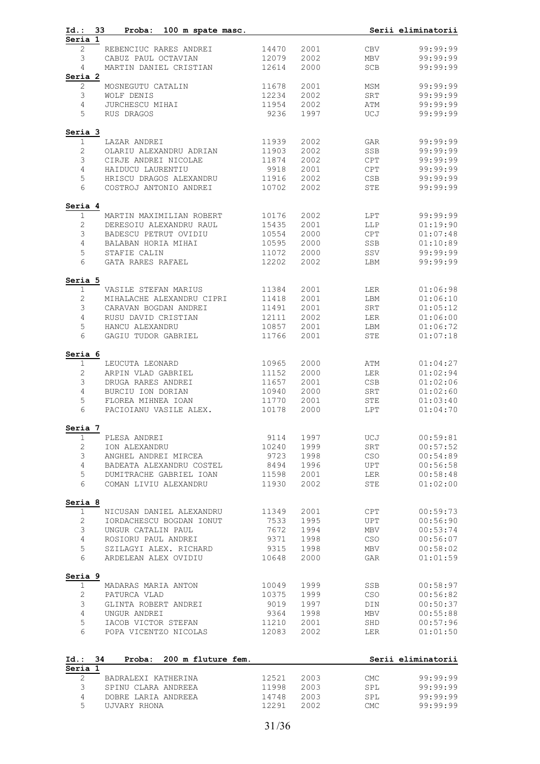**Id.: 33 Proba: 100 m spate masc.** — **Serii eliminatorii**

**Seria 1**

| | | | | | |
|---|---|---|---|---|---|
| 2 | REBENCIUC RARES ANDREI | 14470 | 2001 | CBV | 99:99:99 |
| 3 | CABUZ PAUL OCTAVIAN | 12079 | 2002 | MBV | 99:99:99 |
| 4 | MARTIN DANIEL CRISTIAN | 12614 | 2000 | SCB | 99:99:99 |

**Seria 2**

| | | | | | |
|---|---|---|---|---|---|
| 2 | MOSNEGUTU CATALIN | 11678 | 2001 | MSM | 99:99:99 |
| 3 | WOLF DENIS | 12234 | 2002 | SRT | 99:99:99 |
| 4 | JURCHESCU MIHAI | 11954 | 2002 | ATM | 99:99:99 |
| 5 | RUS DRAGOS | 9236 | 1997 | UCJ | 99:99:99 |

**Seria 3**

| | | | | | |
|---|---|---|---|---|---|
| 1 | LAZAR ANDREI | 11939 | 2002 | GAR | 99:99:99 |
| 2 | OLARIU ALEXANDRU ADRIAN | 11903 | 2002 | SSB | 99:99:99 |
| 3 | CIRJE ANDREI NICOLAE | 11874 | 2002 | CPT | 99:99:99 |
| 4 | HAIDUCU LAURENTIU | 9918 | 2001 | CPT | 99:99:99 |
| 5 | HRISCU DRAGOS ALEXANDRU | 11916 | 2002 | CSB | 99:99:99 |
| 6 | COSTROJ ANTONIO ANDREI | 10702 | 2002 | STE | 99:99:99 |

**Seria 4**

| | | | | | |
|---|---|---|---|---|---|
| 1 | MARTIN MAXIMILIAN ROBERT | 10176 | 2002 | LPT | 99:99:99 |
| 2 | DERESOIU ALEXANDRU RAUL | 15435 | 2001 | LLP | 01:19:90 |
| 3 | BADESCU PETRUT OVIDIU | 10554 | 2000 | CPT | 01:07:48 |
| 4 | BALABAN HORIA MIHAI | 10595 | 2000 | SSB | 01:10:89 |
| 5 | STAFIE CALIN | 11072 | 2000 | SSV | 99:99:99 |
| 6 | GATA RARES RAFAEL | 12202 | 2002 | LBM | 99:99:99 |

**Seria 5**

| | | | | | |
|---|---|---|---|---|---|
| 1 | VASILE STEFAN MARIUS | 11384 | 2001 | LER | 01:06:98 |
| 2 | MIHALACHE ALEXANDRU CIPRI | 11418 | 2001 | LBM | 01:06:10 |
| 3 | CARAVAN BOGDAN ANDREI | 11491 | 2001 | SRT | 01:05:12 |
| 4 | RUSU DAVID CRISTIAN | 12111 | 2002 | LER | 01:06:00 |
| 5 | HANCU ALEXANDRU | 10857 | 2001 | LBM | 01:06:72 |
| 6 | GAGIU TUDOR GABRIEL | 11766 | 2001 | STE | 01:07:18 |

**Seria 6**

| | | | | | |
|---|---|---|---|---|---|
| 1 | LEUCUTA LEONARD | 10965 | 2000 | ATM | 01:04:27 |
| 2 | ARPIN VLAD GABRIEL | 11152 | 2000 | LER | 01:02:94 |
| 3 | DRUGA RARES ANDREI | 11657 | 2001 | CSB | 01:02:06 |
| 4 | BURCIU ION DORIAN | 10940 | 2000 | SRT | 01:02:60 |
| 5 | FLOREA MIHNEA IOAN | 11770 | 2001 | STE | 01:03:40 |
| 6 | PACIOIANU VASILE ALEX. | 10178 | 2000 | LPT | 01:04:70 |

**Seria 7**

| | | | | | |
|---|---|---|---|---|---|
| 1 | PLESA ANDREI | 9114 | 1997 | UCJ | 00:59:81 |
| 2 | ION ALEXANDRU | 10240 | 1999 | SRT | 00:57:52 |
| 3 | ANGHEL ANDREI MIRCEA | 9723 | 1998 | CSO | 00:54:89 |
| 4 | BADEATA ALEXANDRU COSTEL | 8494 | 1996 | UPT | 00:56:58 |
| 5 | DUMITRACHE GABRIEL IOAN | 11598 | 2001 | LER | 00:58:48 |
| 6 | COMAN LIVIU ALEXANDRU | 11930 | 2002 | STE | 01:02:00 |

**Seria 8**

| | | | | | |
|---|---|---|---|---|---|
| 1 | NICUSAN DANIEL ALEXANDRU | 11349 | 2001 | CPT | 00:59:73 |
| 2 | IORDACHESCU BOGDAN IONUT | 7533 | 1995 | UPT | 00:56:90 |
| 3 | UNGUR CATALIN PAUL | 7672 | 1994 | MBV | 00:53:74 |
| 4 | ROSIORU PAUL ANDREI | 9371 | 1998 | CSO | 00:56:07 |
| 5 | SZILAGYI ALEX. RICHARD | 9315 | 1998 | MBV | 00:58:02 |
| 6 | ARDELEAN ALEX OVIDIU | 10648 | 2000 | GAR | 01:01:59 |

**Seria 9**

| | | | | | |
|---|---|---|---|---|---|
| 1 | MADARAS MARIA ANTON | 10049 | 1999 | SSB | 00:58:97 |
| 2 | PATURCA VLAD | 10375 | 1999 | CSO | 00:56:82 |
| 3 | GLINTA ROBERT ANDREI | 9019 | 1997 | DIN | 00:50:37 |
| 4 | UNGUR ANDREI | 9364 | 1998 | MBV | 00:55:88 |
| 5 | IACOB VICTOR STEFAN | 11210 | 2001 | SHD | 00:57:96 |
| 6 | POPA VICENTZO NICOLAS | 12083 | 2002 | LER | 01:01:50 |

**Id.: 34 Proba: 200 m fluture fem.** — **Serii eliminatorii**

**Seria 1**

| | | | | | |
|---|---|---|---|---|---|
| 2 | BADRALEXI KATHERINA | 12521 | 2003 | CMC | 99:99:99 |
| 3 | SPINU CLARA ANDREEA | 11998 | 2003 | SPL | 99:99:99 |
| 4 | DOBRE LARIA ANDREEA | 14748 | 2003 | SPL | 99:99:99 |
| 5 | UJVARY RHONA | 12291 | 2002 | CMC | 99:99:99 |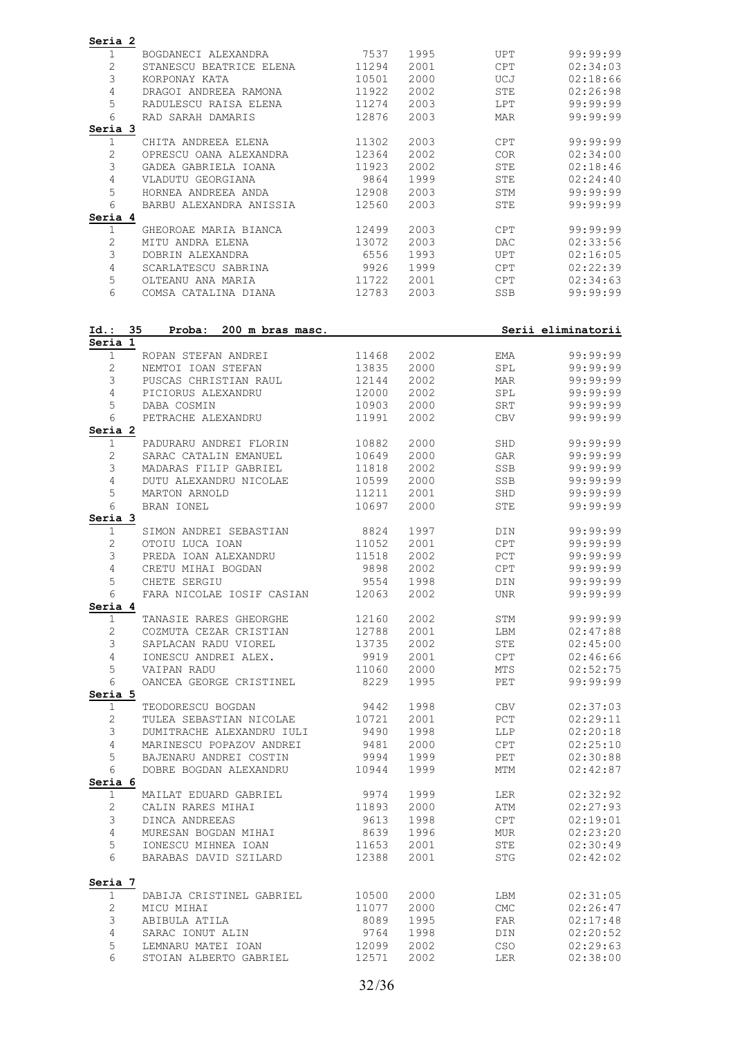**Seria 2**

| | | | | | |
|---|---|---|---|---|---|
| 1 | BOGDANECI ALEXANDRA | 7537 | 1995 | UPT | 99:99:99 |
| 2 | STANESCU BEATRICE ELENA | 11294 | 2001 | CPT | 02:34:03 |
| 3 | KORPONAY KATA | 10501 | 2000 | UCJ | 02:18:66 |
| 4 | DRAGOI ANDREEA RAMONA | 11922 | 2002 | STE | 02:26:98 |
| 5 | RADULESCU RAISA ELENA | 11274 | 2003 | LPT | 99:99:99 |
| 6 | RAD SARAH DAMARIS | 12876 | 2003 | MAR | 99:99:99 |

**Seria 3**

| | | | | | |
|---|---|---|---|---|---|
| 1 | CHITA ANDREEA ELENA | 11302 | 2003 | CPT | 99:99:99 |
| 2 | OPRESCU OANA ALEXANDRA | 12364 | 2002 | COR | 02:34:00 |
| 3 | GADEA GABRIELA IOANA | 11923 | 2002 | STE | 02:18:46 |
| 4 | VLADUTU GEORGIANA | 9864 | 1999 | STE | 02:24:40 |
| 5 | HORNEA ANDREEA ANDA | 12908 | 2003 | STM | 99:99:99 |
| 6 | BARBU ALEXANDRA ANISSIA | 12560 | 2003 | STE | 99:99:99 |

**Seria 4**

| | | | | | |
|---|---|---|---|---|---|
| 1 | GHEOROAE MARIA BIANCA | 12499 | 2003 | CPT | 99:99:99 |
| 2 | MITU ANDRA ELENA | 13072 | 2003 | DAC | 02:33:56 |
| 3 | DOBRIN ALEXANDRA | 6556 | 1993 | UPT | 02:16:05 |
| 4 | SCARLATESCU SABRINA | 9926 | 1999 | CPT | 02:22:39 |
| 5 | OLTEANU ANA MARIA | 11722 | 2001 | CPT | 02:34:63 |
| 6 | COMSA CATALINA DIANA | 12783 | 2003 | SSB | 99:99:99 |

**Id.: 35 Proba: 200 m bras masc.** **Serii eliminatorii**

**Seria 1**

| | | | | | |
|---|---|---|---|---|---|
| 1 | ROPAN STEFAN ANDREI | 11468 | 2002 | EMA | 99:99:99 |
| 2 | NEMTOI IOAN STEFAN | 13835 | 2000 | SPL | 99:99:99 |
| 3 | PUSCAS CHRISTIAN RAUL | 12144 | 2002 | MAR | 99:99:99 |
| 4 | PICIORUS ALEXANDRU | 12000 | 2002 | SPL | 99:99:99 |
| 5 | DABA COSMIN | 10903 | 2000 | SRT | 99:99:99 |
| 6 | PETRACHE ALEXANDRU | 11991 | 2002 | CBV | 99:99:99 |

**Seria 2**

| | | | | | |
|---|---|---|---|---|---|
| 1 | PADURARU ANDREI FLORIN | 10882 | 2000 | SHD | 99:99:99 |
| 2 | SARAC CATALIN EMANUEL | 10649 | 2000 | GAR | 99:99:99 |
| 3 | MADARAS FILIP GABRIEL | 11818 | 2002 | SSB | 99:99:99 |
| 4 | DUTU ALEXANDRU NICOLAE | 10599 | 2000 | SSB | 99:99:99 |
| 5 | MARTON ARNOLD | 11211 | 2001 | SHD | 99:99:99 |
| 6 | BRAN IONEL | 10697 | 2000 | STE | 99:99:99 |

**Seria 3**

| | | | | | |
|---|---|---|---|---|---|
| 1 | SIMON ANDREI SEBASTIAN | 8824 | 1997 | DIN | 99:99:99 |
| 2 | OTOIU LUCA IOAN | 11052 | 2001 | CPT | 99:99:99 |
| 3 | PREDA IOAN ALEXANDRU | 11518 | 2002 | PCT | 99:99:99 |
| 4 | CRETU MIHAI BOGDAN | 9898 | 2002 | CPT | 99:99:99 |
| 5 | CHETE SERGIU | 9554 | 1998 | DIN | 99:99:99 |
| 6 | FARA NICOLAE IOSIF CASIAN | 12063 | 2002 | UNR | 99:99:99 |

**Seria 4**

| | | | | | |
|---|---|---|---|---|---|
| 1 | TANASIE RARES GHEORGHE | 12160 | 2002 | STM | 99:99:99 |
| 2 | COZMUTA CEZAR CRISTIAN | 12788 | 2001 | LBM | 02:47:88 |
| 3 | SAPLACAN RADU VIOREL | 13735 | 2002 | STE | 02:45:00 |
| 4 | IONESCU ANDREI ALEX. | 9919 | 2001 | CPT | 02:46:66 |
| 5 | VAIPAN RADU | 11060 | 2000 | MTS | 02:52:75 |
| 6 | OANCEA GEORGE CRISTINEL | 8229 | 1995 | PET | 99:99:99 |

**Seria 5**

| | | | | | |
|---|---|---|---|---|---|
| 1 | TEODORESCU BOGDAN | 9442 | 1998 | CBV | 02:37:03 |
| 2 | TULEA SEBASTIAN NICOLAE | 10721 | 2001 | PCT | 02:29:11 |
| 3 | DUMITRACHE ALEXANDRU IULI | 9490 | 1998 | LLP | 02:20:18 |
| 4 | MARINESCU POPAZOV ANDREI | 9481 | 2000 | CPT | 02:25:10 |
| 5 | BAJENARU ANDREI COSTIN | 9994 | 1999 | PET | 02:30:88 |
| 6 | DOBRE BOGDAN ALEXANDRU | 10944 | 1999 | MTM | 02:42:87 |

**Seria 6**

| | | | | | |
|---|---|---|---|---|---|
| 1 | MAILAT EDUARD GABRIEL | 9974 | 1999 | LER | 02:32:92 |
| 2 | CALIN RARES MIHAI | 11893 | 2000 | ATM | 02:27:93 |
| 3 | DINCA ANDREEAS | 9613 | 1998 | CPT | 02:19:01 |
| 4 | MURESAN BOGDAN MIHAI | 8639 | 1996 | MUR | 02:23:20 |
| 5 | IONESCU MIHNEA IOAN | 11653 | 2001 | STE | 02:30:49 |
| 6 | BARABAS DAVID SZILARD | 12388 | 2001 | STG | 02:42:02 |

**Seria 7**

| | | | | | |
|---|---|---|---|---|---|
| 1 | DABIJA CRISTINEL GABRIEL | 10500 | 2000 | LBM | 02:31:05 |
| 2 | MICU MIHAI | 11077 | 2000 | CMC | 02:26:47 |
| 3 | ABIBULA ATILA | 8089 | 1995 | FAR | 02:17:48 |
| 4 | SARAC IONUT ALIN | 9764 | 1998 | DIN | 02:20:52 |
| 5 | LEMNARU MATEI IOAN | 12099 | 2002 | CSO | 02:29:63 |
| 6 | STOIAN ALBERTO GABRIEL | 12571 | 2002 | LER | 02:38:00 |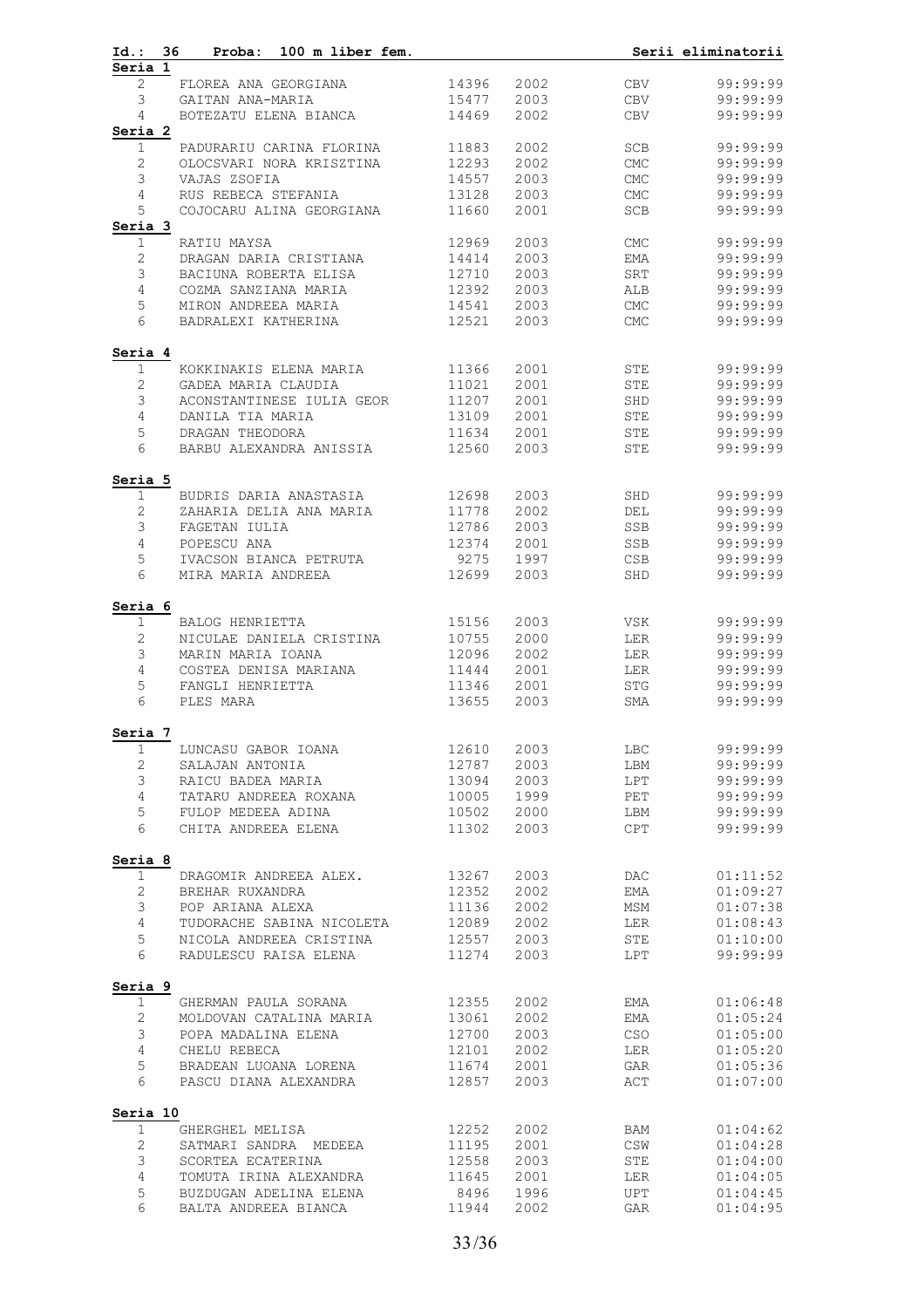**Id.: 36 Proba: 100 m liber fem. Serii eliminatorii**

**Seria 1**

| | | | | | |
|---|---|---|---|---|---|
| 2 | FLOREA ANA GEORGIANA | 14396 | 2002 | CBV | 99:99:99 |
| 3 | GAITAN ANA-MARIA | 15477 | 2003 | CBV | 99:99:99 |
| 4 | BOTEZATU ELENA BIANCA | 14469 | 2002 | CBV | 99:99:99 |

**Seria 2**

| | | | | | |
|---|---|---|---|---|---|
| 1 | PADURARIU CARINA FLORINA | 11883 | 2002 | SCB | 99:99:99 |
| 2 | OLOCSVARI NORA KRISZTINA | 12293 | 2002 | CMC | 99:99:99 |
| 3 | VAJAS ZSOFIA | 14557 | 2003 | CMC | 99:99:99 |
| 4 | RUS REBECA STEFANIA | 13128 | 2003 | CMC | 99:99:99 |
| 5 | COJOCARU ALINA GEORGIANA | 11660 | 2001 | SCB | 99:99:99 |

**Seria 3**

| | | | | | |
|---|---|---|---|---|---|
| 1 | RATIU MAYSA | 12969 | 2003 | CMC | 99:99:99 |
| 2 | DRAGAN DARIA CRISTIANA | 14414 | 2003 | EMA | 99:99:99 |
| 3 | BACIUNA ROBERTA ELISA | 12710 | 2003 | SRT | 99:99:99 |
| 4 | COZMA SANZIANA MARIA | 12392 | 2003 | ALB | 99:99:99 |
| 5 | MIRON ANDREEA MARIA | 14541 | 2003 | CMC | 99:99:99 |
| 6 | BADRALEXI KATHERINA | 12521 | 2003 | CMC | 99:99:99 |

**Seria 4**

| | | | | | |
|---|---|---|---|---|---|
| 1 | KOKKINAKIS ELENA MARIA | 11366 | 2001 | STE | 99:99:99 |
| 2 | GADEA MARIA CLAUDIA | 11021 | 2001 | STE | 99:99:99 |
| 3 | ACONSTANTINESE IULIA GEOR | 11207 | 2001 | SHD | 99:99:99 |
| 4 | DANILA TIA MARIA | 13109 | 2001 | STE | 99:99:99 |
| 5 | DRAGAN THEODORA | 11634 | 2001 | STE | 99:99:99 |
| 6 | BARBU ALEXANDRA ANISSIA | 12560 | 2003 | STE | 99:99:99 |

**Seria 5**

| | | | | | |
|---|---|---|---|---|---|
| 1 | BUDRIS DARIA ANASTASIA | 12698 | 2003 | SHD | 99:99:99 |
| 2 | ZAHARIA DELIA ANA MARIA | 11778 | 2002 | DEL | 99:99:99 |
| 3 | FAGETAN IULIA | 12786 | 2003 | SSB | 99:99:99 |
| 4 | POPESCU ANA | 12374 | 2001 | SSB | 99:99:99 |
| 5 | IVACSON BIANCA PETRUTA | 9275 | 1997 | CSB | 99:99:99 |
| 6 | MIRA MARIA ANDREEA | 12699 | 2003 | SHD | 99:99:99 |

**Seria 6**

| | | | | | |
|---|---|---|---|---|---|
| 1 | BALOG HENRIETTA | 15156 | 2003 | VSK | 99:99:99 |
| 2 | NICULAE DANIELA CRISTINA | 10755 | 2000 | LER | 99:99:99 |
| 3 | MARIN MARIA IOANA | 12096 | 2002 | LER | 99:99:99 |
| 4 | COSTEA DENISA MARIANA | 11444 | 2001 | LER | 99:99:99 |
| 5 | FANGLI HENRIETTA | 11346 | 2001 | STG | 99:99:99 |
| 6 | PLES MARA | 13655 | 2003 | SMA | 99:99:99 |

**Seria 7**

| | | | | | |
|---|---|---|---|---|---|
| 1 | LUNCASU GABOR IOANA | 12610 | 2003 | LBC | 99:99:99 |
| 2 | SALAJAN ANTONIA | 12787 | 2003 | LBM | 99:99:99 |
| 3 | RAICU BADEA MARIA | 13094 | 2003 | LPT | 99:99:99 |
| 4 | TATARU ANDREEA ROXANA | 10005 | 1999 | PET | 99:99:99 |
| 5 | FULOP MEDEEA ADINA | 10502 | 2000 | LBM | 99:99:99 |
| 6 | CHITA ANDREEA ELENA | 11302 | 2003 | CPT | 99:99:99 |

**Seria 8**

| | | | | | |
|---|---|---|---|---|---|
| 1 | DRAGOMIR ANDREEA ALEX. | 13267 | 2003 | DAC | 01:11:52 |
| 2 | BREHAR RUXANDRA | 12352 | 2002 | EMA | 01:09:27 |
| 3 | POP ARIANA ALEXA | 11136 | 2002 | MSM | 01:07:38 |
| 4 | TUDORACHE SABINA NICOLETA | 12089 | 2002 | LER | 01:08:43 |
| 5 | NICOLA ANDREEA CRISTINA | 12557 | 2003 | STE | 01:10:00 |
| 6 | RADULESCU RAISA ELENA | 11274 | 2003 | LPT | 99:99:99 |

**Seria 9**

| | | | | | |
|---|---|---|---|---|---|
| 1 | GHERMAN PAULA SORANA | 12355 | 2002 | EMA | 01:06:48 |
| 2 | MOLDOVAN CATALINA MARIA | 13061 | 2002 | EMA | 01:05:24 |
| 3 | POPA MADALINA ELENA | 12700 | 2003 | CSO | 01:05:00 |
| 4 | CHELU REBECA | 12101 | 2002 | LER | 01:05:20 |
| 5 | BRADEAN LUOANA LORENA | 11674 | 2001 | GAR | 01:05:36 |
| 6 | PASCU DIANA ALEXANDRA | 12857 | 2003 | ACT | 01:07:00 |

**Seria 10**

| | | | | | |
|---|---|---|---|---|---|
| 1 | GHERGHEL MELISA | 12252 | 2002 | BAM | 01:04:62 |
| 2 | SATMARI SANDRA MEDEEA | 11195 | 2001 | CSW | 01:04:28 |
| 3 | SCORTEA ECATERINA | 12558 | 2003 | STE | 01:04:00 |
| 4 | TOMUTA IRINA ALEXANDRA | 11645 | 2001 | LER | 01:04:05 |
| 5 | BUZDUGAN ADELINA ELENA | 8496 | 1996 | UPT | 01:04:45 |
| 6 | BALTA ANDREEA BIANCA | 11944 | 2002 | GAR | 01:04:95 |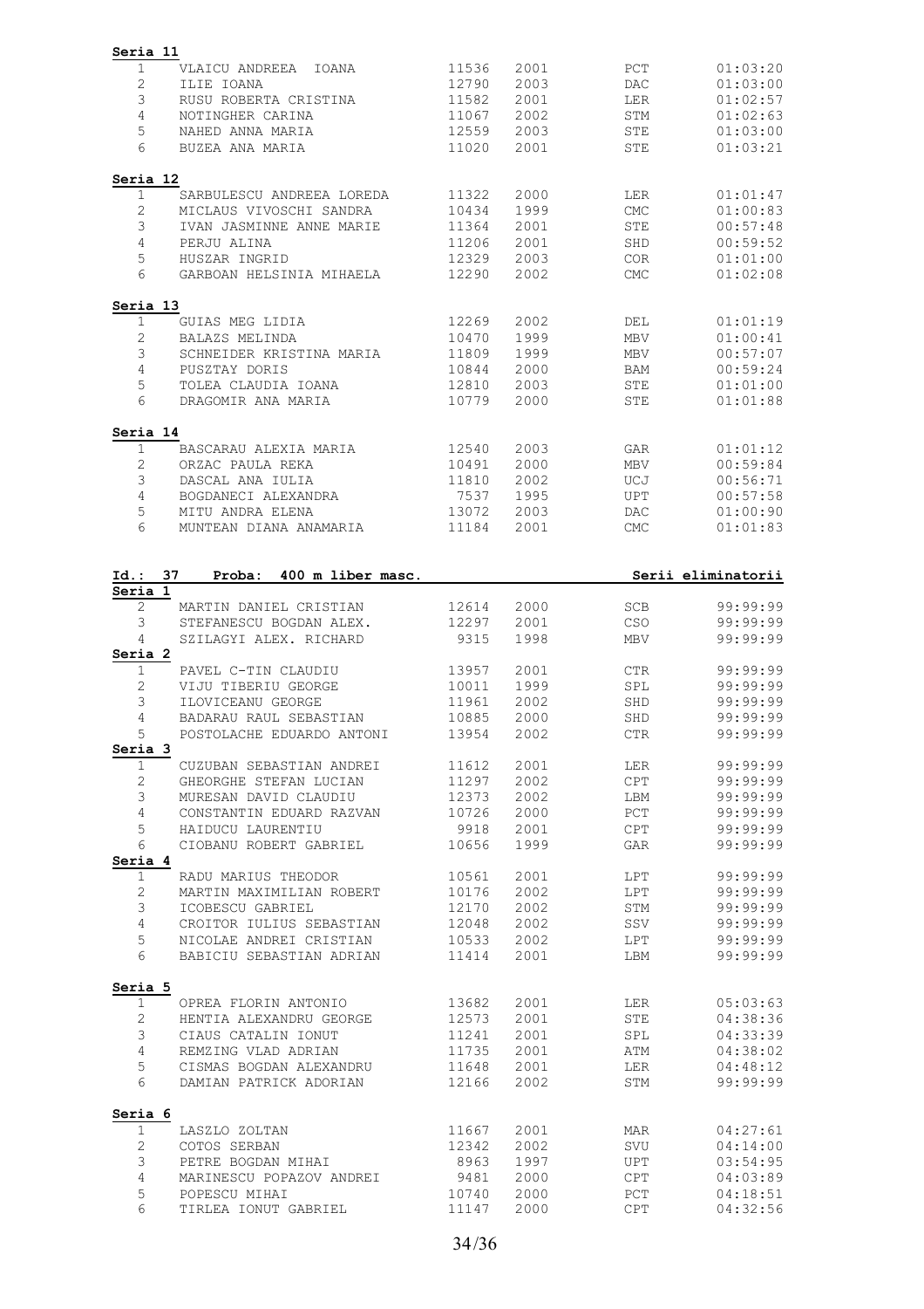**Seria 11**

| | | | | | |
|---|---|---|---|---|---|
| 1 | VLAICU ANDREEA IOANA | 11536 | 2001 | PCT | 01:03:20 |
| 2 | ILIE IOANA | 12790 | 2003 | DAC | 01:03:00 |
| 3 | RUSU ROBERTA CRISTINA | 11582 | 2001 | LER | 01:02:57 |
| 4 | NOTINGHER CARINA | 11067 | 2002 | STM | 01:02:63 |
| 5 | NAHED ANNA MARIA | 12559 | 2003 | STE | 01:03:00 |
| 6 | BUZEA ANA MARIA | 11020 | 2001 | STE | 01:03:21 |

**Seria 12**

| | | | | | |
|---|---|---|---|---|---|
| 1 | SARBULESCU ANDREEA LOREDA | 11322 | 2000 | LER | 01:01:47 |
| 2 | MICLAUS VIVOSCHI SANDRA | 10434 | 1999 | CMC | 01:00:83 |
| 3 | IVAN JASMINNE ANNE MARIE | 11364 | 2001 | STE | 00:57:48 |
| 4 | PERJU ALINA | 11206 | 2001 | SHD | 00:59:52 |
| 5 | HUSZAR INGRID | 12329 | 2003 | COR | 01:01:00 |
| 6 | GARBOAN HELSINIA MIHAELA | 12290 | 2002 | CMC | 01:02:08 |

**Seria 13**

| | | | | | |
|---|---|---|---|---|---|
| 1 | GUIAS MEG LIDIA | 12269 | 2002 | DEL | 01:01:19 |
| 2 | BALAZS MELINDA | 10470 | 1999 | MBV | 01:00:41 |
| 3 | SCHNEIDER KRISTINA MARIA | 11809 | 1999 | MBV | 00:57:07 |
| 4 | PUSZTAY DORIS | 10844 | 2000 | BAM | 00:59:24 |
| 5 | TOLEA CLAUDIA IOANA | 12810 | 2003 | STE | 01:01:00 |
| 6 | DRAGOMIR ANA MARIA | 10779 | 2000 | STE | 01:01:88 |

**Seria 14**

| | | | | | |
|---|---|---|---|---|---|
| 1 | BASCARAU ALEXIA MARIA | 12540 | 2003 | GAR | 01:01:12 |
| 2 | ORZAC PAULA REKA | 10491 | 2000 | MBV | 00:59:84 |
| 3 | DASCAL ANA IULIA | 11810 | 2002 | UCJ | 00:56:71 |
| 4 | BOGDANECI ALEXANDRA | 7537 | 1995 | UPT | 00:57:58 |
| 5 | MITU ANDRA ELENA | 13072 | 2003 | DAC | 01:00:90 |
| 6 | MUNTEAN DIANA ANAMARIA | 11184 | 2001 | CMC | 01:01:83 |

**Id.: 37 Proba: 400 m liber masc. — Serii eliminatorii**

**Seria 1**

| | | | | | |
|---|---|---|---|---|---|
| 2 | MARTIN DANIEL CRISTIAN | 12614 | 2000 | SCB | 99:99:99 |
| 3 | STEFANESCU BOGDAN ALEX. | 12297 | 2001 | CSO | 99:99:99 |
| 4 | SZILAGYI ALEX. RICHARD | 9315 | 1998 | MBV | 99:99:99 |

**Seria 2**

| | | | | | |
|---|---|---|---|---|---|
| 1 | PAVEL C-TIN CLAUDIU | 13957 | 2001 | CTR | 99:99:99 |
| 2 | VIJU TIBERIU GEORGE | 10011 | 1999 | SPL | 99:99:99 |
| 3 | ILOVICEANU GEORGE | 11961 | 2002 | SHD | 99:99:99 |
| 4 | BADARAU RAUL SEBASTIAN | 10885 | 2000 | SHD | 99:99:99 |
| 5 | POSTOLACHE EDUARDO ANTONI | 13954 | 2002 | CTR | 99:99:99 |

**Seria 3**

| | | | | | |
|---|---|---|---|---|---|
| 1 | CUZUBAN SEBASTIAN ANDREI | 11612 | 2001 | LER | 99:99:99 |
| 2 | GHEORGHE STEFAN LUCIAN | 11297 | 2002 | CPT | 99:99:99 |
| 3 | MURESAN DAVID CLAUDIU | 12373 | 2002 | LBM | 99:99:99 |
| 4 | CONSTANTIN EDUARD RAZVAN | 10726 | 2000 | PCT | 99:99:99 |
| 5 | HAIDUCU LAURENTIU | 9918 | 2001 | CPT | 99:99:99 |
| 6 | CIOBANU ROBERT GABRIEL | 10656 | 1999 | GAR | 99:99:99 |

**Seria 4**

| | | | | | |
|---|---|---|---|---|---|
| 1 | RADU MARIUS THEODOR | 10561 | 2001 | LPT | 99:99:99 |
| 2 | MARTIN MAXIMILIAN ROBERT | 10176 | 2002 | LPT | 99:99:99 |
| 3 | ICOBESCU GABRIEL | 12170 | 2002 | STM | 99:99:99 |
| 4 | CROITOR IULIUS SEBASTIAN | 12048 | 2002 | SSV | 99:99:99 |
| 5 | NICOLAE ANDREI CRISTIAN | 10533 | 2002 | LPT | 99:99:99 |
| 6 | BABICIU SEBASTIAN ADRIAN | 11414 | 2001 | LBM | 99:99:99 |

**Seria 5**

| | | | | | |
|---|---|---|---|---|---|
| 1 | OPREA FLORIN ANTONIO | 13682 | 2001 | LER | 05:03:63 |
| 2 | HENTIA ALEXANDRU GEORGE | 12573 | 2001 | STE | 04:38:36 |
| 3 | CIAUS CATALIN IONUT | 11241 | 2001 | SPL | 04:33:39 |
| 4 | REMZING VLAD ADRIAN | 11735 | 2001 | ATM | 04:38:02 |
| 5 | CISMAS BOGDAN ALEXANDRU | 11648 | 2001 | LER | 04:48:12 |
| 6 | DAMIAN PATRICK ADORIAN | 12166 | 2002 | STM | 99:99:99 |

**Seria 6**

| | | | | | |
|---|---|---|---|---|---|
| 1 | LASZLO ZOLTAN | 11667 | 2001 | MAR | 04:27:61 |
| 2 | COTOS SERBAN | 12342 | 2002 | SVU | 04:14:00 |
| 3 | PETRE BOGDAN MIHAI | 8963 | 1997 | UPT | 03:54:95 |
| 4 | MARINESCU POPAZOV ANDREI | 9481 | 2000 | CPT | 04:03:89 |
| 5 | POPESCU MIHAI | 10740 | 2000 | PCT | 04:18:51 |
| 6 | TIRLEA IONUT GABRIEL | 11147 | 2000 | CPT | 04:32:56 |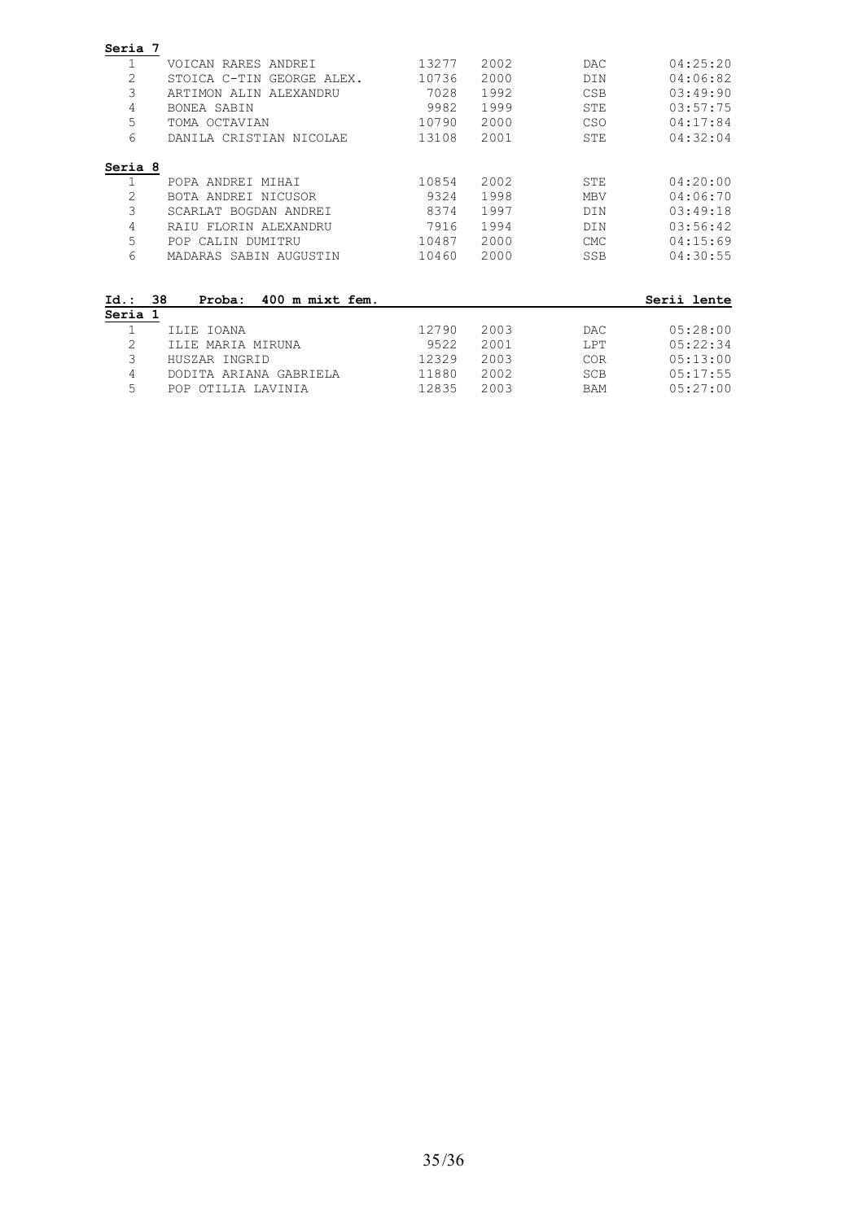**Seria 7**

| | | | | | |
|---|---|---|---|---|---|
| 1 | VOICAN RARES ANDREI | 13277 | 2002 | DAC | 04:25:20 |
| 2 | STOICA C-TIN GEORGE ALEX. | 10736 | 2000 | DIN | 04:06:82 |
| 3 | ARTIMON ALIN ALEXANDRU | 7028 | 1992 | CSB | 03:49:90 |
| 4 | BONEA SABIN | 9982 | 1999 | STE | 03:57:75 |
| 5 | TOMA OCTAVIAN | 10790 | 2000 | CSO | 04:17:84 |
| 6 | DANILA CRISTIAN NICOLAE | 13108 | 2001 | STE | 04:32:04 |

**Seria 8**

| | | | | | |
|---|---|---|---|---|---|
| 1 | POPA ANDREI MIHAI | 10854 | 2002 | STE | 04:20:00 |
| 2 | BOTA ANDREI NICUSOR | 9324 | 1998 | MBV | 04:06:70 |
| 3 | SCARLAT BOGDAN ANDREI | 8374 | 1997 | DIN | 03:49:18 |
| 4 | RAIU FLORIN ALEXANDRU | 7916 | 1994 | DIN | 03:56:42 |
| 5 | POP CALIN DUMITRU | 10487 | 2000 | CMC | 04:15:69 |
| 6 | MADARAS SABIN AUGUSTIN | 10460 | 2000 | SSB | 04:30:55 |

**Id.: 38 Proba: 400 m mixt fem.** **Serii lente**

**Seria 1**

| | | | | | |
|---|---|---|---|---|---|
| 1 | ILIE IOANA | 12790 | 2003 | DAC | 05:28:00 |
| 2 | ILIE MARIA MIRUNA | 9522 | 2001 | LPT | 05:22:34 |
| 3 | HUSZAR INGRID | 12329 | 2003 | COR | 05:13:00 |
| 4 | DODITA ARIANA GABRIELA | 11880 | 2002 | SCB | 05:17:55 |
| 5 | POP OTILIA LAVINIA | 12835 | 2003 | BAM | 05:27:00 |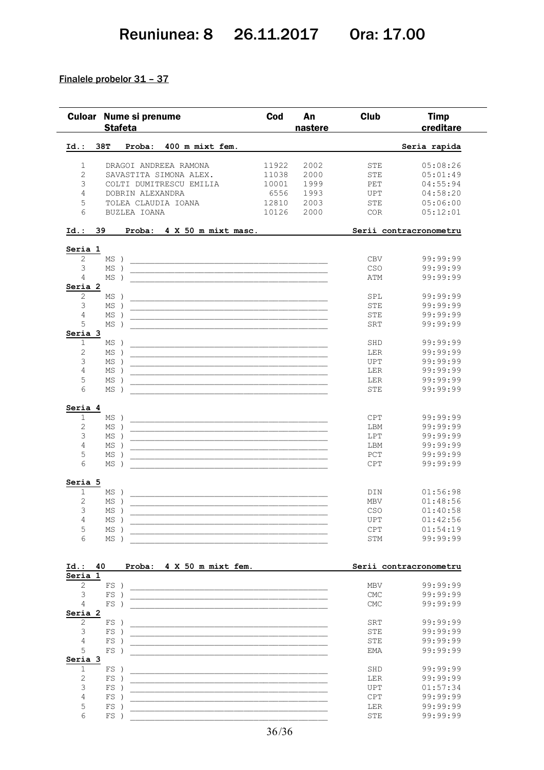# Reuniunea: 8 26.11.2017 Ora: 17.00

**Finalele probelor 31 – 37**

| Culoar | Nume si prenume Stafeta | Cod | An nastere | Club | Timp creditare |
|---|---|---|---|---|---|
| **Id.: 38T** | **Proba: 400 m mixt fem.** | | | | **Seria rapida** |
| 1 | DRAGOI ANDREEA RAMONA | 11922 | 2002 | STE | 05:08:26 |
| 2 | SAVASTITA SIMONA ALEX. | 11038 | 2000 | STE | 05:01:49 |
| 3 | COLTI DUMITRESCU EMILIA | 10001 | 1999 | PET | 04:55:94 |
| 4 | DOBRIN ALEXANDRA | 6556 | 1993 | UPT | 04:58:20 |
| 5 | TOLEA CLAUDIA IOANA | 12810 | 2003 | STE | 05:06:00 |
| 6 | BUZLEA IOANA | 10126 | 2000 | COR | 05:12:01 |
| **Id.: 39** | **Proba: 4 X 50 m mixt masc.** | | | | **Serii contracronometru** |
| **Seria 1** | | | | | |
| 2 | MS ) | | | CBV | 99:99:99 |
| 3 | MS ) | | | CSO | 99:99:99 |
| 4 | MS ) | | | ATM | 99:99:99 |
| **Seria 2** | | | | | |
| 2 | MS ) | | | SPL | 99:99:99 |
| 3 | MS ) | | | STE | 99:99:99 |
| 4 | MS ) | | | STE | 99:99:99 |
| 5 | MS ) | | | SRT | 99:99:99 |
| **Seria 3** | | | | | |
| 1 | MS ) | | | SHD | 99:99:99 |
| 2 | MS ) | | | LER | 99:99:99 |
| 3 | MS ) | | | UPT | 99:99:99 |
| 4 | MS ) | | | LER | 99:99:99 |
| 5 | MS ) | | | LER | 99:99:99 |
| 6 | MS ) | | | STE | 99:99:99 |
| **Seria 4** | | | | | |
| 1 | MS ) | | | CPT | 99:99:99 |
| 2 | MS ) | | | LBM | 99:99:99 |
| 3 | MS ) | | | LPT | 99:99:99 |
| 4 | MS ) | | | LBM | 99:99:99 |
| 5 | MS ) | | | PCT | 99:99:99 |
| 6 | MS ) | | | CPT | 99:99:99 |
| **Seria 5** | | | | | |
| 1 | MS ) | | | DIN | 01:56:98 |
| 2 | MS ) | | | MBV | 01:48:56 |
| 3 | MS ) | | | CSO | 01:40:58 |
| 4 | MS ) | | | UPT | 01:42:56 |
| 5 | MS ) | | | CPT | 01:54:19 |
| 6 | MS ) | | | STM | 99:99:99 |
| **Id.: 40** | **Proba: 4 X 50 m mixt fem.** | | | | **Serii contracronometru** |
| **Seria 1** | | | | | |
| 2 | FS ) | | | MBV | 99:99:99 |
| 3 | FS ) | | | CMC | 99:99:99 |
| 4 | FS ) | | | CMC | 99:99:99 |
| **Seria 2** | | | | | |
| 2 | FS ) | | | SRT | 99:99:99 |
| 3 | FS ) | | | STE | 99:99:99 |
| 4 | FS ) | | | STE | 99:99:99 |
| 5 | FS ) | | | EMA | 99:99:99 |
| **Seria 3** | | | | | |
| 1 | FS ) | | | SHD | 99:99:99 |
| 2 | FS ) | | | LER | 99:99:99 |
| 3 | FS ) | | | UPT | 01:57:34 |
| 4 | FS ) | | | CPT | 99:99:99 |
| 5 | FS ) | | | LER | 99:99:99 |
| 6 | FS ) | | | STE | 99:99:99 |